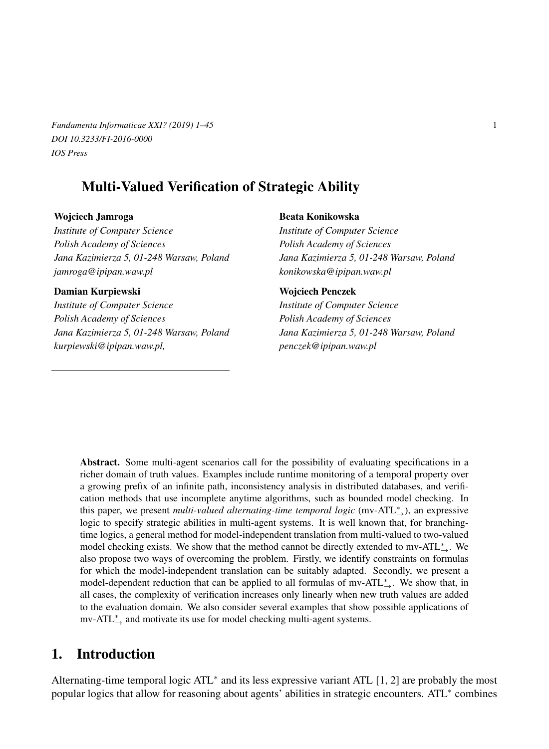# Multi-Valued Verification of Strategic Ability

**Wojciech Jamroga**
*Institute of Computer Science*
*Polish Academy of Sciences*
*Jana Kazimierza 5, 01-248 Warsaw, Poland*
*jamroga@ipipan.waw.pl*

**Beata Konikowska**
*Institute of Computer Science*
*Polish Academy of Sciences*
*Jana Kazimierza 5, 01-248 Warsaw, Poland*
*konikowska@ipipan.waw.pl*

**Damian Kurpiewski**
*Institute of Computer Science*
*Polish Academy of Sciences*
*Jana Kazimierza 5, 01-248 Warsaw, Poland*
*kurpiewski@ipipan.waw.pl,*

**Wojciech Penczek**
*Institute of Computer Science*
*Polish Academy of Sciences*
*Jana Kazimierza 5, 01-248 Warsaw, Poland*
*penczek@ipipan.waw.pl*

**Abstract.** Some multi-agent scenarios call for the possibility of evaluating specifications in a richer domain of truth values. Examples include runtime monitoring of a temporal property over a growing prefix of an infinite path, inconsistency analysis in distributed databases, and verification methods that use incomplete anytime algorithms, such as bounded model checking. In this paper, we present *multi-valued alternating-time temporal logic* (mv-ATL$^*_{\rightarrow}$), an expressive logic to specify strategic abilities in multi-agent systems. It is well known that, for branching-time logics, a general method for model-independent translation from multi-valued to two-valued model checking exists. We show that the method cannot be directly extended to mv-ATL$^*_{\rightarrow}$. We also propose two ways of overcoming the problem. Firstly, we identify constraints on formulas for which the model-independent translation can be suitably adapted. Secondly, we present a model-dependent reduction that can be applied to all formulas of mv-ATL$^*_{\rightarrow}$. We show that, in all cases, the complexity of verification increases only linearly when new truth values are added to the evaluation domain. We also consider several examples that show possible applications of mv-ATL$^*_{\rightarrow}$ and motivate its use for model checking multi-agent systems.

## 1. Introduction

Alternating-time temporal logic ATL$^*$ and its less expressive variant ATL [1, 2] are probably the most popular logics that allow for reasoning about agents' abilities in strategic encounters. ATL$^*$ combines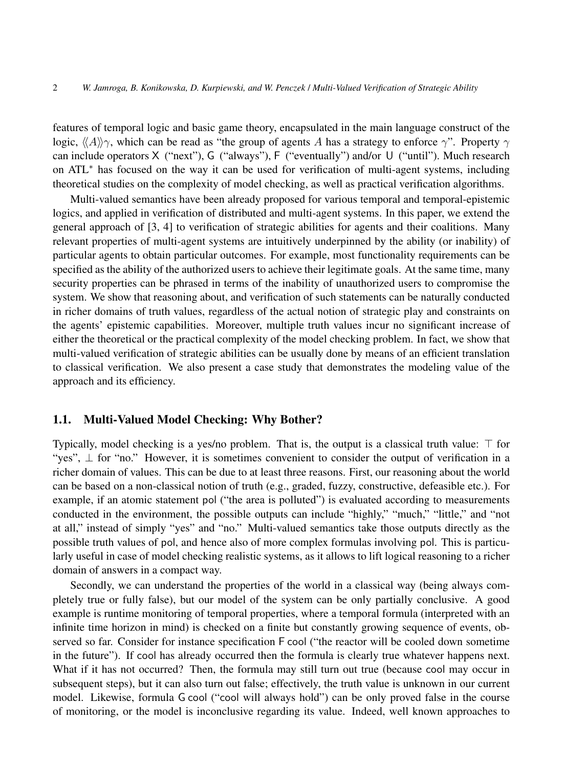features of temporal logic and basic game theory, encapsulated in the main language construct of the logic, $\langle\langle A \rangle\rangle\gamma$, which can be read as "the group of agents $A$ has a strategy to enforce $\gamma$". Property $\gamma$ can include operators $\mathsf{X}$ ("next"), $\mathsf{G}$ ("always"), $\mathsf{F}$ ("eventually") and/or $\mathsf{U}$ ("until"). Much research on ATL$^*$ has focused on the way it can be used for verification of multi-agent systems, including theoretical studies on the complexity of model checking, as well as practical verification algorithms.

Multi-valued semantics have been already proposed for various temporal and temporal-epistemic logics, and applied in verification of distributed and multi-agent systems. In this paper, we extend the general approach of [3, 4] to verification of strategic abilities for agents and their coalitions. Many relevant properties of multi-agent systems are intuitively underpinned by the ability (or inability) of particular agents to obtain particular outcomes. For example, most functionality requirements can be specified as the ability of the authorized users to achieve their legitimate goals. At the same time, many security properties can be phrased in terms of the inability of unauthorized users to compromise the system. We show that reasoning about, and verification of such statements can be naturally conducted in richer domains of truth values, regardless of the actual notion of strategic play and constraints on the agents' epistemic capabilities. Moreover, multiple truth values incur no significant increase of either the theoretical or the practical complexity of the model checking problem. In fact, we show that multi-valued verification of strategic abilities can be usually done by means of an efficient translation to classical verification. We also present a case study that demonstrates the modeling value of the approach and its efficiency.

## 1.1. Multi-Valued Model Checking: Why Bother?

Typically, model checking is a yes/no problem. That is, the output is a classical truth value: $\top$ for "yes", $\bot$ for "no." However, it is sometimes convenient to consider the output of verification in a richer domain of values. This can be due to at least three reasons. First, our reasoning about the world can be based on a non-classical notion of truth (e.g., graded, fuzzy, constructive, defeasible etc.). For example, if an atomic statement $\mathsf{pol}$ ("the area is polluted") is evaluated according to measurements conducted in the environment, the possible outputs can include "highly," "much," "little," and "not at all," instead of simply "yes" and "no." Multi-valued semantics take those outputs directly as the possible truth values of $\mathsf{pol}$, and hence also of more complex formulas involving $\mathsf{pol}$. This is particularly useful in case of model checking realistic systems, as it allows to lift logical reasoning to a richer domain of answers in a compact way.

Secondly, we can understand the properties of the world in a classical way (being always completely true or fully false), but our model of the system can be only partially conclusive. A good example is runtime monitoring of temporal properties, where a temporal formula (interpreted with an infinite time horizon in mind) is checked on a finite but constantly growing sequence of events, observed so far. Consider for instance specification $\mathsf{F}\,\mathsf{cool}$ ("the reactor will be cooled down sometime in the future"). If $\mathsf{cool}$ has already occurred then the formula is clearly true whatever happens next. What if it has not occurred? Then, the formula may still turn out true (because $\mathsf{cool}$ may occur in subsequent steps), but it can also turn out false; effectively, the truth value is unknown in our current model. Likewise, formula $\mathsf{G}\,\mathsf{cool}$ ("$\mathsf{cool}$ will always hold") can be only proved false in the course of monitoring, or the model is inconclusive regarding its value. Indeed, well known approaches to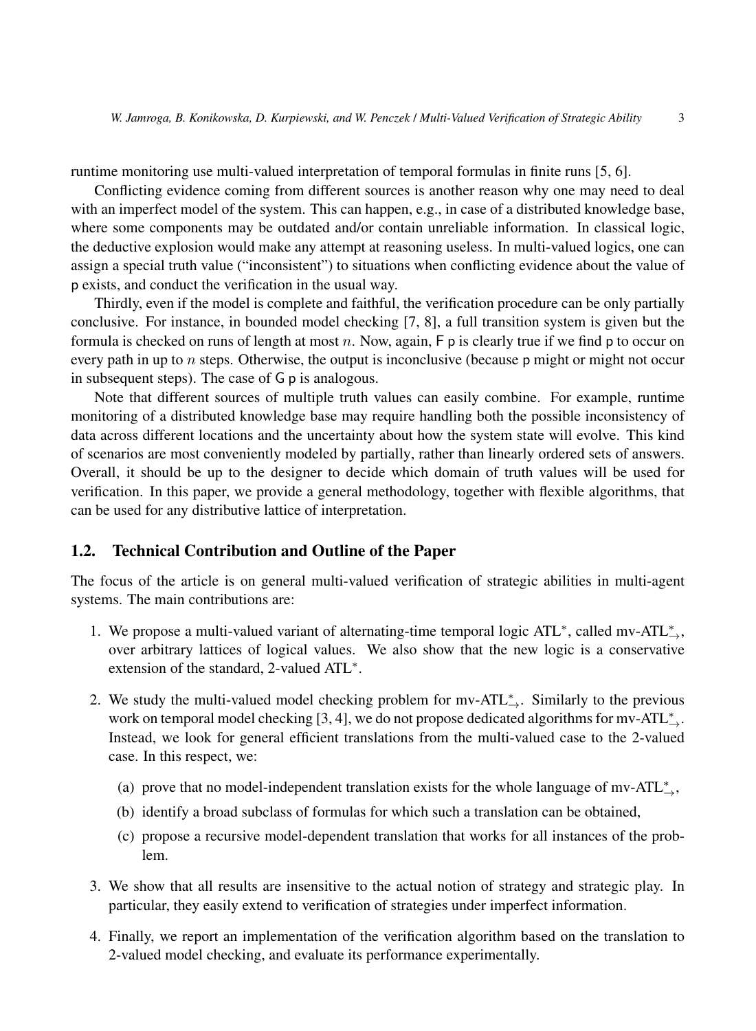runtime monitoring use multi-valued interpretation of temporal formulas in finite runs [5, 6].

Conflicting evidence coming from different sources is another reason why one may need to deal with an imperfect model of the system. This can happen, e.g., in case of a distributed knowledge base, where some components may be outdated and/or contain unreliable information. In classical logic, the deductive explosion would make any attempt at reasoning useless. In multi-valued logics, one can assign a special truth value ("inconsistent") to situations when conflicting evidence about the value of $\mathsf{p}$ exists, and conduct the verification in the usual way.

Thirdly, even if the model is complete and faithful, the verification procedure can be only partially conclusive. For instance, in bounded model checking [7, 8], a full transition system is given but the formula is checked on runs of length at most $n$. Now, again, $\mathsf{F}\,\mathsf{p}$ is clearly true if we find $\mathsf{p}$ to occur on every path in up to $n$ steps. Otherwise, the output is inconclusive (because $\mathsf{p}$ might or might not occur in subsequent steps). The case of $\mathsf{G}\,\mathsf{p}$ is analogous.

Note that different sources of multiple truth values can easily combine. For example, runtime monitoring of a distributed knowledge base may require handling both the possible inconsistency of data across different locations and the uncertainty about how the system state will evolve. This kind of scenarios are most conveniently modeled by partially, rather than linearly ordered sets of answers. Overall, it should be up to the designer to decide which domain of truth values will be used for verification. In this paper, we provide a general methodology, together with flexible algorithms, that can be used for any distributive lattice of interpretation.

## 1.2. Technical Contribution and Outline of the Paper

The focus of the article is on general multi-valued verification of strategic abilities in multi-agent systems. The main contributions are:

1. We propose a multi-valued variant of alternating-time temporal logic ATL$^*$, called mv-ATL$^*_\rightarrow$, over arbitrary lattices of logical values. We also show that the new logic is a conservative extension of the standard, 2-valued ATL$^*$.

2. We study the multi-valued model checking problem for mv-ATL$^*_\rightarrow$. Similarly to the previous work on temporal model checking [3, 4], we do not propose dedicated algorithms for mv-ATL$^*_\rightarrow$. Instead, we look for general efficient translations from the multi-valued case to the 2-valued case. In this respect, we:

   (a) prove that no model-independent translation exists for the whole language of mv-ATL$^*_\rightarrow$,

   (b) identify a broad subclass of formulas for which such a translation can be obtained,

   (c) propose a recursive model-dependent translation that works for all instances of the problem.

3. We show that all results are insensitive to the actual notion of strategy and strategic play. In particular, they easily extend to verification of strategies under imperfect information.

4. Finally, we report an implementation of the verification algorithm based on the translation to 2-valued model checking, and evaluate its performance experimentally.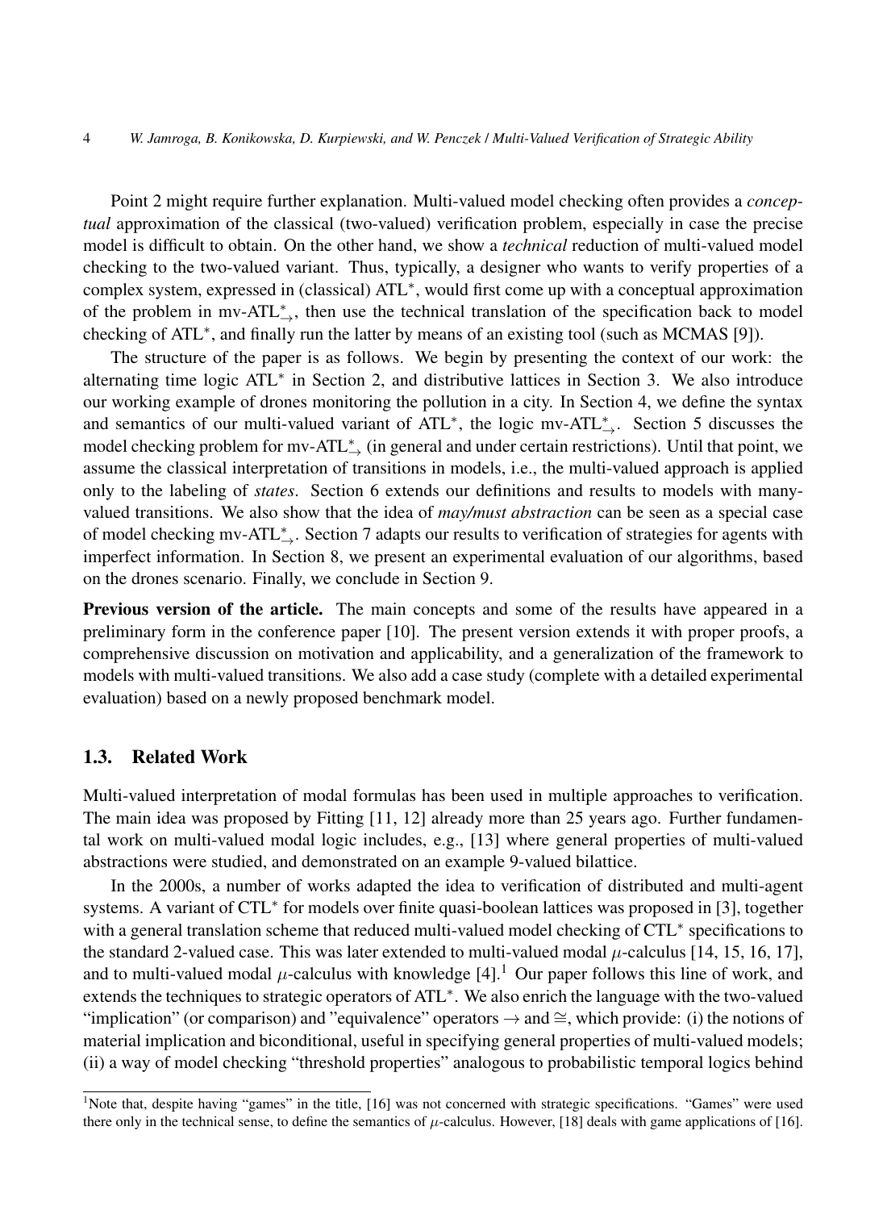Point 2 might require further explanation. Multi-valued model checking often provides a *conceptual* approximation of the classical (two-valued) verification problem, especially in case the precise model is difficult to obtain. On the other hand, we show a *technical* reduction of multi-valued model checking to the two-valued variant. Thus, typically, a designer who wants to verify properties of a complex system, expressed in (classical) ATL$^*$, would first come up with a conceptual approximation of the problem in mv-ATL$^*_{\rightarrow}$, then use the technical translation of the specification back to model checking of ATL$^*$, and finally run the latter by means of an existing tool (such as MCMAS [9]).

The structure of the paper is as follows. We begin by presenting the context of our work: the alternating time logic ATL$^*$ in Section 2, and distributive lattices in Section 3. We also introduce our working example of drones monitoring the pollution in a city. In Section 4, we define the syntax and semantics of our multi-valued variant of ATL$^*$, the logic mv-ATL$^*_{\rightarrow}$. Section 5 discusses the model checking problem for mv-ATL$^*_{\rightarrow}$ (in general and under certain restrictions). Until that point, we assume the classical interpretation of transitions in models, i.e., the multi-valued approach is applied only to the labeling of *states*. Section 6 extends our definitions and results to models with many-valued transitions. We also show that the idea of *may/must abstraction* can be seen as a special case of model checking mv-ATL$^*_{\rightarrow}$. Section 7 adapts our results to verification of strategies for agents with imperfect information. In Section 8, we present an experimental evaluation of our algorithms, based on the drones scenario. Finally, we conclude in Section 9.

**Previous version of the article.** The main concepts and some of the results have appeared in a preliminary form in the conference paper [10]. The present version extends it with proper proofs, a comprehensive discussion on motivation and applicability, and a generalization of the framework to models with multi-valued transitions. We also add a case study (complete with a detailed experimental evaluation) based on a newly proposed benchmark model.

### 1.3. Related Work

Multi-valued interpretation of modal formulas has been used in multiple approaches to verification. The main idea was proposed by Fitting [11, 12] already more than 25 years ago. Further fundamental work on multi-valued modal logic includes, e.g., [13] where general properties of multi-valued abstractions were studied, and demonstrated on an example 9-valued bilattice.

In the 2000s, a number of works adapted the idea to verification of distributed and multi-agent systems. A variant of CTL$^*$ for models over finite quasi-boolean lattices was proposed in [3], together with a general translation scheme that reduced multi-valued model checking of CTL$^*$ specifications to the standard 2-valued case. This was later extended to multi-valued modal $\mu$-calculus [14, 15, 16, 17], and to multi-valued modal $\mu$-calculus with knowledge [4].[1] Our paper follows this line of work, and extends the techniques to strategic operators of ATL$^*$. We also enrich the language with the two-valued "implication" (or comparison) and "equivalence" operators $\rightarrow$ and $\cong$, which provide: (i) the notions of material implication and biconditional, useful in specifying general properties of multi-valued models; (ii) a way of model checking "threshold properties" analogous to probabilistic temporal logics behind

[1] Note that, despite having "games" in the title, [16] was not concerned with strategic specifications. "Games" were used there only in the technical sense, to define the semantics of $\mu$-calculus. However, [18] deals with game applications of [16].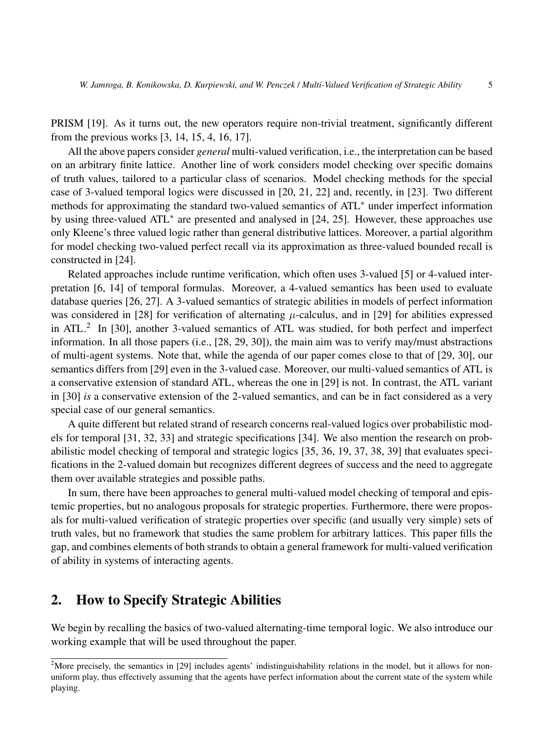PRISM [19]. As it turns out, the new operators require non-trivial treatment, significantly different from the previous works [3, 14, 15, 4, 16, 17].

All the above papers consider *general* multi-valued verification, i.e., the interpretation can be based on an arbitrary finite lattice. Another line of work considers model checking over specific domains of truth values, tailored to a particular class of scenarios. Model checking methods for the special case of 3-valued temporal logics were discussed in [20, 21, 22] and, recently, in [23]. Two different methods for approximating the standard two-valued semantics of ATL$^*$ under imperfect information by using three-valued ATL$^*$ are presented and analysed in [24, 25]. However, these approaches use only Kleene's three valued logic rather than general distributive lattices. Moreover, a partial algorithm for model checking two-valued perfect recall via its approximation as three-valued bounded recall is constructed in [24].

Related approaches include runtime verification, which often uses 3-valued [5] or 4-valued interpretation [6, 14] of temporal formulas. Moreover, a 4-valued semantics has been used to evaluate database queries [26, 27]. A 3-valued semantics of strategic abilities in models of perfect information was considered in [28] for verification of alternating $\mu$-calculus, and in [29] for abilities expressed in ATL.[2] In [30], another 3-valued semantics of ATL was studied, for both perfect and imperfect information. In all those papers (i.e., [28, 29, 30]), the main aim was to verify may/must abstractions of multi-agent systems. Note that, while the agenda of our paper comes close to that of [29, 30], our semantics differs from [29] even in the 3-valued case. Moreover, our multi-valued semantics of ATL is a conservative extension of standard ATL, whereas the one in [29] is not. In contrast, the ATL variant in [30] *is* a conservative extension of the 2-valued semantics, and can be in fact considered as a very special case of our general semantics.

A quite different but related strand of research concerns real-valued logics over probabilistic models for temporal [31, 32, 33] and strategic specifications [34]. We also mention the research on probabilistic model checking of temporal and strategic logics [35, 36, 19, 37, 38, 39] that evaluates specifications in the 2-valued domain but recognizes different degrees of success and the need to aggregate them over available strategies and possible paths.

In sum, there have been approaches to general multi-valued model checking of temporal and epistemic properties, but no analogous proposals for strategic properties. Furthermore, there were proposals for multi-valued verification of strategic properties over specific (and usually very simple) sets of truth vales, but no framework that studies the same problem for arbitrary lattices. This paper fills the gap, and combines elements of both strands to obtain a general framework for multi-valued verification of ability in systems of interacting agents.

## 2. How to Specify Strategic Abilities

We begin by recalling the basics of two-valued alternating-time temporal logic. We also introduce our working example that will be used throughout the paper.

---

[2] More precisely, the semantics in [29] includes agents' indistinguishability relations in the model, but it allows for non-uniform play, thus effectively assuming that the agents have perfect information about the current state of the system while playing.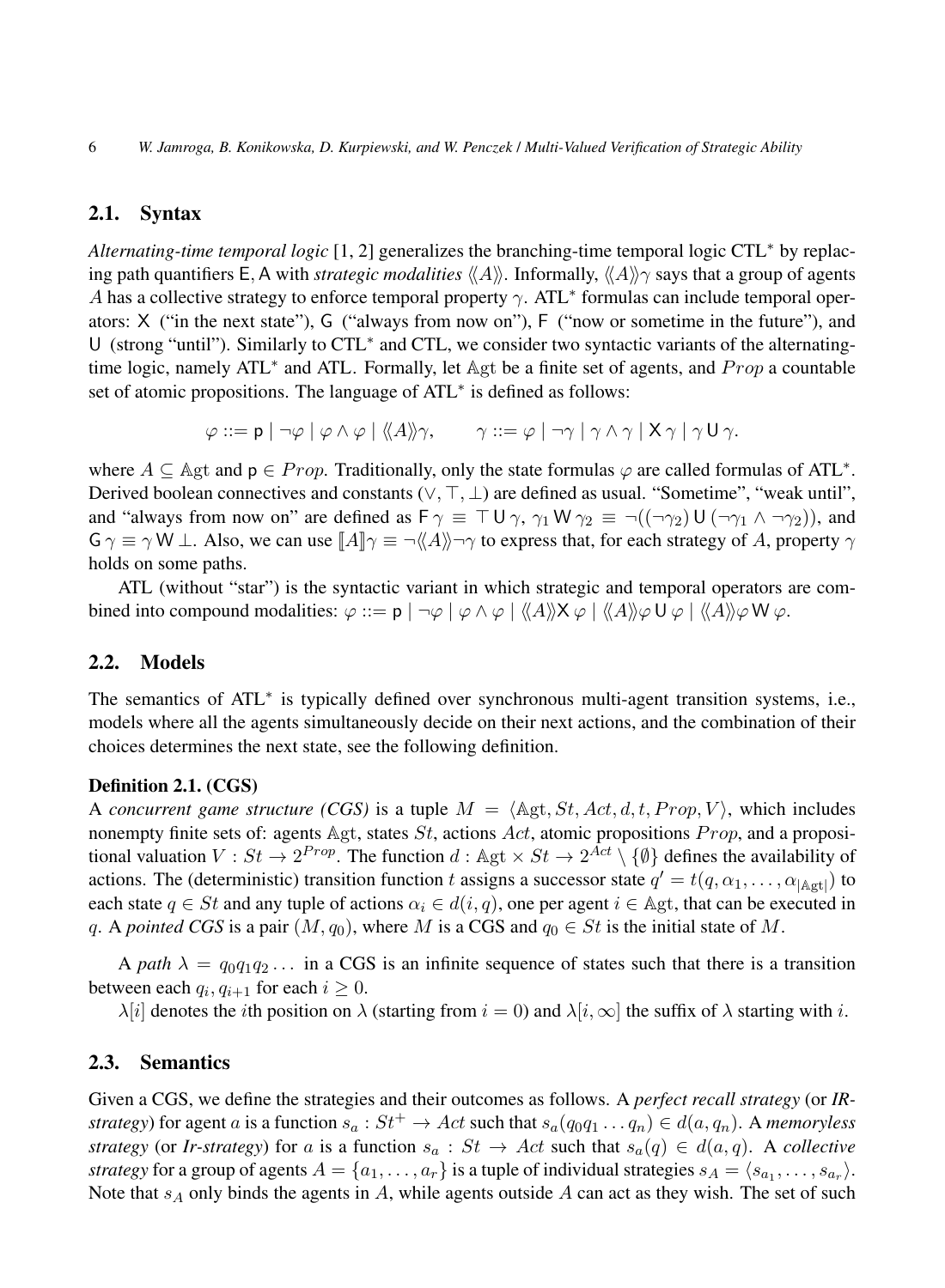## 2.1. Syntax

*Alternating-time temporal logic* [1, 2] generalizes the branching-time temporal logic CTL* by replacing path quantifiers $\mathsf{E}, \mathsf{A}$ with *strategic modalities* $\langle\langle A \rangle\rangle$. Informally, $\langle\langle A \rangle\rangle\gamma$ says that a group of agents $A$ has a collective strategy to enforce temporal property $\gamma$. ATL* formulas can include temporal operators: $\mathsf{X}$ ("in the next state"), $\mathsf{G}$ ("always from now on"), $\mathsf{F}$ ("now or sometime in the future"), and $\mathsf{U}$ (strong "until"). Similarly to CTL* and CTL, we consider two syntactic variants of the alternating-time logic, namely ATL* and ATL. Formally, let $\mathbb{A}\mathrm{gt}$ be a finite set of agents, and $Prop$ a countable set of atomic propositions. The language of ATL* is defined as follows:

$$\varphi ::= \mathsf{p} \mid \neg\varphi \mid \varphi \wedge \varphi \mid \langle\langle A \rangle\rangle\gamma, \qquad \gamma ::= \varphi \mid \neg\gamma \mid \gamma \wedge \gamma \mid \mathsf{X}\,\gamma \mid \gamma\,\mathsf{U}\,\gamma.$$

where $A \subseteq \mathbb{A}\mathrm{gt}$ and $\mathsf{p} \in Prop$. Traditionally, only the state formulas $\varphi$ are called formulas of ATL*. Derived boolean connectives and constants ($\vee, \top, \bot$) are defined as usual. "Sometime", "weak until", and "always from now on" are defined as $\mathsf{F}\,\gamma \equiv \top\,\mathsf{U}\,\gamma$, $\gamma_1\,\mathsf{W}\,\gamma_2 \equiv \neg((\neg\gamma_2)\,\mathsf{U}\,(\neg\gamma_1 \wedge \neg\gamma_2))$, and $\mathsf{G}\,\gamma \equiv \gamma\,\mathsf{W}\,\bot$. Also, we can use $[\![A]\!]\gamma \equiv \neg\langle\langle A \rangle\rangle\neg\gamma$ to express that, for each strategy of $A$, property $\gamma$ holds on some paths.

ATL (without "star") is the syntactic variant in which strategic and temporal operators are combined into compound modalities: $\varphi ::= \mathsf{p} \mid \neg\varphi \mid \varphi \wedge \varphi \mid \langle\langle A \rangle\rangle\mathsf{X}\,\varphi \mid \langle\langle A \rangle\rangle\varphi\,\mathsf{U}\,\varphi \mid \langle\langle A \rangle\rangle\varphi\,\mathsf{W}\,\varphi$.

## 2.2. Models

The semantics of ATL* is typically defined over synchronous multi-agent transition systems, i.e., models where all the agents simultaneously decide on their next actions, and the combination of their choices determines the next state, see the following definition.

**Definition 2.1. (CGS)**
A *concurrent game structure (CGS)* is a tuple $M = \langle \mathbb{A}\mathrm{gt}, St, Act, d, t, Prop, V \rangle$, which includes nonempty finite sets of: agents $\mathbb{A}\mathrm{gt}$, states $St$, actions $Act$, atomic propositions $Prop$, and a propositional valuation $V : St \to 2^{Prop}$. The function $d : \mathbb{A}\mathrm{gt} \times St \to 2^{Act} \setminus \{\emptyset\}$ defines the availability of actions. The (deterministic) transition function $t$ assigns a successor state $q' = t(q, \alpha_1, \ldots, \alpha_{|\mathbb{A}\mathrm{gt}|})$ to each state $q \in St$ and any tuple of actions $\alpha_i \in d(i, q)$, one per agent $i \in \mathbb{A}\mathrm{gt}$, that can be executed in $q$. A *pointed CGS* is a pair $(M, q_0)$, where $M$ is a CGS and $q_0 \in St$ is the initial state of $M$.

A *path* $\lambda = q_0 q_1 q_2 \ldots$ in a CGS is an infinite sequence of states such that there is a transition between each $q_i, q_{i+1}$ for each $i \geq 0$.

$\lambda[i]$ denotes the $i$th position on $\lambda$ (starting from $i = 0$) and $\lambda[i, \infty]$ the suffix of $\lambda$ starting with $i$.

## 2.3. Semantics

Given a CGS, we define the strategies and their outcomes as follows. A *perfect recall strategy* (or *IR-strategy*) for agent $a$ is a function $s_a : St^+ \to Act$ such that $s_a(q_0 q_1 \ldots q_n) \in d(a, q_n)$. A *memoryless strategy* (or *Ir-strategy*) for $a$ is a function $s_a : St \to Act$ such that $s_a(q) \in d(a, q)$. A *collective strategy* for a group of agents $A = \{a_1, \ldots, a_r\}$ is a tuple of individual strategies $s_A = \langle s_{a_1}, \ldots, s_{a_r} \rangle$. Note that $s_A$ only binds the agents in $A$, while agents outside $A$ can act as they wish. The set of such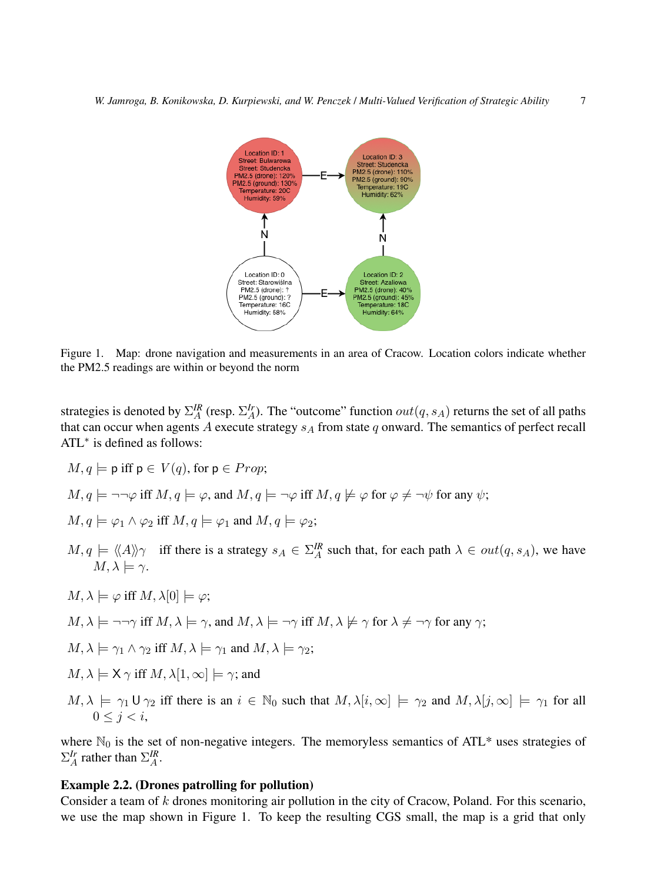Figure 1. Map: drone navigation and measurements in an area of Cracow. Location colors indicate whether the PM2.5 readings are within or beyond the norm

strategies is denoted by $\Sigma_A^{IR}$ (resp. $\Sigma_A^{Ir}$). The "outcome" function $out(q, s_A)$ returns the set of all paths that can occur when agents $A$ execute strategy $s_A$ from state $q$ onward. The semantics of perfect recall ATL$^*$ is defined as follows:

$M, q \models \mathsf{p}$ iff $\mathsf{p} \in V(q)$, for $\mathsf{p} \in Prop$;

$M, q \models \neg\neg\varphi$ iff $M, q \models \varphi$, and $M, q \models \neg\varphi$ iff $M, q \not\models \varphi$ for $\varphi \neq \neg\psi$ for any $\psi$;

$M, q \models \varphi_1 \wedge \varphi_2$ iff $M, q \models \varphi_1$ and $M, q \models \varphi_2$;

$M, q \models \langle\langle A \rangle\rangle\gamma$ iff there is a strategy $s_A \in \Sigma_A^{IR}$ such that, for each path $\lambda \in out(q, s_A)$, we have $M, \lambda \models \gamma$.

$M, \lambda \models \varphi$ iff $M, \lambda[0] \models \varphi$;

$M, \lambda \models \neg\neg\gamma$ iff $M, \lambda \models \gamma$, and $M, \lambda \models \neg\gamma$ iff $M, \lambda \not\models \gamma$ for $\lambda \neq \neg\gamma$ for any $\gamma$;

$M, \lambda \models \gamma_1 \wedge \gamma_2$ iff $M, \lambda \models \gamma_1$ and $M, \lambda \models \gamma_2$;

$M, \lambda \models \mathsf{X}\,\gamma$ iff $M, \lambda[1, \infty] \models \gamma$; and

$M, \lambda \models \gamma_1 \,\mathsf{U}\, \gamma_2$ iff there is an $i \in \mathbb{N}_0$ such that $M, \lambda[i, \infty] \models \gamma_2$ and $M, \lambda[j, \infty] \models \gamma_1$ for all $0 \leq j < i$,

where $\mathbb{N}_0$ is the set of non-negative integers. The memoryless semantics of ATL* uses strategies of $\Sigma_A^{Ir}$ rather than $\Sigma_A^{IR}$.

**Example 2.2. (Drones patrolling for pollution)**
Consider a team of $k$ drones monitoring air pollution in the city of Cracow, Poland. For this scenario, we use the map shown in Figure 1. To keep the resulting CGS small, the map is a grid that only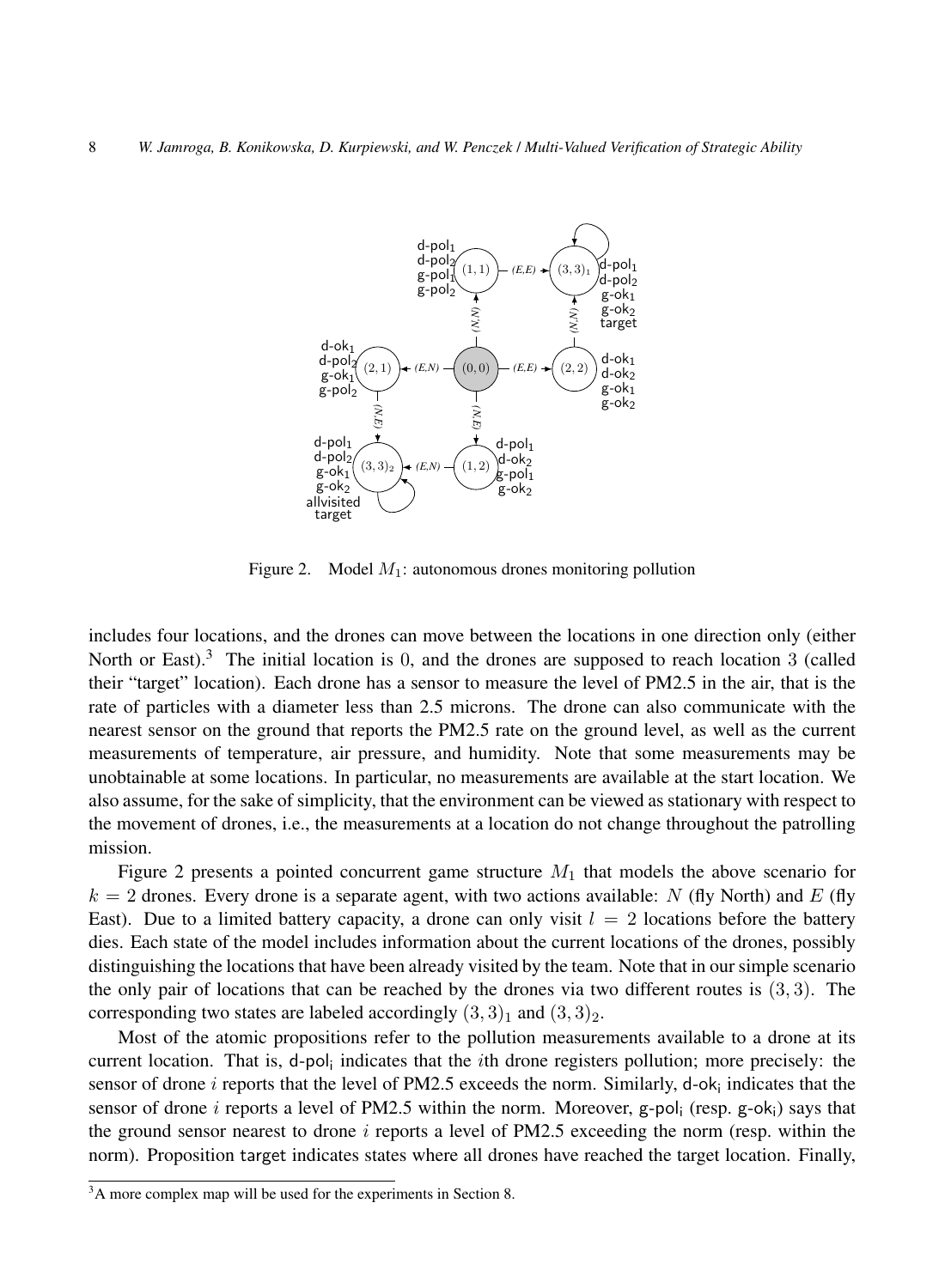Figure 2. Model $M_1$: autonomous drones monitoring pollution

includes four locations, and the drones can move between the locations in one direction only (either North or East).[3] The initial location is 0, and the drones are supposed to reach location 3 (called their "target" location). Each drone has a sensor to measure the level of PM2.5 in the air, that is the rate of particles with a diameter less than 2.5 microns. The drone can also communicate with the nearest sensor on the ground that reports the PM2.5 rate on the ground level, as well as the current measurements of temperature, air pressure, and humidity. Note that some measurements may be unobtainable at some locations. In particular, no measurements are available at the start location. We also assume, for the sake of simplicity, that the environment can be viewed as stationary with respect to the movement of drones, i.e., the measurements at a location do not change throughout the patrolling mission.

Figure 2 presents a pointed concurrent game structure $M_1$ that models the above scenario for $k = 2$ drones. Every drone is a separate agent, with two actions available: $N$ (fly North) and $E$ (fly East). Due to a limited battery capacity, a drone can only visit $l = 2$ locations before the battery dies. Each state of the model includes information about the current locations of the drones, possibly distinguishing the locations that have been already visited by the team. Note that in our simple scenario the only pair of locations that can be reached by the drones via two different routes is $(3, 3)$. The corresponding two states are labeled accordingly $(3, 3)_1$ and $(3, 3)_2$.

Most of the atomic propositions refer to the pollution measurements available to a drone at its current location. That is, $\mathsf{d\text{-}pol_i}$ indicates that the $i$th drone registers pollution; more precisely: the sensor of drone $i$ reports that the level of PM2.5 exceeds the norm. Similarly, $\mathsf{d\text{-}ok_i}$ indicates that the sensor of drone $i$ reports a level of PM2.5 within the norm. Moreover, $\mathsf{g\text{-}pol_i}$ (resp. $\mathsf{g\text{-}ok_i}$) says that the ground sensor nearest to drone $i$ reports a level of PM2.5 exceeding the norm (resp. within the norm). Proposition $\mathsf{target}$ indicates states where all drones have reached the target location. Finally,

[3] A more complex map will be used for the experiments in Section 8.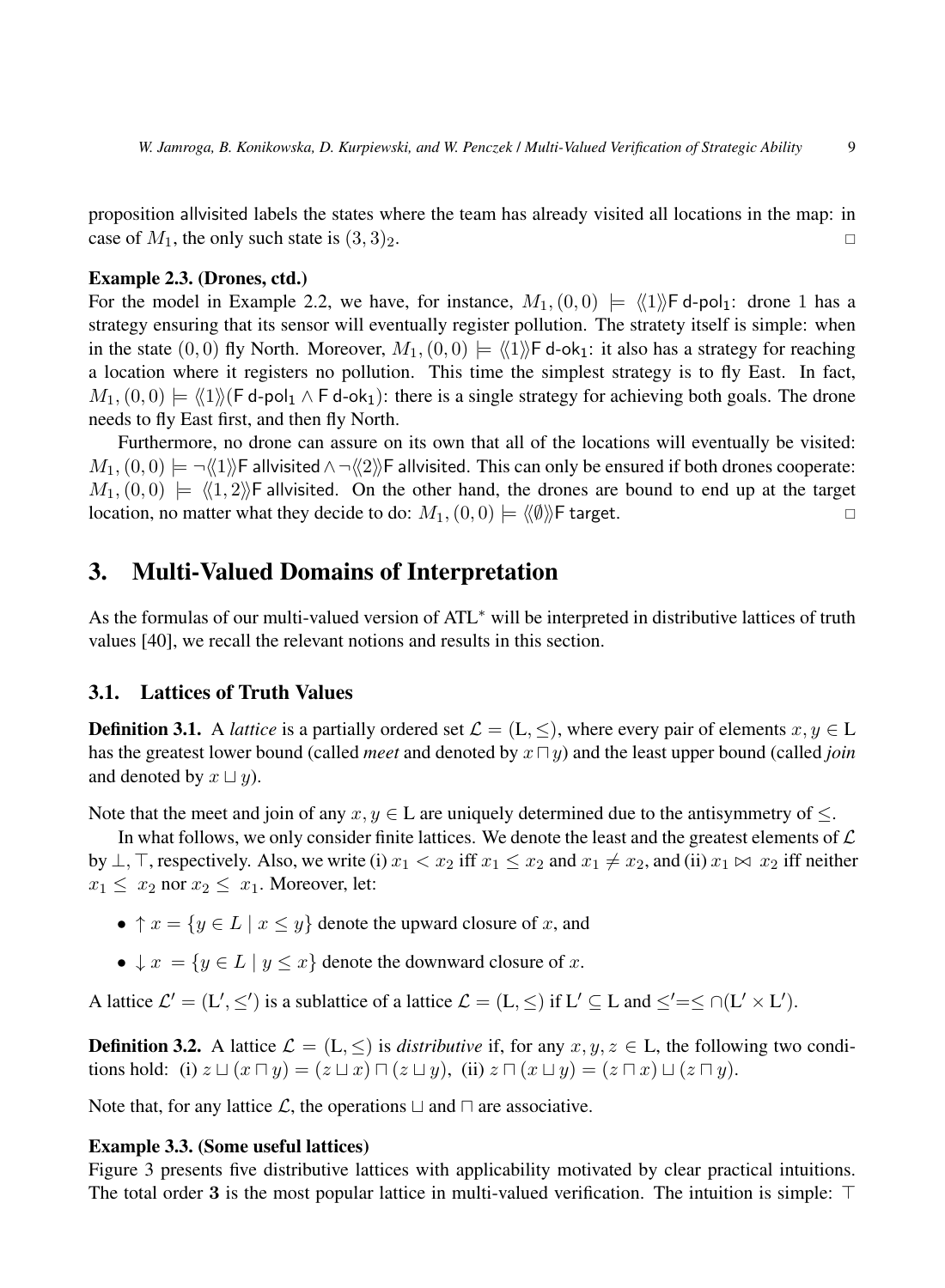proposition allvisited labels the states where the team has already visited all locations in the map: in case of $M_1$, the only such state is $(3,3)_2$. □

**Example 2.3. (Drones, ctd.)**
For the model in Example 2.2, we have, for instance, $M_1,(0,0) \models \langle\langle 1\rangle\rangle \mathsf{F}\, \mathsf{d\text{-}pol}_1$: drone 1 has a strategy ensuring that its sensor will eventually register pollution. The stratety itself is simple: when in the state $(0,0)$ fly North. Moreover, $M_1,(0,0) \models \langle\langle 1\rangle\rangle \mathsf{F}\, \mathsf{d\text{-}ok}_1$: it also has a strategy for reaching a location where it registers no pollution. This time the simplest strategy is to fly East. In fact, $M_1,(0,0) \models \langle\langle 1\rangle\rangle(\mathsf{F}\, \mathsf{d\text{-}pol}_1 \wedge \mathsf{F}\, \mathsf{d\text{-}ok}_1)$: there is a single strategy for achieving both goals. The drone needs to fly East first, and then fly North.

Furthermore, no drone can assure on its own that all of the locations will eventually be visited: $M_1,(0,0) \models \neg\langle\langle 1\rangle\rangle \mathsf{F}\, \mathsf{allvisited} \wedge \neg\langle\langle 2\rangle\rangle \mathsf{F}\, \mathsf{allvisited}$. This can only be ensured if both drones cooperate: $M_1,(0,0) \models \langle\langle 1,2\rangle\rangle \mathsf{F}\, \mathsf{allvisited}$. On the other hand, the drones are bound to end up at the target location, no matter what they decide to do: $M_1,(0,0) \models \langle\langle \emptyset\rangle\rangle \mathsf{F}\, \mathsf{target}$. □

# 3. Multi-Valued Domains of Interpretation

As the formulas of our multi-valued version of ATL* will be interpreted in distributive lattices of truth values [40], we recall the relevant notions and results in this section.

## 3.1. Lattices of Truth Values

**Definition 3.1.** A *lattice* is a partially ordered set $\mathcal{L} = (\mathrm{L}, \leq)$, where every pair of elements $x, y \in \mathrm{L}$ has the greatest lower bound (called *meet* and denoted by $x \sqcap y$) and the least upper bound (called *join* and denoted by $x \sqcup y$).

Note that the meet and join of any $x, y \in \mathrm{L}$ are uniquely determined due to the antisymmetry of $\leq$.

In what follows, we only consider finite lattices. We denote the least and the greatest elements of $\mathcal{L}$ by $\bot, \top$, respectively. Also, we write (i) $x_1 < x_2$ iff $x_1 \leq x_2$ and $x_1 \neq x_2$, and (ii) $x_1 \bowtie x_2$ iff neither $x_1 \leq x_2$ nor $x_2 \leq x_1$. Moreover, let:

- $\uparrow x = \{y \in L \mid x \leq y\}$ denote the upward closure of $x$, and
- $\downarrow x = \{y \in L \mid y \leq x\}$ denote the downward closure of $x$.

A lattice $\mathcal{L}' = (\mathrm{L}', \leq')$ is a sublattice of a lattice $\mathcal{L} = (\mathrm{L}, \leq)$ if $\mathrm{L}' \subseteq \mathrm{L}$ and $\leq' = \leq \cap (\mathrm{L}' \times \mathrm{L}')$.

**Definition 3.2.** A lattice $\mathcal{L} = (\mathrm{L}, \leq)$ is *distributive* if, for any $x, y, z \in \mathrm{L}$, the following two conditions hold: (i) $z \sqcup (x \sqcap y) = (z \sqcup x) \sqcap (z \sqcup y)$, (ii) $z \sqcap (x \sqcup y) = (z \sqcap x) \sqcup (z \sqcap y)$.

Note that, for any lattice $\mathcal{L}$, the operations $\sqcup$ and $\sqcap$ are associative.

**Example 3.3. (Some useful lattices)**
Figure 3 presents five distributive lattices with applicability motivated by clear practical intuitions. The total order **3** is the most popular lattice in multi-valued verification. The intuition is simple: $\top$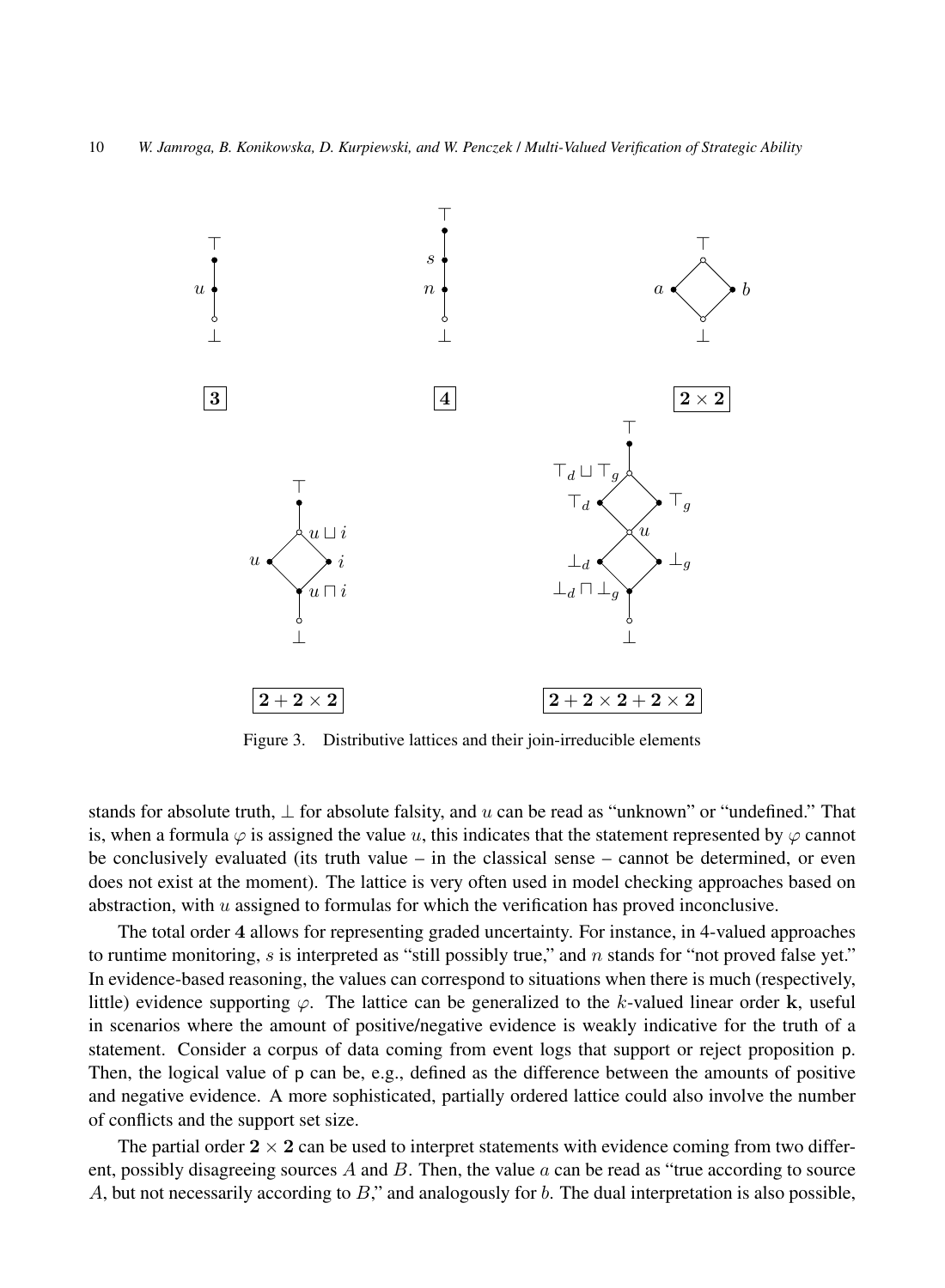Figure 3. Distributive lattices and their join-irreducible elements

stands for absolute truth, $\bot$ for absolute falsity, and $u$ can be read as "unknown" or "undefined." That is, when a formula $\varphi$ is assigned the value $u$, this indicates that the statement represented by $\varphi$ cannot be conclusively evaluated (its truth value – in the classical sense – cannot be determined, or even does not exist at the moment). The lattice is very often used in model checking approaches based on abstraction, with $u$ assigned to formulas for which the verification has proved inconclusive.

The total order $\mathbf{4}$ allows for representing graded uncertainty. For instance, in 4-valued approaches to runtime monitoring, $s$ is interpreted as "still possibly true," and $n$ stands for "not proved false yet." In evidence-based reasoning, the values can correspond to situations when there is much (respectively, little) evidence supporting $\varphi$. The lattice can be generalized to the $k$-valued linear order $\mathbf{k}$, useful in scenarios where the amount of positive/negative evidence is weakly indicative for the truth of a statement. Consider a corpus of data coming from event logs that support or reject proposition p. Then, the logical value of p can be, e.g., defined as the difference between the amounts of positive and negative evidence. A more sophisticated, partially ordered lattice could also involve the number of conflicts and the support set size.

The partial order $\mathbf{2} \times \mathbf{2}$ can be used to interpret statements with evidence coming from two different, possibly disagreeing sources $A$ and $B$. Then, the value $a$ can be read as "true according to source $A$, but not necessarily according to $B$," and analogously for $b$. The dual interpretation is also possible,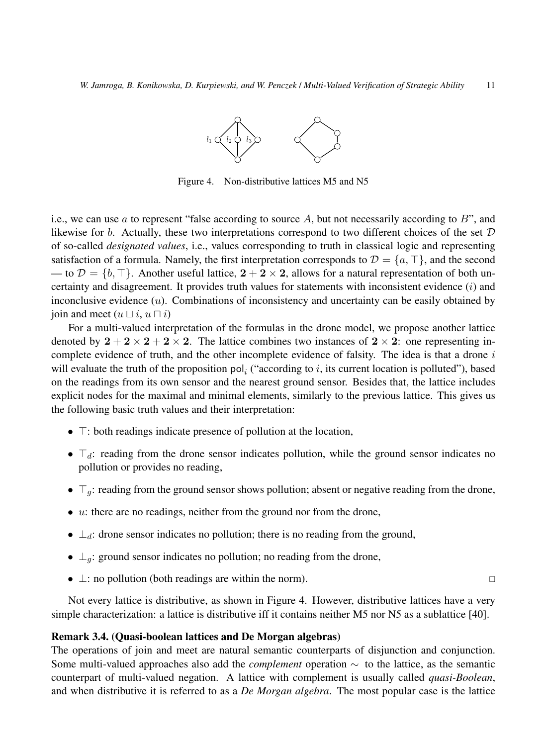Figure 4.   Non-distributive lattices M5 and N5

i.e., we can use $a$ to represent "false according to source $A$, but not necessarily according to $B$", and likewise for $b$. Actually, these two interpretations correspond to two different choices of the set $\mathcal{D}$ of so-called *designated values*, i.e., values corresponding to truth in classical logic and representing satisfaction of a formula. Namely, the first interpretation corresponds to $\mathcal{D} = \{a, \top\}$, and the second — to $\mathcal{D} = \{b, \top\}$. Another useful lattice, $\mathbf{2} + \mathbf{2} \times \mathbf{2}$, allows for a natural representation of both uncertainty and disagreement. It provides truth values for statements with inconsistent evidence ($i$) and inconclusive evidence ($u$). Combinations of inconsistency and uncertainty can be easily obtained by join and meet ($u \sqcup i$, $u \sqcap i$)

For a multi-valued interpretation of the formulas in the drone model, we propose another lattice denoted by $\mathbf{2} + \mathbf{2} \times \mathbf{2} + \mathbf{2} \times \mathbf{2}$. The lattice combines two instances of $\mathbf{2} \times \mathbf{2}$: one representing incomplete evidence of truth, and the other incomplete evidence of falsity. The idea is that a drone $i$ will evaluate the truth of the proposition $\mathsf{pol}_i$ ("according to $i$, its current location is polluted"), based on the readings from its own sensor and the nearest ground sensor. Besides that, the lattice includes explicit nodes for the maximal and minimal elements, similarly to the previous lattice. This gives us the following basic truth values and their interpretation:

- $\top$: both readings indicate presence of pollution at the location,
- $\top_d$: reading from the drone sensor indicates pollution, while the ground sensor indicates no pollution or provides no reading,
- $\top_g$: reading from the ground sensor shows pollution; absent or negative reading from the drone,
- $u$: there are no readings, neither from the ground nor from the drone,
- $\bot_d$: drone sensor indicates no pollution; there is no reading from the ground,
- $\bot_g$: ground sensor indicates no pollution; no reading from the drone,
- $\bot$: no pollution (both readings are within the norm). □

Not every lattice is distributive, as shown in Figure 4. However, distributive lattices have a very simple characterization: a lattice is distributive iff it contains neither M5 nor N5 as a sublattice [40].

**Remark 3.4. (Quasi-boolean lattices and De Morgan algebras)**
The operations of join and meet are natural semantic counterparts of disjunction and conjunction. Some multi-valued approaches also add the *complement* operation $\sim$ to the lattice, as the semantic counterpart of multi-valued negation. A lattice with complement is usually called *quasi-Boolean*, and when distributive it is referred to as a *De Morgan algebra*. The most popular case is the lattice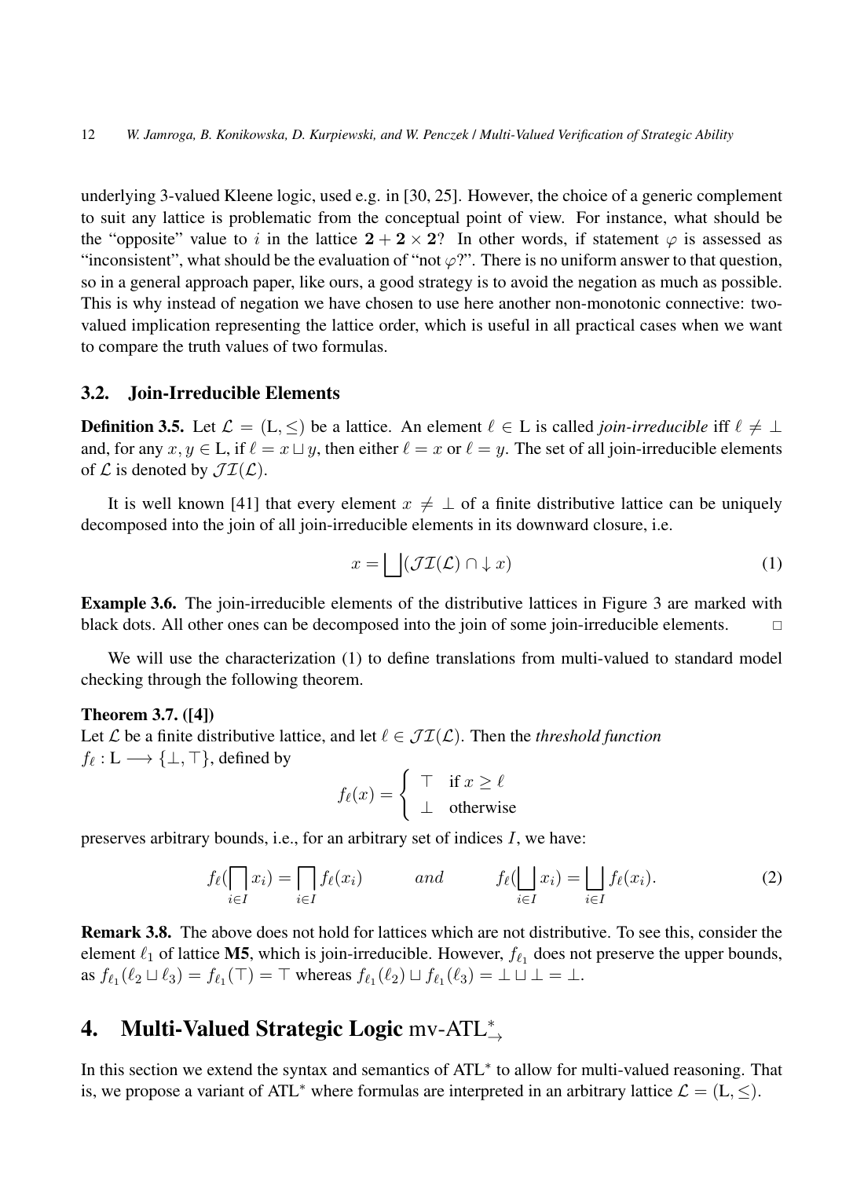underlying 3-valued Kleene logic, used e.g. in [30, 25]. However, the choice of a generic complement to suit any lattice is problematic from the conceptual point of view. For instance, what should be the "opposite" value to $i$ in the lattice $\mathbf{2}+\mathbf{2}\times\mathbf{2}$? In other words, if statement $\varphi$ is assessed as "inconsistent", what should be the evaluation of "not $\varphi$?". There is no uniform answer to that question, so in a general approach paper, like ours, a good strategy is to avoid the negation as much as possible. This is why instead of negation we have chosen to use here another non-monotonic connective: two-valued implication representing the lattice order, which is useful in all practical cases when we want to compare the truth values of two formulas.

### 3.2. Join-Irreducible Elements

**Definition 3.5.** Let $\mathcal{L} = (\mathrm{L}, \leq)$ be a lattice. An element $\ell \in \mathrm{L}$ is called *join-irreducible* iff $\ell \neq \bot$ and, for any $x, y \in \mathrm{L}$, if $\ell = x \sqcup y$, then either $\ell = x$ or $\ell = y$. The set of all join-irreducible elements of $\mathcal{L}$ is denoted by $\mathcal{JI}(\mathcal{L})$.

It is well known [41] that every element $x \neq \bot$ of a finite distributive lattice can be uniquely decomposed into the join of all join-irreducible elements in its downward closure, i.e.

$$x = \bigsqcup(\mathcal{JI}(\mathcal{L}) \cap \downarrow x) \tag{1}$$

**Example 3.6.** The join-irreducible elements of the distributive lattices in Figure 3 are marked with black dots. All other ones can be decomposed into the join of some join-irreducible elements. $\square$

We will use the characterization (1) to define translations from multi-valued to standard model checking through the following theorem.

**Theorem 3.7. ([4])**
Let $\mathcal{L}$ be a finite distributive lattice, and let $\ell \in \mathcal{JI}(\mathcal{L})$. Then the *threshold function* $f_\ell : \mathrm{L} \longrightarrow \{\bot, \top\}$, defined by

$$f_\ell(x) = \begin{cases} \top & \text{if } x \geq \ell \\ \bot & \text{otherwise} \end{cases}$$

preserves arbitrary bounds, i.e., for an arbitrary set of indices $I$, we have:

$$f_\ell(\bigsqcap_{i \in I} x_i) = \bigsqcap_{i \in I} f_\ell(x_i) \qquad \textit{and} \qquad f_\ell(\bigsqcup_{i \in I} x_i) = \bigsqcup_{i \in I} f_\ell(x_i). \tag{2}$$

**Remark 3.8.** The above does not hold for lattices which are not distributive. To see this, consider the element $\ell_1$ of lattice **M5**, which is join-irreducible. However, $f_{\ell_1}$ does not preserve the upper bounds, as $f_{\ell_1}(\ell_2 \sqcup \ell_3) = f_{\ell_1}(\top) = \top$ whereas $f_{\ell_1}(\ell_2) \sqcup f_{\ell_1}(\ell_3) = \bot \sqcup \bot = \bot$.

## 4. Multi-Valued Strategic Logic mv-ATL$^*_\rightarrow$

In this section we extend the syntax and semantics of ATL$^*$ to allow for multi-valued reasoning. That is, we propose a variant of ATL$^*$ where formulas are interpreted in an arbitrary lattice $\mathcal{L} = (\mathrm{L}, \leq)$.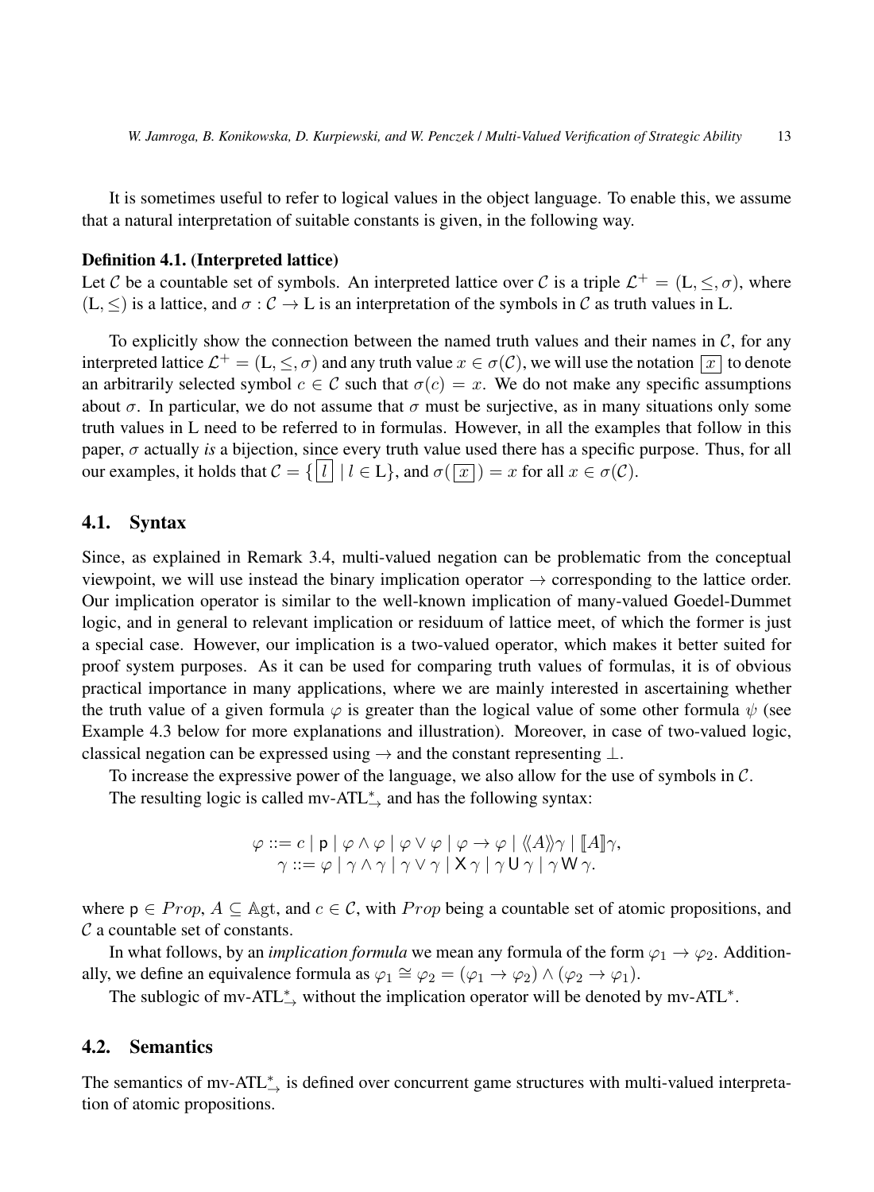It is sometimes useful to refer to logical values in the object language. To enable this, we assume that a natural interpretation of suitable constants is given, in the following way.

**Definition 4.1. (Interpreted lattice)**
Let $\mathcal{C}$ be a countable set of symbols. An interpreted lattice over $\mathcal{C}$ is a triple $\mathcal{L}^+ = (\mathrm{L}, \leq, \sigma)$, where $(\mathrm{L}, \leq)$ is a lattice, and $\sigma : \mathcal{C} \to \mathrm{L}$ is an interpretation of the symbols in $\mathcal{C}$ as truth values in L.

To explicitly show the connection between the named truth values and their names in $\mathcal{C}$, for any interpreted lattice $\mathcal{L}^+ = (\mathrm{L}, \leq, \sigma)$ and any truth value $x \in \sigma(\mathcal{C})$, we will use the notation $\boxed{x}$ to denote an arbitrarily selected symbol $c \in \mathcal{C}$ such that $\sigma(c) = x$. We do not make any specific assumptions about $\sigma$. In particular, we do not assume that $\sigma$ must be surjective, as in many situations only some truth values in L need to be referred to in formulas. However, in all the examples that follow in this paper, $\sigma$ actually *is* a bijection, since every truth value used there has a specific purpose. Thus, for all our examples, it holds that $\mathcal{C} = \{\boxed{l} \mid l \in \mathrm{L}\}$, and $\sigma(\boxed{x}) = x$ for all $x \in \sigma(\mathcal{C})$.

## 4.1. Syntax

Since, as explained in Remark 3.4, multi-valued negation can be problematic from the conceptual viewpoint, we will use instead the binary implication operator $\to$ corresponding to the lattice order. Our implication operator is similar to the well-known implication of many-valued Goedel-Dummet logic, and in general to relevant implication or residuum of lattice meet, of which the former is just a special case. However, our implication is a two-valued operator, which makes it better suited for proof system purposes. As it can be used for comparing truth values of formulas, it is of obvious practical importance in many applications, where we are mainly interested in ascertaining whether the truth value of a given formula $\varphi$ is greater than the logical value of some other formula $\psi$ (see Example 4.3 below for more explanations and illustration). Moreover, in case of two-valued logic, classical negation can be expressed using $\to$ and the constant representing $\bot$.

To increase the expressive power of the language, we also allow for the use of symbols in $\mathcal{C}$.

The resulting logic is called mv-ATL$^*_\to$ and has the following syntax:

$$\varphi ::= c \mid \mathsf{p} \mid \varphi \wedge \varphi \mid \varphi \vee \varphi \mid \varphi \to \varphi \mid \langle\!\langle A \rangle\!\rangle \gamma \mid [\![ A ]\!] \gamma,$$
$$\gamma ::= \varphi \mid \gamma \wedge \gamma \mid \gamma \vee \gamma \mid \mathsf{X}\, \gamma \mid \gamma\, \mathsf{U}\, \gamma \mid \gamma\, \mathsf{W}\, \gamma.$$

where $\mathsf{p} \in Prop$, $A \subseteq \mathbb{A}\mathrm{gt}$, and $c \in \mathcal{C}$, with $Prop$ being a countable set of atomic propositions, and $\mathcal{C}$ a countable set of constants.

In what follows, by an *implication formula* we mean any formula of the form $\varphi_1 \to \varphi_2$. Additionally, we define an equivalence formula as $\varphi_1 \cong \varphi_2 = (\varphi_1 \to \varphi_2) \wedge (\varphi_2 \to \varphi_1)$.

The sublogic of mv-ATL$^*_\to$ without the implication operator will be denoted by mv-ATL$^*$.

## 4.2. Semantics

The semantics of mv-ATL$^*_\to$ is defined over concurrent game structures with multi-valued interpretation of atomic propositions.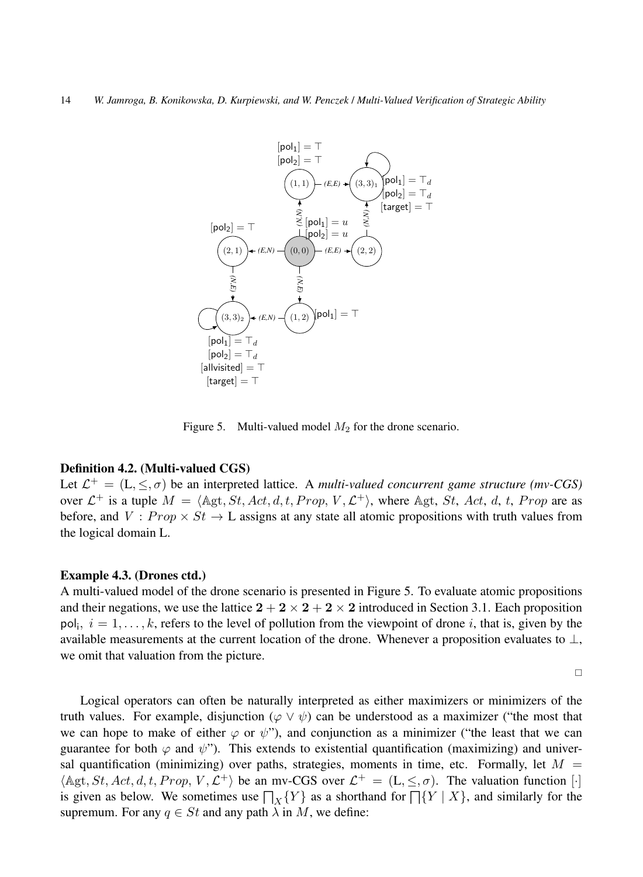Figure 5. Multi-valued model $M_2$ for the drone scenario.

**Definition 4.2. (Multi-valued CGS)**

Let $\mathcal{L}^+ = (\mathrm{L}, \leq, \sigma)$ be an interpreted lattice. A *multi-valued concurrent game structure (mv-CGS)* over $\mathcal{L}^+$ is a tuple $M = \langle \mathbb{A}\mathrm{gt}, St, Act, d, t, Prop, V, \mathcal{L}^+ \rangle$, where $\mathbb{A}\mathrm{gt}$, $St$, $Act$, $d$, $t$, $Prop$ are as before, and $V : Prop \times St \to \mathrm{L}$ assigns at any state all atomic propositions with truth values from the logical domain L.

**Example 4.3. (Drones ctd.)**

A multi-valued model of the drone scenario is presented in Figure 5. To evaluate atomic propositions and their negations, we use the lattice $\mathbf{2} + \mathbf{2} \times \mathbf{2} + \mathbf{2} \times \mathbf{2}$ introduced in Section 3.1. Each proposition $\mathsf{pol_i}$, $i = 1, \ldots, k$, refers to the level of pollution from the viewpoint of drone $i$, that is, given by the available measurements at the current location of the drone. Whenever a proposition evaluates to $\bot$, we omit that valuation from the picture.

□

Logical operators can often be naturally interpreted as either maximizers or minimizers of the truth values. For example, disjunction ($\varphi \vee \psi$) can be understood as a maximizer ("the most that we can hope to make of either $\varphi$ or $\psi$"), and conjunction as a minimizer ("the least that we can guarantee for both $\varphi$ and $\psi$"). This extends to existential quantification (maximizing) and universal quantification (minimizing) over paths, strategies, moments in time, etc. Formally, let $M = \langle \mathbb{A}\mathrm{gt}, St, Act, d, t, Prop, V, \mathcal{L}^+ \rangle$ be an mv-CGS over $\mathcal{L}^+ = (\mathrm{L}, \leq, \sigma)$. The valuation function $[\cdot]$ is given as below. We sometimes use $\bigsqcap_X\{Y\}$ as a shorthand for $\bigsqcap\{Y \mid X\}$, and similarly for the supremum. For any $q \in St$ and any path $\lambda$ in $M$, we define: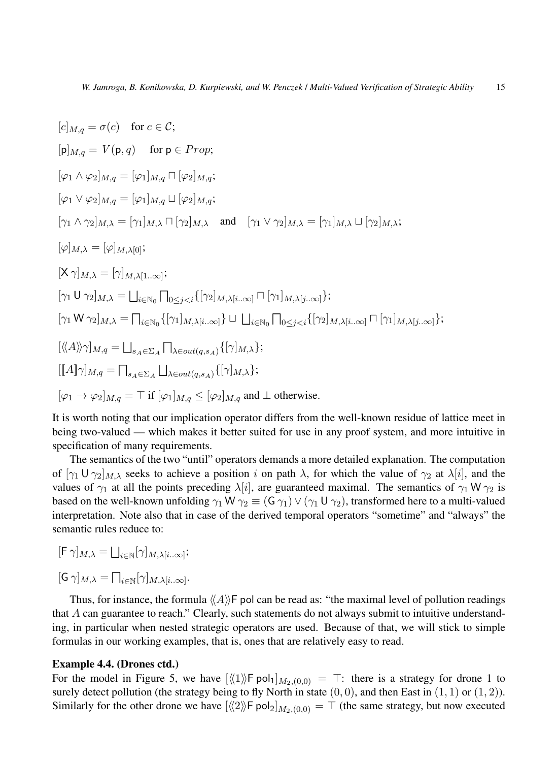$[c]_{M,q} = \sigma(c) \quad$ for $c \in \mathcal{C}$;

$[\mathsf{p}]_{M,q} = V(\mathsf{p}, q) \quad$ for $\mathsf{p} \in Prop$;

$[\varphi_1 \wedge \varphi_2]_{M,q} = [\varphi_1]_{M,q} \sqcap [\varphi_2]_{M,q}$;

$[\varphi_1 \vee \varphi_2]_{M,q} = [\varphi_1]_{M,q} \sqcup [\varphi_2]_{M,q}$;

$[\gamma_1 \wedge \gamma_2]_{M,\lambda} = [\gamma_1]_{M,\lambda} \sqcap [\gamma_2]_{M,\lambda}$ and $[\gamma_1 \vee \gamma_2]_{M,\lambda} = [\gamma_1]_{M,\lambda} \sqcup [\gamma_2]_{M,\lambda}$;

$[\varphi]_{M,\lambda} = [\varphi]_{M,\lambda[0]}$;

$[\mathsf{X}\, \gamma]_{M,\lambda} = [\gamma]_{M,\lambda[1..\infty]}$;

$[\gamma_1 \,\mathsf{U}\, \gamma_2]_{M,\lambda} = \bigsqcup_{i \in \mathbb{N}_0} \bigsqcap_{0 \leq j < i} \{[\gamma_2]_{M,\lambda[i..\infty]} \sqcap [\gamma_1]_{M,\lambda[j..\infty]}\}$;

$[\gamma_1 \,\mathsf{W}\, \gamma_2]_{M,\lambda} = \bigsqcap_{i \in \mathbb{N}_0} \{[\gamma_1]_{M,\lambda[i..\infty]}\} \sqcup \bigsqcup_{i \in \mathbb{N}_0} \bigsqcap_{0 \leq j < i} \{[\gamma_2]_{M,\lambda[i..\infty]} \sqcap [\gamma_1]_{M,\lambda[j..\infty]}\}$;

$[\langle\!\langle A \rangle\!\rangle \gamma]_{M,q} = \bigsqcup_{s_A \in \Sigma_A} \bigsqcap_{\lambda \in out(q,s_A)} \{[\gamma]_{M,\lambda}\}$;

$[[\![A]\!]\gamma]_{M,q} = \bigsqcap_{s_A \in \Sigma_A} \bigsqcup_{\lambda \in out(q,s_A)} \{[\gamma]_{M,\lambda}\}$;

$[\varphi_1 \to \varphi_2]_{M,q} = \top$ if $[\varphi_1]_{M,q} \leq [\varphi_2]_{M,q}$ and $\bot$ otherwise.

It is worth noting that our implication operator differs from the well-known residue of lattice meet in being two-valued — which makes it better suited for use in any proof system, and more intuitive in specification of many requirements.

The semantics of the two "until" operators demands a more detailed explanation. The computation of $[\gamma_1 \,\mathsf{U}\, \gamma_2]_{M,\lambda}$ seeks to achieve a position $i$ on path $\lambda$, for which the value of $\gamma_2$ at $\lambda[i]$, and the values of $\gamma_1$ at all the points preceding $\lambda[i]$, are guaranteed maximal. The semantics of $\gamma_1 \,\mathsf{W}\, \gamma_2$ is based on the well-known unfolding $\gamma_1 \,\mathsf{W}\, \gamma_2 \equiv (\mathsf{G}\, \gamma_1) \vee (\gamma_1 \,\mathsf{U}\, \gamma_2)$, transformed here to a multi-valued interpretation. Note also that in case of the derived temporal operators "sometime" and "always" the semantic rules reduce to:

$[\mathsf{F}\, \gamma]_{M,\lambda} = \bigsqcup_{i \in \mathbb{N}} [\gamma]_{M,\lambda[i..\infty]}$;

$[\mathsf{G}\, \gamma]_{M,\lambda} = \bigsqcap_{i \in \mathbb{N}} [\gamma]_{M,\lambda[i..\infty]}$.

Thus, for instance, the formula $\langle\!\langle A \rangle\!\rangle \mathsf{F}\, \mathsf{pol}$ can be read as: "the maximal level of pollution readings that $A$ can guarantee to reach." Clearly, such statements do not always submit to intuitive understanding, in particular when nested strategic operators are used. Because of that, we will stick to simple formulas in our working examples, that is, ones that are relatively easy to read.

**Example 4.4. (Drones ctd.)**
For the model in Figure 5, we have $[\langle\!\langle 1 \rangle\!\rangle \mathsf{F}\, \mathsf{pol}_1]_{M_2,(0,0)} = \top$: there is a strategy for drone 1 to surely detect pollution (the strategy being to fly North in state $(0,0)$, and then East in $(1,1)$ or $(1,2)$). Similarly for the other drone we have $[\langle\!\langle 2 \rangle\!\rangle \mathsf{F}\, \mathsf{pol}_2]_{M_2,(0,0)} = \top$ (the same strategy, but now executed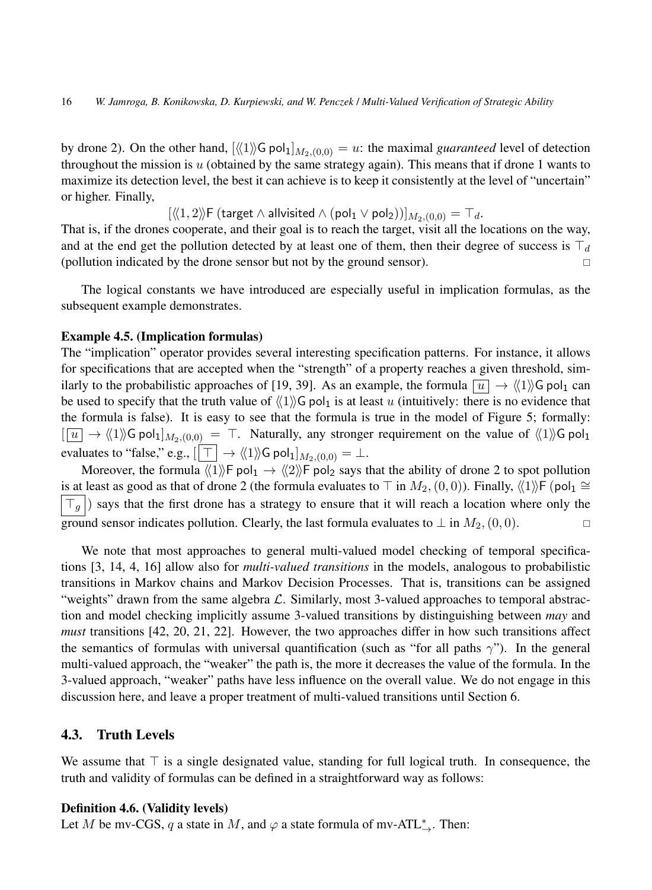by drone 2). On the other hand, $[\langle\langle 1\rangle\rangle \mathsf{G}\, \mathsf{pol}_1]_{M_2,(0,0)} = u$: the maximal *guaranteed* level of detection throughout the mission is $u$ (obtained by the same strategy again). This means that if drone 1 wants to maximize its detection level, the best it can achieve is to keep it consistently at the level of "uncertain" or higher. Finally,

$$[\langle\langle 1,2\rangle\rangle \mathsf{F}\, (\mathsf{target} \wedge \mathsf{allvisited} \wedge (\mathsf{pol}_1 \vee \mathsf{pol}_2))]_{M_2,(0,0)} = \top_d.$$

That is, if the drones cooperate, and their goal is to reach the target, visit all the locations on the way, and at the end get the pollution detected by at least one of them, then their degree of success is $\top_d$ (pollution indicated by the drone sensor but not by the ground sensor). □

The logical constants we have introduced are especially useful in implication formulas, as the subsequent example demonstrates.

**Example 4.5. (Implication formulas)**
The "implication" operator provides several interesting specification patterns. For instance, it allows for specifications that are accepted when the "strength" of a property reaches a given threshold, similarly to the probabilistic approaches of [19, 39]. As an example, the formula $\boxed{u} \to \langle\langle 1\rangle\rangle \mathsf{G}\, \mathsf{pol}_1$ can be used to specify that the truth value of $\langle\langle 1\rangle\rangle \mathsf{G}\, \mathsf{pol}_1$ is at least $u$ (intuitively: there is no evidence that the formula is false). It is easy to see that the formula is true in the model of Figure 5; formally: $[\boxed{u} \to \langle\langle 1\rangle\rangle \mathsf{G}\, \mathsf{pol}_1]_{M_2,(0,0)} = \top$. Naturally, any stronger requirement on the value of $\langle\langle 1\rangle\rangle \mathsf{G}\, \mathsf{pol}_1$ evaluates to "false," e.g., $[\boxed{\top} \to \langle\langle 1\rangle\rangle \mathsf{G}\, \mathsf{pol}_1]_{M_2,(0,0)} = \bot$.

Moreover, the formula $\langle\langle 1\rangle\rangle \mathsf{F}\, \mathsf{pol}_1 \to \langle\langle 2\rangle\rangle \mathsf{F}\, \mathsf{pol}_2$ says that the ability of drone 2 to spot pollution is at least as good as that of drone 2 (the formula evaluates to $\top$ in $M_2,(0,0)$). Finally, $\langle\langle 1\rangle\rangle \mathsf{F}\, (\mathsf{pol}_1 \cong \boxed{\top_g})$ says that the first drone has a strategy to ensure that it will reach a location where only the ground sensor indicates pollution. Clearly, the last formula evaluates to $\bot$ in $M_2,(0,0)$. □

We note that most approaches to general multi-valued model checking of temporal specifications [3, 14, 4, 16] allow also for *multi-valued transitions* in the models, analogous to probabilistic transitions in Markov chains and Markov Decision Processes. That is, transitions can be assigned "weights" drawn from the same algebra $\mathcal{L}$. Similarly, most 3-valued approaches to temporal abstraction and model checking implicitly assume 3-valued transitions by distinguishing between *may* and *must* transitions [42, 20, 21, 22]. However, the two approaches differ in how such transitions affect the semantics of formulas with universal quantification (such as "for all paths $\gamma$"). In the general multi-valued approach, the "weaker" the path is, the more it decreases the value of the formula. In the 3-valued approach, "weaker" paths have less influence on the overall value. We do not engage in this discussion here, and leave a proper treatment of multi-valued transitions until Section 6.

## 4.3. Truth Levels

We assume that $\top$ is a single designated value, standing for full logical truth. In consequence, the truth and validity of formulas can be defined in a straightforward way as follows:

**Definition 4.6. (Validity levels)**
Let $M$ be mv-CGS, $q$ a state in $M$, and $\varphi$ a state formula of mv-ATL$^*_{\to}$. Then: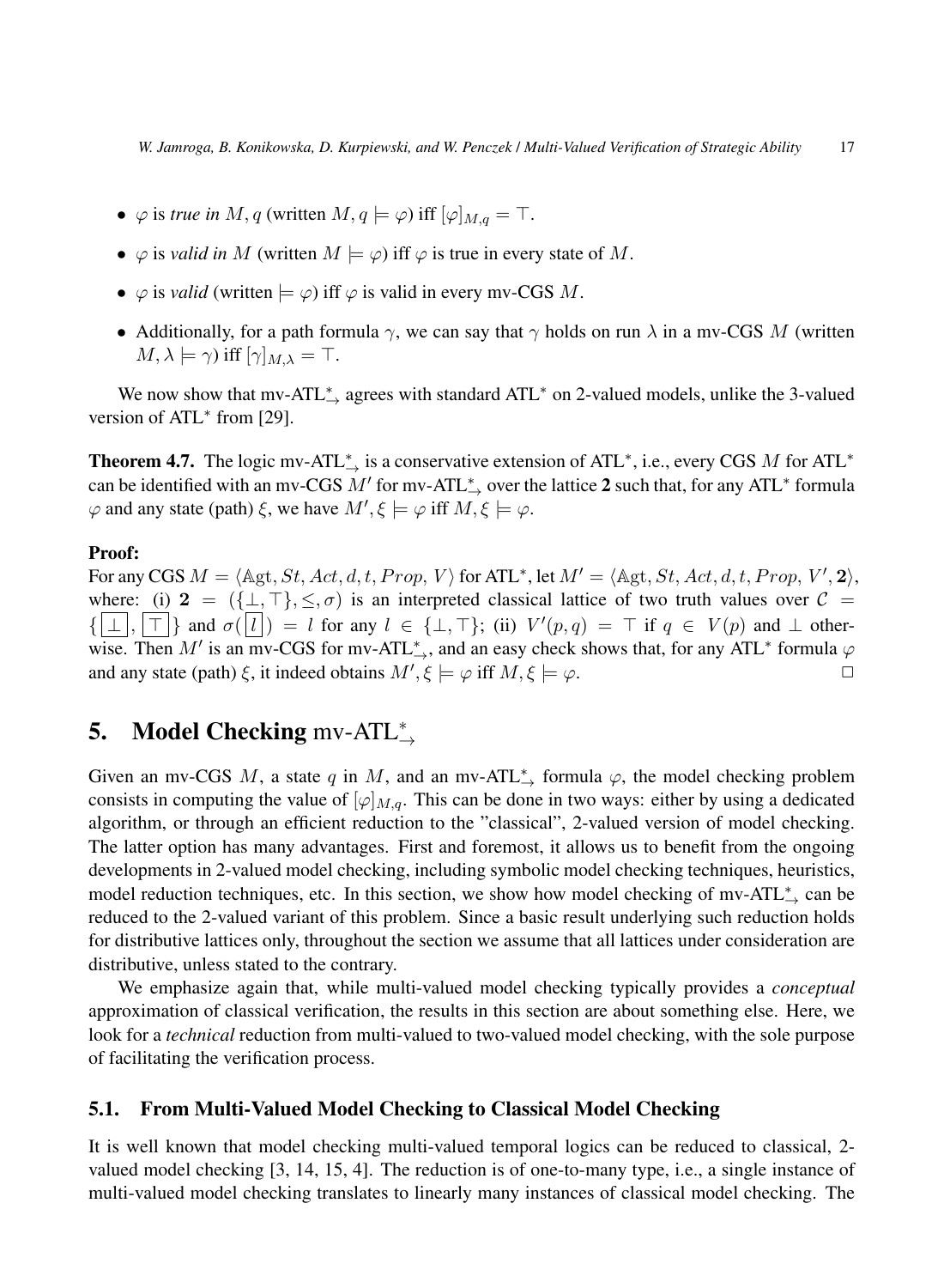- $\varphi$ is *true in* $M, q$ (written $M, q \models \varphi$) iff $[\varphi]_{M,q} = \top$.
- $\varphi$ is *valid in* $M$ (written $M \models \varphi$) iff $\varphi$ is true in every state of $M$.
- $\varphi$ is *valid* (written $\models \varphi$) iff $\varphi$ is valid in every mv-CGS $M$.
- Additionally, for a path formula $\gamma$, we can say that $\gamma$ holds on run $\lambda$ in a mv-CGS $M$ (written $M, \lambda \models \gamma$) iff $[\gamma]_{M,\lambda} = \top$.

We now show that mv-ATL$^*_\rightarrow$ agrees with standard ATL$^*$ on 2-valued models, unlike the 3-valued version of ATL$^*$ from [29].

**Theorem 4.7.** The logic mv-ATL$^*_\rightarrow$ is a conservative extension of ATL$^*$, i.e., every CGS $M$ for ATL$^*$ can be identified with an mv-CGS $M'$ for mv-ATL$^*_\rightarrow$ over the lattice **2** such that, for any ATL$^*$ formula $\varphi$ and any state (path) $\xi$, we have $M', \xi \models \varphi$ iff $M, \xi \models \varphi$.

**Proof:**
For any CGS $M = \langle \mathbb{A}\mathrm{gt}, St, Act, d, t, Prop, V \rangle$ for ATL$^*$, let $M' = \langle \mathbb{A}\mathrm{gt}, St, Act, d, t, Prop, V', \mathbf{2} \rangle$, where: (i) $\mathbf{2} = (\{\bot, \top\}, \leq, \sigma)$ is an interpreted classical lattice of two truth values over $\mathcal{C} = \{\boxed{\bot}, \boxed{\top}\}$ and $\sigma(\boxed{l}) = l$ for any $l \in \{\bot, \top\}$; (ii) $V'(p, q) = \top$ if $q \in V(p)$ and $\bot$ otherwise. Then $M'$ is an mv-CGS for mv-ATL$^*_\rightarrow$, and an easy check shows that, for any ATL$^*$ formula $\varphi$ and any state (path) $\xi$, it indeed obtains $M', \xi \models \varphi$ iff $M, \xi \models \varphi$. $\square$

## 5. Model Checking mv-ATL$^*_\rightarrow$

Given an mv-CGS $M$, a state $q$ in $M$, and an mv-ATL$^*_\rightarrow$ formula $\varphi$, the model checking problem consists in computing the value of $[\varphi]_{M,q}$. This can be done in two ways: either by using a dedicated algorithm, or through an efficient reduction to the "classical", 2-valued version of model checking. The latter option has many advantages. First and foremost, it allows us to benefit from the ongoing developments in 2-valued model checking, including symbolic model checking techniques, heuristics, model reduction techniques, etc. In this section, we show how model checking of mv-ATL$^*_\rightarrow$ can be reduced to the 2-valued variant of this problem. Since a basic result underlying such reduction holds for distributive lattices only, throughout the section we assume that all lattices under consideration are distributive, unless stated to the contrary.

We emphasize again that, while multi-valued model checking typically provides a *conceptual* approximation of classical verification, the results in this section are about something else. Here, we look for a *technical* reduction from multi-valued to two-valued model checking, with the sole purpose of facilitating the verification process.

### 5.1. From Multi-Valued Model Checking to Classical Model Checking

It is well known that model checking multi-valued temporal logics can be reduced to classical, 2-valued model checking [3, 14, 15, 4]. The reduction is of one-to-many type, i.e., a single instance of multi-valued model checking translates to linearly many instances of classical model checking. The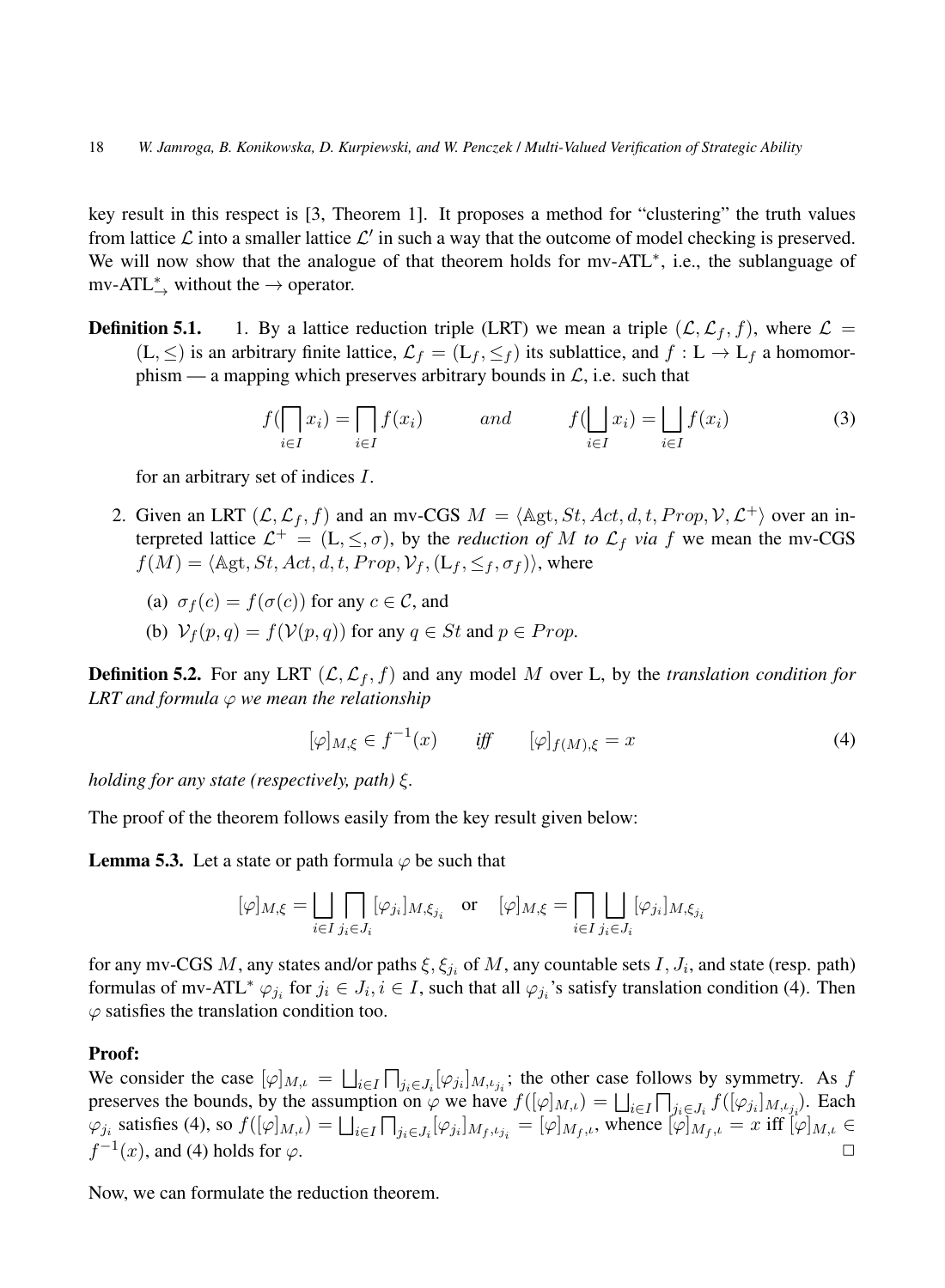key result in this respect is [3, Theorem 1]. It proposes a method for "clustering" the truth values from lattice $\mathcal{L}$ into a smaller lattice $\mathcal{L}'$ in such a way that the outcome of model checking is preserved. We will now show that the analogue of that theorem holds for mv-ATL$^*$, i.e., the sublanguage of mv-ATL$^*_\rightarrow$ without the $\rightarrow$ operator.

**Definition 5.1.**

1. By a lattice reduction triple (LRT) we mean a triple $(\mathcal{L}, \mathcal{L}_f, f)$, where $\mathcal{L} = (\mathrm{L}, \leq)$ is an arbitrary finite lattice, $\mathcal{L}_f = (\mathrm{L}_f, \leq_f)$ its sublattice, and $f : \mathrm{L} \to \mathrm{L}_f$ a homomorphism — a mapping which preserves arbitrary bounds in $\mathcal{L}$, i.e. such that

$$f(\bigsqcap_{i \in I} x_i) = \bigsqcap_{i \in I} f(x_i) \qquad and \qquad f(\bigsqcup_{i \in I} x_i) = \bigsqcup_{i \in I} f(x_i) \tag{3}$$

for an arbitrary set of indices $I$.

2. Given an LRT $(\mathcal{L}, \mathcal{L}_f, f)$ and an mv-CGS $M = \langle \mathbb{A}\mathrm{gt}, St, Act, d, t, Prop, \mathcal{V}, \mathcal{L}^+ \rangle$ over an interpreted lattice $\mathcal{L}^+ = (\mathrm{L}, \leq, \sigma)$, by the *reduction of $M$ to $\mathcal{L}_f$ via $f$* we mean the mv-CGS $f(M) = \langle \mathbb{A}\mathrm{gt}, St, Act, d, t, Prop, \mathcal{V}_f, (\mathrm{L}_f, \leq_f, \sigma_f) \rangle$, where

   (a) $\sigma_f(c) = f(\sigma(c))$ for any $c \in \mathcal{C}$, and

   (b) $\mathcal{V}_f(p, q) = f(\mathcal{V}(p, q))$ for any $q \in St$ and $p \in Prop$.

**Definition 5.2.** For any LRT $(\mathcal{L}, \mathcal{L}_f, f)$ and any model $M$ over L, by the *translation condition for LRT and formula $\varphi$ we mean the relationship*

$$[\varphi]_{M,\xi} \in f^{-1}(x) \qquad \textit{iff} \qquad [\varphi]_{f(M),\xi} = x \tag{4}$$

*holding for any state (respectively, path) $\xi$.*

The proof of the theorem follows easily from the key result given below:

**Lemma 5.3.** Let a state or path formula $\varphi$ be such that

$$[\varphi]_{M,\xi} = \bigsqcup_{i \in I} \bigsqcap_{j_i \in J_i} [\varphi_{j_i}]_{M,\xi_{j_i}} \quad \text{or} \quad [\varphi]_{M,\xi} = \bigsqcap_{i \in I} \bigsqcup_{j_i \in J_i} [\varphi_{j_i}]_{M,\xi_{j_i}}$$

for any mv-CGS $M$, any states and/or paths $\xi, \xi_{j_i}$ of $M$, any countable sets $I, J_i$, and state (resp. path) formulas of mv-ATL$^*$ $\varphi_{j_i}$ for $j_i \in J_i, i \in I$, such that all $\varphi_{j_i}$'s satisfy translation condition (4). Then $\varphi$ satisfies the translation condition too.

**Proof:**
We consider the case $[\varphi]_{M,\iota} = \bigsqcup_{i \in I} \bigsqcap_{j_i \in J_i} [\varphi_{j_i}]_{M,\iota_{j_i}}$; the other case follows by symmetry. As $f$ preserves the bounds, by the assumption on $\varphi$ we have $f([\varphi]_{M,\iota}) = \bigsqcup_{i \in I} \bigsqcap_{j_i \in J_i} f([\varphi_{j_i}]_{M,\iota_{j_i}})$. Each $\varphi_{j_i}$ satisfies (4), so $f([\varphi]_{M,\iota}) = \bigsqcup_{i \in I} \bigsqcap_{j_i \in J_i} [\varphi_{j_i}]_{M_f,\iota_{j_i}} = [\varphi]_{M_f,\iota}$, whence $[\varphi]_{M_f,\iota} = x$ iff $[\varphi]_{M,\iota} \in f^{-1}(x)$, and (4) holds for $\varphi$. □

Now, we can formulate the reduction theorem.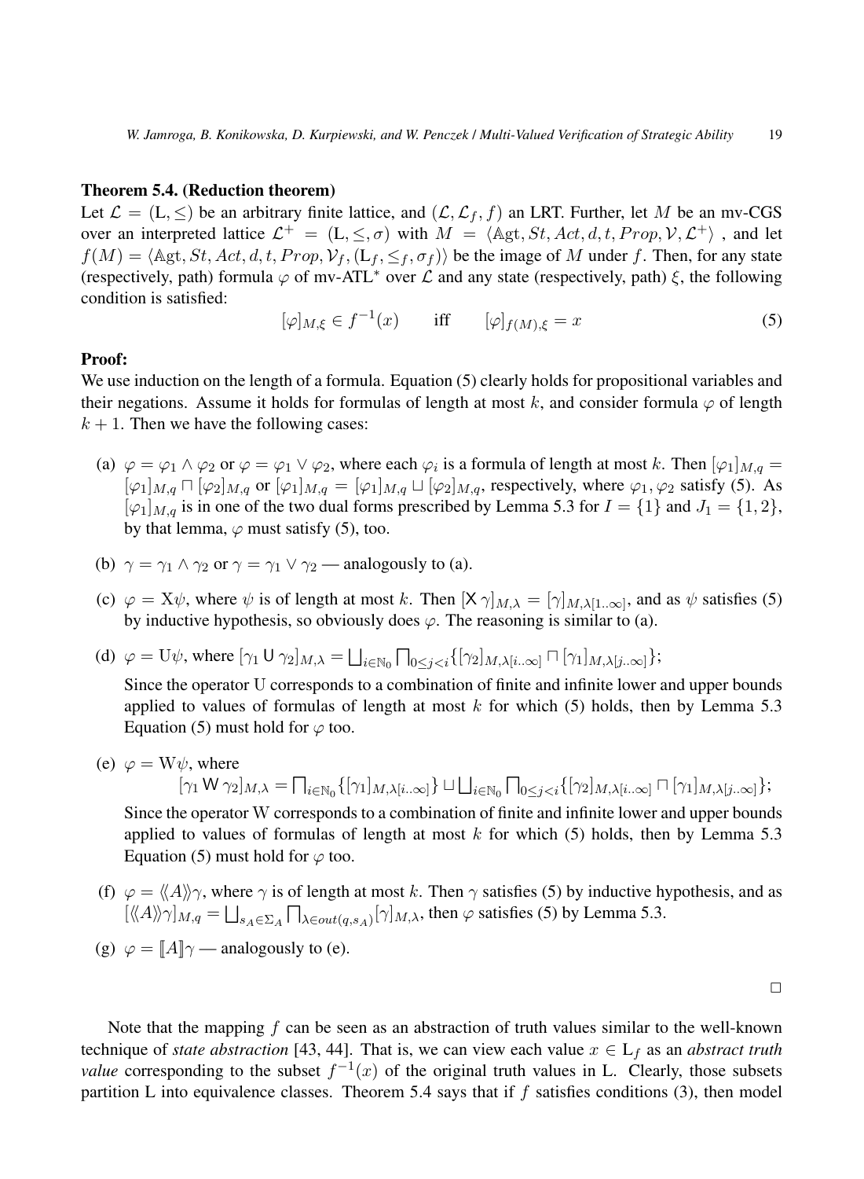**Theorem 5.4. (Reduction theorem)**

Let $\mathcal{L} = (\mathrm{L}, \leq)$ be an arbitrary finite lattice, and $(\mathcal{L}, \mathcal{L}_f, f)$ an LRT. Further, let $M$ be an mv-CGS over an interpreted lattice $\mathcal{L}^+ = (\mathrm{L}, \leq, \sigma)$ with $M = \langle \mathbb{A}\mathrm{gt}, St, Act, d, t, Prop, \mathcal{V}, \mathcal{L}^+ \rangle$ , and let $f(M) = \langle \mathbb{A}\mathrm{gt}, St, Act, d, t, Prop, \mathcal{V}_f, (\mathrm{L}_f, \leq_f, \sigma_f) \rangle$ be the image of $M$ under $f$. Then, for any state (respectively, path) formula $\varphi$ of mv-ATL* over $\mathcal{L}$ and any state (respectively, path) $\xi$, the following condition is satisfied:

$$[\varphi]_{M,\xi} \in f^{-1}(x) \qquad \text{iff} \qquad [\varphi]_{f(M),\xi} = x \tag{5}$$

**Proof:**

We use induction on the length of a formula. Equation (5) clearly holds for propositional variables and their negations. Assume it holds for formulas of length at most $k$, and consider formula $\varphi$ of length $k + 1$. Then we have the following cases:

(a) $\varphi = \varphi_1 \wedge \varphi_2$ or $\varphi = \varphi_1 \vee \varphi_2$, where each $\varphi_i$ is a formula of length at most $k$. Then $[\varphi_1]_{M,q} = [\varphi_1]_{M,q} \sqcap [\varphi_2]_{M,q}$ or $[\varphi_1]_{M,q} = [\varphi_1]_{M,q} \sqcup [\varphi_2]_{M,q}$, respectively, where $\varphi_1, \varphi_2$ satisfy (5). As $[\varphi_1]_{M,q}$ is in one of the two dual forms prescribed by Lemma 5.3 for $I = \{1\}$ and $J_1 = \{1, 2\}$, by that lemma, $\varphi$ must satisfy (5), too.

(b) $\gamma = \gamma_1 \wedge \gamma_2$ or $\gamma = \gamma_1 \vee \gamma_2$ — analogously to (a).

(c) $\varphi = \mathrm{X}\psi$, where $\psi$ is of length at most $k$. Then $[\mathsf{X}\, \gamma]_{M,\lambda} = [\gamma]_{M,\lambda[1..\infty]}$, and as $\psi$ satisfies (5) by inductive hypothesis, so obviously does $\varphi$. The reasoning is similar to (a).

(d) $\varphi = \mathrm{U}\psi$, where $[\gamma_1 \, \mathsf{U} \, \gamma_2]_{M,\lambda} = \bigsqcup_{i \in \mathbb{N}_0} \bigsqcap_{0 \leq j < i} \{[\gamma_2]_{M,\lambda[i..\infty]} \sqcap [\gamma_1]_{M,\lambda[j..\infty]}\}$;

Since the operator U corresponds to a combination of finite and infinite lower and upper bounds applied to values of formulas of length at most $k$ for which (5) holds, then by Lemma 5.3 Equation (5) must hold for $\varphi$ too.

(e) $\varphi = \mathrm{W}\psi$, where

$$[\gamma_1 \, \mathsf{W} \, \gamma_2]_{M,\lambda} = \bigsqcap_{i \in \mathbb{N}_0} \{[\gamma_1]_{M,\lambda[i..\infty]}\} \sqcup \bigsqcup_{i \in \mathbb{N}_0} \bigsqcap_{0 \leq j < i} \{[\gamma_2]_{M,\lambda[i..\infty]} \sqcap [\gamma_1]_{M,\lambda[j..\infty]}\};$$

Since the operator W corresponds to a combination of finite and infinite lower and upper bounds applied to values of formulas of length at most $k$ for which (5) holds, then by Lemma 5.3 Equation (5) must hold for $\varphi$ too.

(f) $\varphi = \langle\!\langle A \rangle\!\rangle \gamma$, where $\gamma$ is of length at most $k$. Then $\gamma$ satisfies (5) by inductive hypothesis, and as $[\langle\!\langle A \rangle\!\rangle \gamma]_{M,q} = \bigsqcup_{s_A \in \Sigma_A} \bigsqcap_{\lambda \in out(q,s_A)} [\gamma]_{M,\lambda}$, then $\varphi$ satisfies (5) by Lemma 5.3.

(g) $\varphi = [\![A]\!]\gamma$ — analogously to (e).

$\square$

Note that the mapping $f$ can be seen as an abstraction of truth values similar to the well-known technique of *state abstraction* [43, 44]. That is, we can view each value $x \in \mathrm{L}_f$ as an *abstract truth value* corresponding to the subset $f^{-1}(x)$ of the original truth values in L. Clearly, those subsets partition L into equivalence classes. Theorem 5.4 says that if $f$ satisfies conditions (3), then model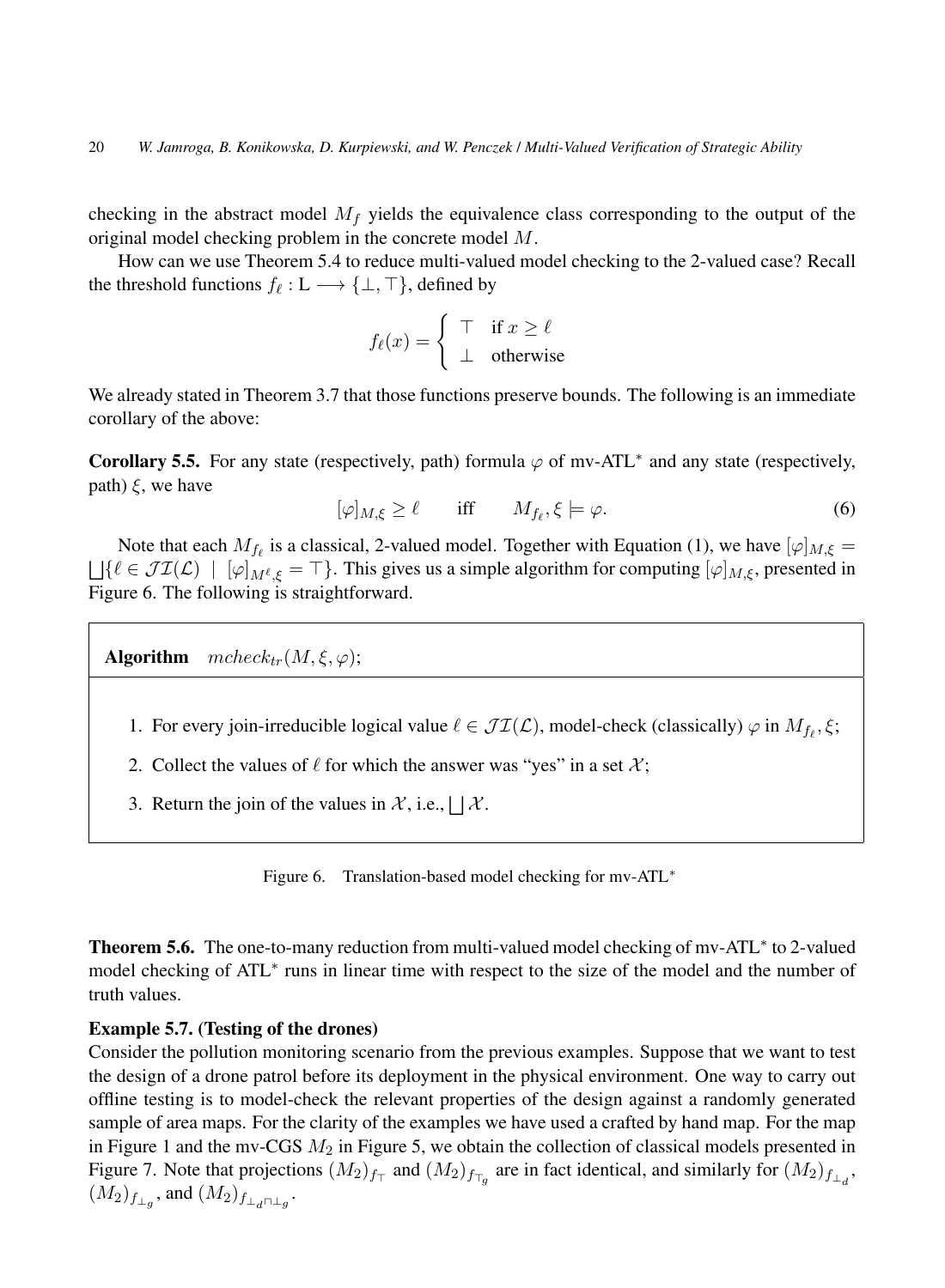checking in the abstract model $M_f$ yields the equivalence class corresponding to the output of the original model checking problem in the concrete model $M$.

How can we use Theorem 5.4 to reduce multi-valued model checking to the 2-valued case? Recall the threshold functions $f_\ell : \mathrm{L} \longrightarrow \{\bot, \top\}$, defined by

$$f_\ell(x) = \begin{cases} \top & \text{if } x \geq \ell \\ \bot & \text{otherwise} \end{cases}$$

We already stated in Theorem 3.7 that those functions preserve bounds. The following is an immediate corollary of the above:

**Corollary 5.5.** For any state (respectively, path) formula $\varphi$ of mv-ATL* and any state (respectively, path) $\xi$, we have

$$[\varphi]_{M,\xi} \geq \ell \qquad \text{iff} \qquad M_{f_\ell}, \xi \models \varphi. \tag{6}$$

Note that each $M_{f_\ell}$ is a classical, 2-valued model. Together with Equation (1), we have $[\varphi]_{M,\xi} = \bigsqcup\{\ell \in \mathcal{JI}(\mathcal{L}) \mid [\varphi]_{M^\ell,\xi} = \top\}$. This gives us a simple algorithm for computing $[\varphi]_{M,\xi}$, presented in Figure 6. The following is straightforward.

**Algorithm** $\quad mcheck_{tr}(M, \xi, \varphi)$;

1. For every join-irreducible logical value $\ell \in \mathcal{JI}(\mathcal{L})$, model-check (classically) $\varphi$ in $M_{f_\ell}, \xi$;
2. Collect the values of $\ell$ for which the answer was "yes" in a set $\mathcal{X}$;
3. Return the join of the values in $\mathcal{X}$, i.e., $\bigsqcup \mathcal{X}$.

Figure 6. Translation-based model checking for mv-ATL*

**Theorem 5.6.** The one-to-many reduction from multi-valued model checking of mv-ATL* to 2-valued model checking of ATL* runs in linear time with respect to the size of the model and the number of truth values.

**Example 5.7. (Testing of the drones)**
Consider the pollution monitoring scenario from the previous examples. Suppose that we want to test the design of a drone patrol before its deployment in the physical environment. One way to carry out offline testing is to model-check the relevant properties of the design against a randomly generated sample of area maps. For the clarity of the examples we have used a crafted by hand map. For the map in Figure 1 and the mv-CGS $M_2$ in Figure 5, we obtain the collection of classical models presented in Figure 7. Note that projections $(M_2)_{f_\top}$ and $(M_2)_{f_{\top_g}}$ are in fact identical, and similarly for $(M_2)_{f_{\bot_d}}$, $(M_2)_{f_{\bot_g}}$, and $(M_2)_{f_{\bot_d \sqcap \bot_g}}$.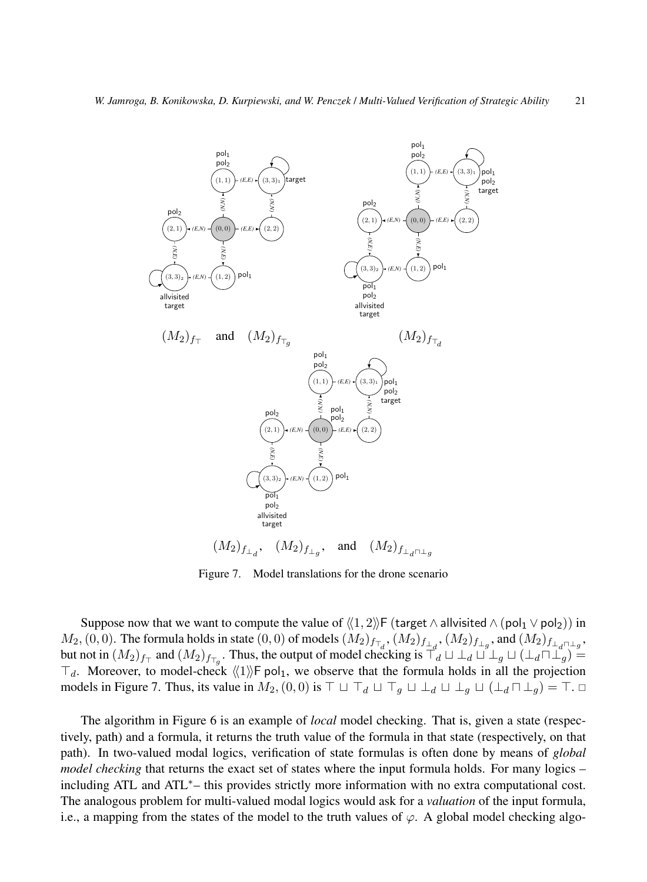$(M_2)_{f_\top}$ and $(M_2)_{f_{\top_g}}$

$(M_2)_{f_{\top_d}}$

$(M_2)_{f_{\bot_d}}$, $(M_2)_{f_{\bot_g}}$, and $(M_2)_{f_{\bot_d \sqcap \bot_g}}$

Figure 7. Model translations for the drone scenario

Suppose now that we want to compute the value of $\langle\langle 1,2\rangle\rangle \mathrm{F}\,(\mathsf{target} \wedge \mathsf{allvisited} \wedge (\mathsf{pol}_1 \vee \mathsf{pol}_2))$ in $M_2,(0,0)$. The formula holds in state $(0,0)$ of models $(M_2)_{f_{\top_d}}$, $(M_2)_{f_{\bot_d}}$, $(M_2)_{f_{\bot_g}}$, and $(M_2)_{f_{\bot_d \sqcap \bot_g}}$, but not in $(M_2)_{f_\top}$ and $(M_2)_{f_{\top_g}}$. Thus, the output of model checking is $\top_d \sqcup \bot_d \sqcup \bot_g \sqcup (\bot_d \sqcap \bot_g) = \top_d$. Moreover, to model-check $\langle\langle 1\rangle\rangle \mathrm{F}\,\mathsf{pol}_1$, we observe that the formula holds in all the projection models in Figure 7. Thus, its value in $M_2,(0,0)$ is $\top \sqcup \top_d \sqcup \top_g \sqcup \bot_d \sqcup \bot_g \sqcup (\bot_d \sqcap \bot_g) = \top$. □

The algorithm in Figure 6 is an example of *local* model checking. That is, given a state (respectively, path) and a formula, it returns the truth value of the formula in that state (respectively, on that path). In two-valued modal logics, verification of state formulas is often done by means of *global model checking* that returns the exact set of states where the input formula holds. For many logics – including ATL and ATL*– this provides strictly more information with no extra computational cost. The analogous problem for multi-valued modal logics would ask for a *valuation* of the input formula, i.e., a mapping from the states of the model to the truth values of $\varphi$. A global model checking algo-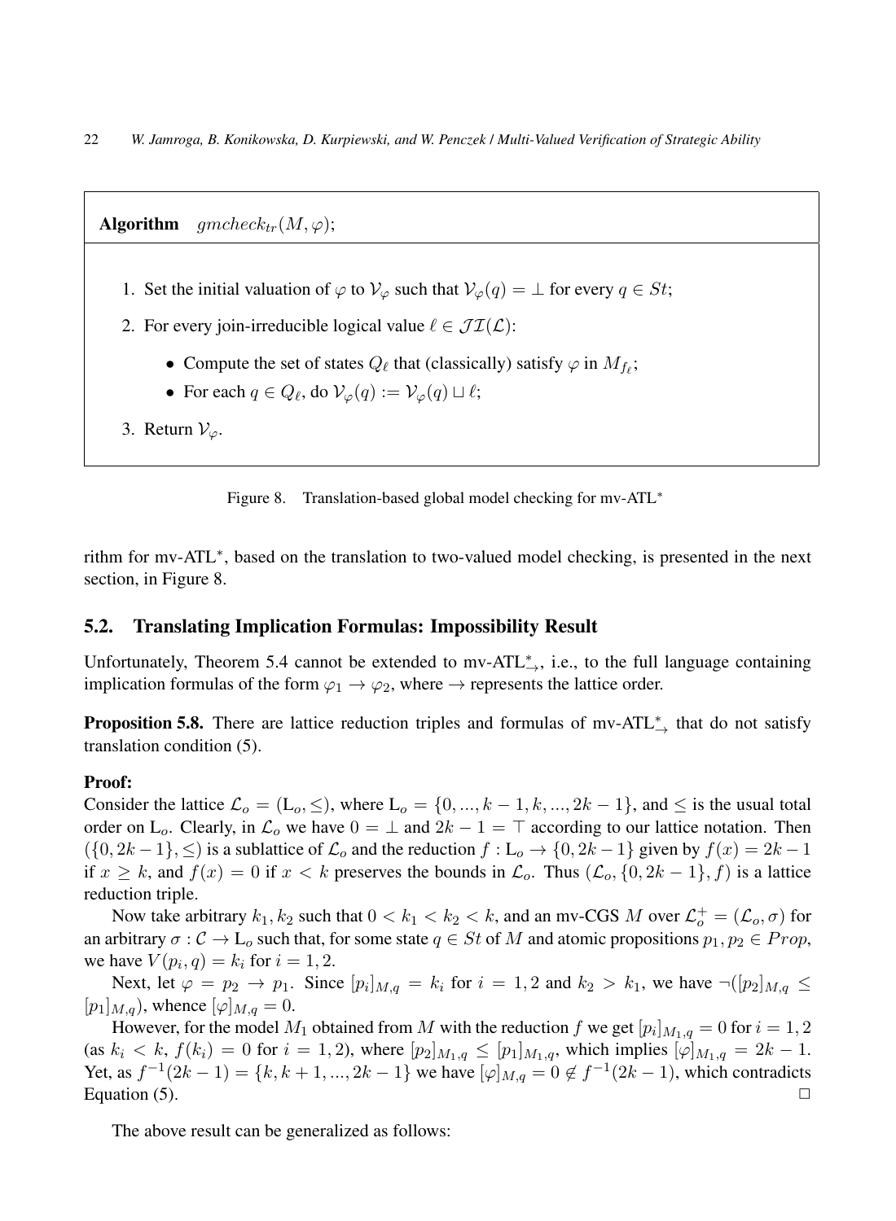**Algorithm** $gmcheck_{tr}(M, \varphi)$;

1. Set the initial valuation of $\varphi$ to $\mathcal{V}_\varphi$ such that $\mathcal{V}_\varphi(q) = \bot$ for every $q \in St$;
2. For every join-irreducible logical value $\ell \in \mathcal{JI}(\mathcal{L})$:
   - Compute the set of states $Q_\ell$ that (classically) satisfy $\varphi$ in $M_{f_\ell}$;
   - For each $q \in Q_\ell$, do $\mathcal{V}_\varphi(q) := \mathcal{V}_\varphi(q) \sqcup \ell$;
3. Return $\mathcal{V}_\varphi$.

Figure 8. Translation-based global model checking for mv-ATL$^*$

rithm for mv-ATL$^*$, based on the translation to two-valued model checking, is presented in the next section, in Figure 8.

## 5.2. Translating Implication Formulas: Impossibility Result

Unfortunately, Theorem 5.4 cannot be extended to mv-ATL$^*_\rightarrow$, i.e., to the full language containing implication formulas of the form $\varphi_1 \rightarrow \varphi_2$, where $\rightarrow$ represents the lattice order.

**Proposition 5.8.** There are lattice reduction triples and formulas of mv-ATL$^*_\rightarrow$ that do not satisfy translation condition (5).

**Proof:**
Consider the lattice $\mathcal{L}_o = (\mathrm{L}_o, \leq)$, where $\mathrm{L}_o = \{0, ..., k-1, k, ..., 2k-1\}$, and $\leq$ is the usual total order on $\mathrm{L}_o$. Clearly, in $\mathcal{L}_o$ we have $0 = \bot$ and $2k-1 = \top$ according to our lattice notation. Then $(\{0, 2k-1\}, \leq)$ is a sublattice of $\mathcal{L}_o$ and the reduction $f : \mathrm{L}_o \rightarrow \{0, 2k-1\}$ given by $f(x) = 2k-1$ if $x \geq k$, and $f(x) = 0$ if $x < k$ preserves the bounds in $\mathcal{L}_o$. Thus $(\mathcal{L}_o, \{0, 2k-1\}, f)$ is a lattice reduction triple.

Now take arbitrary $k_1, k_2$ such that $0 < k_1 < k_2 < k$, and an mv-CGS $M$ over $\mathcal{L}_o^+ = (\mathcal{L}_o, \sigma)$ for an arbitrary $\sigma : \mathcal{C} \rightarrow \mathrm{L}_o$ such that, for some state $q \in St$ of $M$ and atomic propositions $p_1, p_2 \in Prop$, we have $V(p_i, q) = k_i$ for $i = 1, 2$.

Next, let $\varphi = p_2 \rightarrow p_1$. Since $[p_i]_{M,q} = k_i$ for $i = 1, 2$ and $k_2 > k_1$, we have $\neg([p_2]_{M,q} \leq [p_1]_{M,q})$, whence $[\varphi]_{M,q} = 0$.

However, for the model $M_1$ obtained from $M$ with the reduction $f$ we get $[p_i]_{M_1,q} = 0$ for $i = 1, 2$ (as $k_i < k$, $f(k_i) = 0$ for $i = 1, 2$), where $[p_2]_{M_1,q} \leq [p_1]_{M_1,q}$, which implies $[\varphi]_{M_1,q} = 2k-1$. Yet, as $f^{-1}(2k-1) = \{k, k+1, ..., 2k-1\}$ we have $[\varphi]_{M,q} = 0 \notin f^{-1}(2k-1)$, which contradicts Equation (5). $\square$

The above result can be generalized as follows: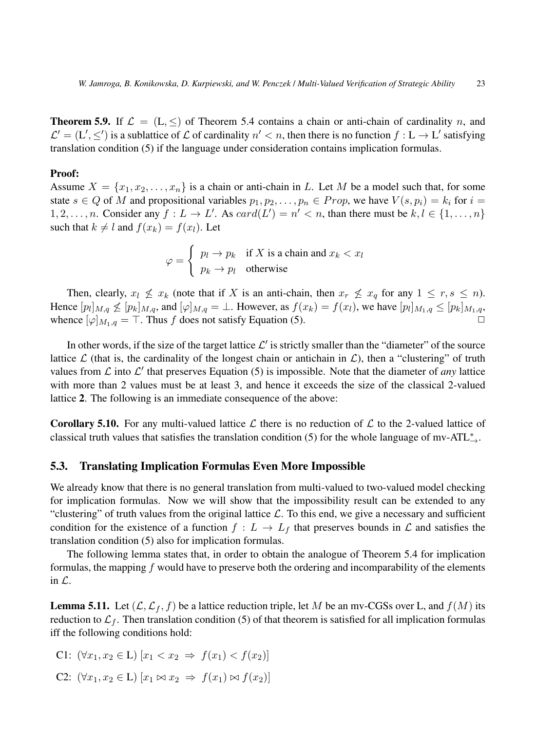**Theorem 5.9.** If $\mathcal{L} = (\mathrm{L}, \leq)$ of Theorem 5.4 contains a chain or anti-chain of cardinality $n$, and $\mathcal{L}' = (\mathrm{L}', \leq')$ is a sublattice of $\mathcal{L}$ of cardinality $n' < n$, then there is no function $f : \mathrm{L} \to \mathrm{L}'$ satisfying translation condition (5) if the language under consideration contains implication formulas.

**Proof:**
Assume $X = \{x_1, x_2, \dots, x_n\}$ is a chain or anti-chain in $L$. Let $M$ be a model such that, for some state $s \in Q$ of $M$ and propositional variables $p_1, p_2, \dots, p_n \in Prop$, we have $V(s, p_i) = k_i$ for $i = 1, 2, \dots, n$. Consider any $f : L \to L'$. As $card(L') = n' < n$, than there must be $k, l \in \{1, \dots, n\}$ such that $k \neq l$ and $f(x_k) = f(x_l)$. Let

$$\varphi = \begin{cases} p_l \to p_k & \text{if } X \text{ is a chain and } x_k < x_l \\ p_k \to p_l & \text{otherwise} \end{cases}$$

Then, clearly, $x_l \not\leq x_k$ (note that if $X$ is an anti-chain, then $x_r \not\leq x_q$ for any $1 \leq r, s \leq n$). Hence $[p_l]_{M,q} \not\leq [p_k]_{M,q}$, and $[\varphi]_{M,q} = \bot$. However, as $f(x_k) = f(x_l)$, we have $[p_l]_{M_1,q} \leq [p_k]_{M_1,q}$, whence $[\varphi]_{M_1,q} = \top$. Thus $f$ does not satisfy Equation (5). □

In other words, if the size of the target lattice $\mathcal{L}'$ is strictly smaller than the "diameter" of the source lattice $\mathcal{L}$ (that is, the cardinality of the longest chain or antichain in $\mathcal{L}$), then a "clustering" of truth values from $\mathcal{L}$ into $\mathcal{L}'$ that preserves Equation (5) is impossible. Note that the diameter of *any* lattice with more than 2 values must be at least 3, and hence it exceeds the size of the classical 2-valued lattice **2**. The following is an immediate consequence of the above:

**Corollary 5.10.** For any multi-valued lattice $\mathcal{L}$ there is no reduction of $\mathcal{L}$ to the 2-valued lattice of classical truth values that satisfies the translation condition (5) for the whole language of mv-ATL$^*_{\to}$.

### 5.3. Translating Implication Formulas Even More Impossible

We already know that there is no general translation from multi-valued to two-valued model checking for implication formulas. Now we will show that the impossibility result can be extended to any "clustering" of truth values from the original lattice $\mathcal{L}$. To this end, we give a necessary and sufficient condition for the existence of a function $f : L \to L_f$ that preserves bounds in $\mathcal{L}$ and satisfies the translation condition (5) also for implication formulas.

The following lemma states that, in order to obtain the analogue of Theorem 5.4 for implication formulas, the mapping $f$ would have to preserve both the ordering and incomparability of the elements in $\mathcal{L}$.

**Lemma 5.11.** Let $(\mathcal{L}, \mathcal{L}_f, f)$ be a lattice reduction triple, let $M$ be an mv-CGSs over L, and $f(M)$ its reduction to $\mathcal{L}_f$. Then translation condition (5) of that theorem is satisfied for all implication formulas iff the following conditions hold:

C1: $(\forall x_1, x_2 \in \mathrm{L})\, [x_1 < x_2 \;\Rightarrow\; f(x_1) < f(x_2)]$

C2: $(\forall x_1, x_2 \in \mathrm{L})\, [x_1 \bowtie x_2 \;\Rightarrow\; f(x_1) \bowtie f(x_2)]$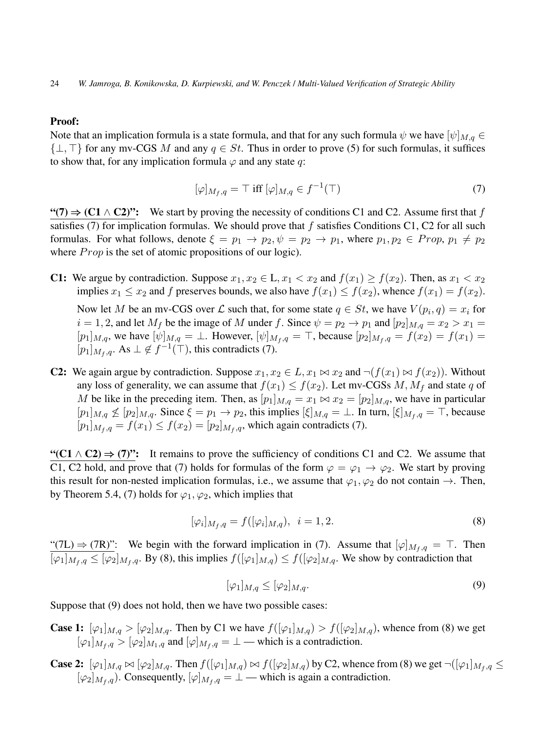**Proof:**
Note that an implication formula is a state formula, and that for any such formula $\psi$ we have $[\psi]_{M,q} \in \{\bot, \top\}$ for any mv-CGS $M$ and any $q \in St$. Thus in order to prove (5) for such formulas, it suffices to show that, for any implication formula $\varphi$ and any state $q$:

$$[\varphi]_{M_f,q} = \top \text{ iff } [\varphi]_{M,q} \in f^{-1}(\top) \tag{7}$$

<u>"(7) ⇒ (C1 ∧ C2)":</u> We start by proving the necessity of conditions C1 and C2. Assume first that $f$ satisfies (7) for implication formulas. We should prove that $f$ satisfies Conditions C1, C2 for all such formulas. For what follows, denote $\xi = p_1 \to p_2, \psi = p_2 \to p_1$, where $p_1, p_2 \in Prop$, $p_1 \neq p_2$ where $Prop$ is the set of atomic propositions of our logic).

**C1:** We argue by contradiction. Suppose $x_1, x_2 \in \mathrm{L}, x_1 < x_2$ and $f(x_1) \geq f(x_2)$. Then, as $x_1 < x_2$ implies $x_1 \leq x_2$ and $f$ preserves bounds, we also have $f(x_1) \leq f(x_2)$, whence $f(x_1) = f(x_2)$.

Now let $M$ be an mv-CGS over $\mathcal{L}$ such that, for some state $q \in St$, we have $V(p_i, q) = x_i$ for $i = 1, 2$, and let $M_f$ be the image of $M$ under $f$. Since $\psi = p_2 \to p_1$ and $[p_2]_{M,q} = x_2 > x_1 = [p_1]_{M,q}$, we have $[\psi]_{M,q} = \bot$. However, $[\psi]_{M_f,q} = \top$, because $[p_2]_{M_f,q} = f(x_2) = f(x_1) = [p_1]_{M_f,q}$. As $\bot \notin f^{-1}(\top)$, this contradicts (7).

**C2:** We again argue by contradiction. Suppose $x_1, x_2 \in L, x_1 \bowtie x_2$ and $\neg(f(x_1) \bowtie f(x_2))$. Without any loss of generality, we can assume that $f(x_1) \leq f(x_2)$. Let mv-CGSs $M, M_f$ and state $q$ of $M$ be like in the preceding item. Then, as $[p_1]_{M,q} = x_1 \bowtie x_2 = [p_2]_{M,q}$, we have in particular $[p_1]_{M,q} \not\leq [p_2]_{M,q}$. Since $\xi = p_1 \to p_2$, this implies $[\xi]_{M,q} = \bot$. In turn, $[\xi]_{M_f,q} = \top$, because $[p_1]_{M_f,q} = f(x_1) \leq f(x_2) = [p_2]_{M_f,q}$, which again contradicts (7).

<u>"(C1 ∧ C2) ⇒ (7)":</u> It remains to prove the sufficiency of conditions C1 and C2. We assume that C1, C2 hold, and prove that (7) holds for formulas of the form $\varphi = \varphi_1 \to \varphi_2$. We start by proving this result for non-nested implication formulas, i.e., we assume that $\varphi_1, \varphi_2$ do not contain $\to$. Then, by Theorem 5.4, (7) holds for $\varphi_1, \varphi_2$, which implies that

$$[\varphi_i]_{M_f,q} = f([\varphi_i]_{M,q}), \;\; i = 1, 2. \tag{8}$$

<u>"(7L) ⇒ (7R)":</u> We begin with the forward implication in (7). Assume that $[\varphi]_{M_f,q} = \top$. Then $[\varphi_1]_{M_f,q} \leq [\varphi_2]_{M_f,q}$. By (8), this implies $f([\varphi_1]_{M,q}) \leq f([\varphi_2]_{M,q}$. We show by contradiction that

$$[\varphi_1]_{M,q} \leq [\varphi_2]_{M,q}. \tag{9}$$

Suppose that (9) does not hold, then we have two possible cases:

**Case 1:** $[\varphi_1]_{M,q} > [\varphi_2]_{M,q}$. Then by C1 we have $f([\varphi_1]_{M,q}) > f([\varphi_2]_{M,q})$, whence from (8) we get $[\varphi_1]_{M_f,q} > [\varphi_2]_{M_1,q}$ and $[\varphi]_{M_f,q} = \bot$ — which is a contradiction.

**Case 2:** $[\varphi_1]_{M,q} \bowtie [\varphi_2]_{M,q}$. Then $f([\varphi_1]_{M,q}) \bowtie f([\varphi_2]_{M,q})$ by C2, whence from (8) we get $\neg([\varphi_1]_{M_f,q} \leq [\varphi_2]_{M_f,q})$. Consequently, $[\varphi]_{M_f,q} = \bot$ — which is again a contradiction.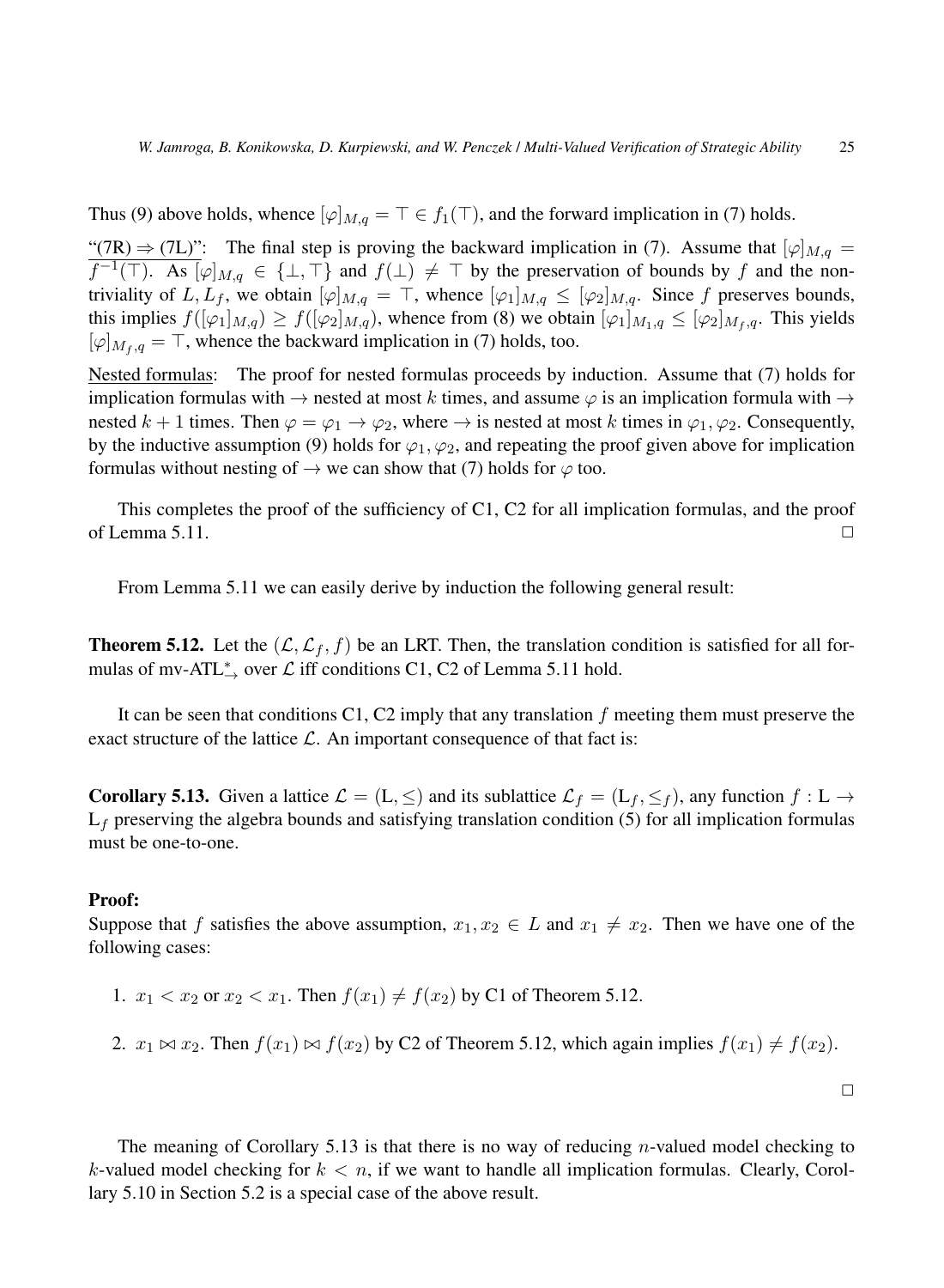Thus (9) above holds, whence $[\varphi]_{M,q} = \top \in f_1(\top)$, and the forward implication in (7) holds.

<u>"(7R) ⇒ (7L)"</u>: The final step is proving the backward implication in (7). Assume that $[\varphi]_{M,q} = f^{-1}(\top)$. As $[\varphi]_{M,q} \in \{\bot, \top\}$ and $f(\bot) \neq \top$ by the preservation of bounds by $f$ and the non-triviality of $L, L_f$, we obtain $[\varphi]_{M,q} = \top$, whence $[\varphi_1]_{M,q} \leq [\varphi_2]_{M,q}$. Since $f$ preserves bounds, this implies $f([\varphi_1]_{M,q}) \geq f([\varphi_2]_{M,q})$, whence from (8) we obtain $[\varphi_1]_{M_1,q} \leq [\varphi_2]_{M_f,q}$. This yields $[\varphi]_{M_f,q} = \top$, whence the backward implication in (7) holds, too.

<u>Nested formulas</u>: The proof for nested formulas proceeds by induction. Assume that (7) holds for implication formulas with $\rightarrow$ nested at most $k$ times, and assume $\varphi$ is an implication formula with $\rightarrow$ nested $k+1$ times. Then $\varphi = \varphi_1 \rightarrow \varphi_2$, where $\rightarrow$ is nested at most $k$ times in $\varphi_1, \varphi_2$. Consequently, by the inductive assumption (9) holds for $\varphi_1, \varphi_2$, and repeating the proof given above for implication formulas without nesting of $\rightarrow$ we can show that (7) holds for $\varphi$ too.

This completes the proof of the sufficiency of C1, C2 for all implication formulas, and the proof of Lemma 5.11. □

From Lemma 5.11 we can easily derive by induction the following general result:

**Theorem 5.12.** Let the $(\mathcal{L}, \mathcal{L}_f, f)$ be an LRT. Then, the translation condition is satisfied for all formulas of mv-ATL$^*_\rightarrow$ over $\mathcal{L}$ iff conditions C1, C2 of Lemma 5.11 hold.

It can be seen that conditions C1, C2 imply that any translation $f$ meeting them must preserve the exact structure of the lattice $\mathcal{L}$. An important consequence of that fact is:

**Corollary 5.13.** Given a lattice $\mathcal{L} = (\mathrm{L}, \leq)$ and its sublattice $\mathcal{L}_f = (\mathrm{L}_f, \leq_f)$, any function $f : \mathrm{L} \rightarrow \mathrm{L}_f$ preserving the algebra bounds and satisfying translation condition (5) for all implication formulas must be one-to-one.

**Proof:**
Suppose that $f$ satisfies the above assumption, $x_1, x_2 \in L$ and $x_1 \neq x_2$. Then we have one of the following cases:

1. $x_1 < x_2$ or $x_2 < x_1$. Then $f(x_1) \neq f(x_2)$ by C1 of Theorem 5.12.

2. $x_1 \bowtie x_2$. Then $f(x_1) \bowtie f(x_2)$ by C2 of Theorem 5.12, which again implies $f(x_1) \neq f(x_2)$.

□

The meaning of Corollary 5.13 is that there is no way of reducing $n$-valued model checking to $k$-valued model checking for $k < n$, if we want to handle all implication formulas. Clearly, Corollary 5.10 in Section 5.2 is a special case of the above result.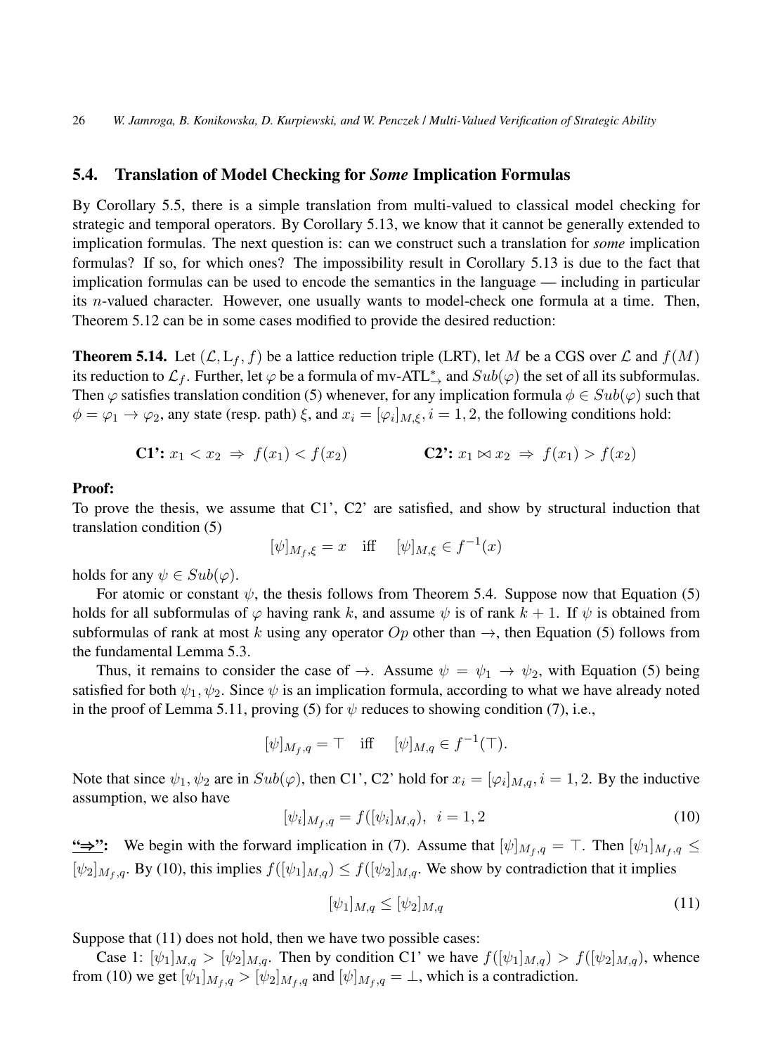### 5.4. Translation of Model Checking for *Some* Implication Formulas

By Corollary 5.5, there is a simple translation from multi-valued to classical model checking for strategic and temporal operators. By Corollary 5.13, we know that it cannot be generally extended to implication formulas. The next question is: can we construct such a translation for *some* implication formulas? If so, for which ones? The impossibility result in Corollary 5.13 is due to the fact that implication formulas can be used to encode the semantics in the language — including in particular its $n$-valued character. However, one usually wants to model-check one formula at a time. Then, Theorem 5.12 can be in some cases modified to provide the desired reduction:

**Theorem 5.14.** Let $(\mathcal{L}, \mathrm{L}_f, f)$ be a lattice reduction triple (LRT), let $M$ be a CGS over $\mathcal{L}$ and $f(M)$ its reduction to $\mathcal{L}_f$. Further, let $\varphi$ be a formula of mv-ATL$^*_{\rightarrow}$ and $Sub(\varphi)$ the set of all its subformulas. Then $\varphi$ satisfies translation condition (5) whenever, for any implication formula $\phi \in Sub(\varphi)$ such that $\phi = \varphi_1 \rightarrow \varphi_2$, any state (resp. path) $\xi$, and $x_i = [\varphi_i]_{M,\xi}, i = 1, 2$, the following conditions hold:

$$\textbf{C1':}\ x_1 < x_2 \ \Rightarrow\ f(x_1) < f(x_2) \qquad\qquad \textbf{C2':}\ x_1 \bowtie x_2 \ \Rightarrow\ f(x_1) > f(x_2)$$

**Proof:**
To prove the thesis, we assume that C1', C2' are satisfied, and show by structural induction that translation condition (5)

$$[\psi]_{M_f,\xi} = x \quad \text{iff} \quad [\psi]_{M,\xi} \in f^{-1}(x)$$

holds for any $\psi \in Sub(\varphi)$.

For atomic or constant $\psi$, the thesis follows from Theorem 5.4. Suppose now that Equation (5) holds for all subformulas of $\varphi$ having rank $k$, and assume $\psi$ is of rank $k+1$. If $\psi$ is obtained from subformulas of rank at most $k$ using any operator $Op$ other than $\rightarrow$, then Equation (5) follows from the fundamental Lemma 5.3.

Thus, it remains to consider the case of $\rightarrow$. Assume $\psi = \psi_1 \rightarrow \psi_2$, with Equation (5) being satisfied for both $\psi_1, \psi_2$. Since $\psi$ is an implication formula, according to what we have already noted in the proof of Lemma 5.11, proving (5) for $\psi$ reduces to showing condition (7), i.e.,

$$[\psi]_{M_f,q} = \top \quad \text{iff} \quad [\psi]_{M,q} \in f^{-1}(\top).$$

Note that since $\psi_1, \psi_2$ are in $Sub(\varphi)$, then C1', C2' hold for $x_i = [\varphi_i]_{M,q}, i = 1, 2$. By the inductive assumption, we also have

$$[\psi_i]_{M_f,q} = f([\psi_i]_{M,q}), \ \ i = 1, 2 \tag{10}$$

**"⇒":** We begin with the forward implication in (7). Assume that $[\psi]_{M_f,q} = \top$. Then $[\psi_1]_{M_f,q} \leq [\psi_2]_{M_f,q}$. By (10), this implies $f([\psi_1]_{M,q}) \leq f([\psi_2]_{M,q}$. We show by contradiction that it implies

$$[\psi_1]_{M,q} \leq [\psi_2]_{M,q} \tag{11}$$

Suppose that (11) does not hold, then we have two possible cases:

Case 1: $[\psi_1]_{M,q} > [\psi_2]_{M,q}$. Then by condition C1' we have $f([\psi_1]_{M,q}) > f([\psi_2]_{M,q})$, whence from (10) we get $[\psi_1]_{M_f,q} > [\psi_2]_{M_f,q}$ and $[\psi]_{M_f,q} = \bot$, which is a contradiction.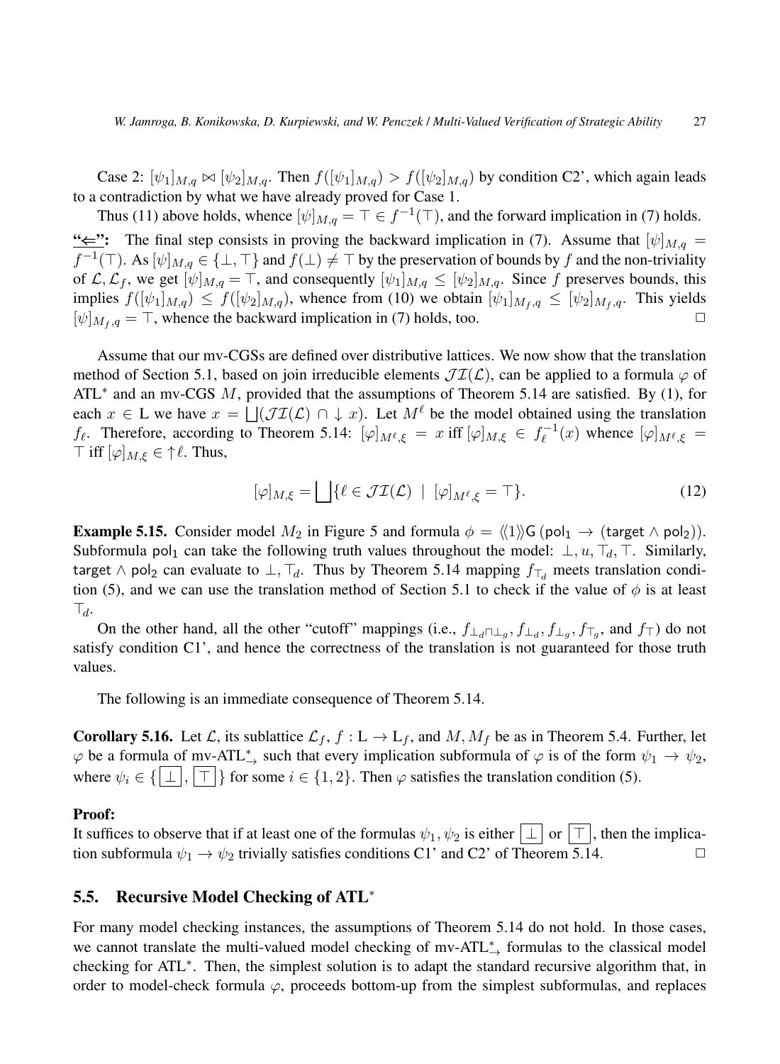Case 2: $[\psi_1]_{M,q} \bowtie [\psi_2]_{M,q}$. Then $f([\psi_1]_{M,q}) > f([\psi_2]_{M,q})$ by condition C2', which again leads to a contradiction by what we have already proved for Case 1.

Thus (11) above holds, whence $[\psi]_{M,q} = \top \in f^{-1}(\top)$, and the forward implication in (7) holds.

**"⇐":** The final step consists in proving the backward implication in (7). Assume that $[\psi]_{M,q} = f^{-1}(\top)$. As $[\psi]_{M,q} \in \{\bot, \top\}$ and $f(\bot) \neq \top$ by the preservation of bounds by $f$ and the non-triviality of $\mathcal{L}, \mathcal{L}_f$, we get $[\psi]_{M,q} = \top$, and consequently $[\psi_1]_{M,q} \leq [\psi_2]_{M,q}$. Since $f$ preserves bounds, this implies $f([\psi_1]_{M,q}) \leq f([\psi_2]_{M,q})$, whence from (10) we obtain $[\psi_1]_{M_f,q} \leq [\psi_2]_{M_f,q}$. This yields $[\psi]_{M_f,q} = \top$, whence the backward implication in (7) holds, too. $\square$

Assume that our mv-CGSs are defined over distributive lattices. We now show that the translation method of Section 5.1, based on join irreducible elements $\mathcal{JI}(\mathcal{L})$, can be applied to a formula $\varphi$ of ATL$^*$ and an mv-CGS $M$, provided that the assumptions of Theorem 5.14 are satisfied. By (1), for each $x \in \mathrm{L}$ we have $x = \bigsqcup(\mathcal{JI}(\mathcal{L}) \cap \downarrow x)$. Let $M^\ell$ be the model obtained using the translation $f_\ell$. Therefore, according to Theorem 5.14: $[\varphi]_{M^\ell,\xi} = x$ iff $[\varphi]_{M,\xi} \in f_\ell^{-1}(x)$ whence $[\varphi]_{M^\ell,\xi} = \top$ iff $[\varphi]_{M,\xi} \in \uparrow\ell$. Thus,

$$[\varphi]_{M,\xi} = \bigsqcup\{\ell \in \mathcal{JI}(\mathcal{L}) \mid [\varphi]_{M^\ell,\xi} = \top\}. \tag{12}$$

**Example 5.15.** Consider model $M_2$ in Figure 5 and formula $\phi = \langle\!\langle 1\rangle\!\rangle \mathsf{G}\,(\mathsf{pol}_1 \to (\mathsf{target} \wedge \mathsf{pol}_2))$. Subformula $\mathsf{pol}_1$ can take the following truth values throughout the model: $\bot, u, \top_d, \top$. Similarly, $\mathsf{target} \wedge \mathsf{pol}_2$ can evaluate to $\bot, \top_d$. Thus by Theorem 5.14 mapping $f_{\top_d}$ meets translation condition (5), and we can use the translation method of Section 5.1 to check if the value of $\phi$ is at least $\top_d$.

On the other hand, all the other "cutoff" mappings (i.e., $f_{\bot_d \sqcap \bot_g}, f_{\bot_d}, f_{\bot_g}, f_{\top_g}$, and $f_\top$) do not satisfy condition C1', and hence the correctness of the translation is not guaranteed for those truth values.

The following is an immediate consequence of Theorem 5.14.

**Corollary 5.16.** Let $\mathcal{L}$, its sublattice $\mathcal{L}_f$, $f : \mathrm{L} \to \mathrm{L}_f$, and $M, M_f$ be as in Theorem 5.4. Further, let $\varphi$ be a formula of mv-ATL$^*_\to$ such that every implication subformula of $\varphi$ is of the form $\psi_1 \to \psi_2$, where $\psi_i \in \{\boxed{\bot}, \boxed{\top}\}$ for some $i \in \{1, 2\}$. Then $\varphi$ satisfies the translation condition (5).

**Proof:**
It suffices to observe that if at least one of the formulas $\psi_1, \psi_2$ is either $\boxed{\bot}$ or $\boxed{\top}$, then the implication subformula $\psi_1 \to \psi_2$ trivially satisfies conditions C1' and C2' of Theorem 5.14. $\square$

## 5.5. Recursive Model Checking of ATL$^*$

For many model checking instances, the assumptions of Theorem 5.14 do not hold. In those cases, we cannot translate the multi-valued model checking of mv-ATL$^*_\to$ formulas to the classical model checking for ATL$^*$. Then, the simplest solution is to adapt the standard recursive algorithm that, in order to model-check formula $\varphi$, proceeds bottom-up from the simplest subformulas, and replaces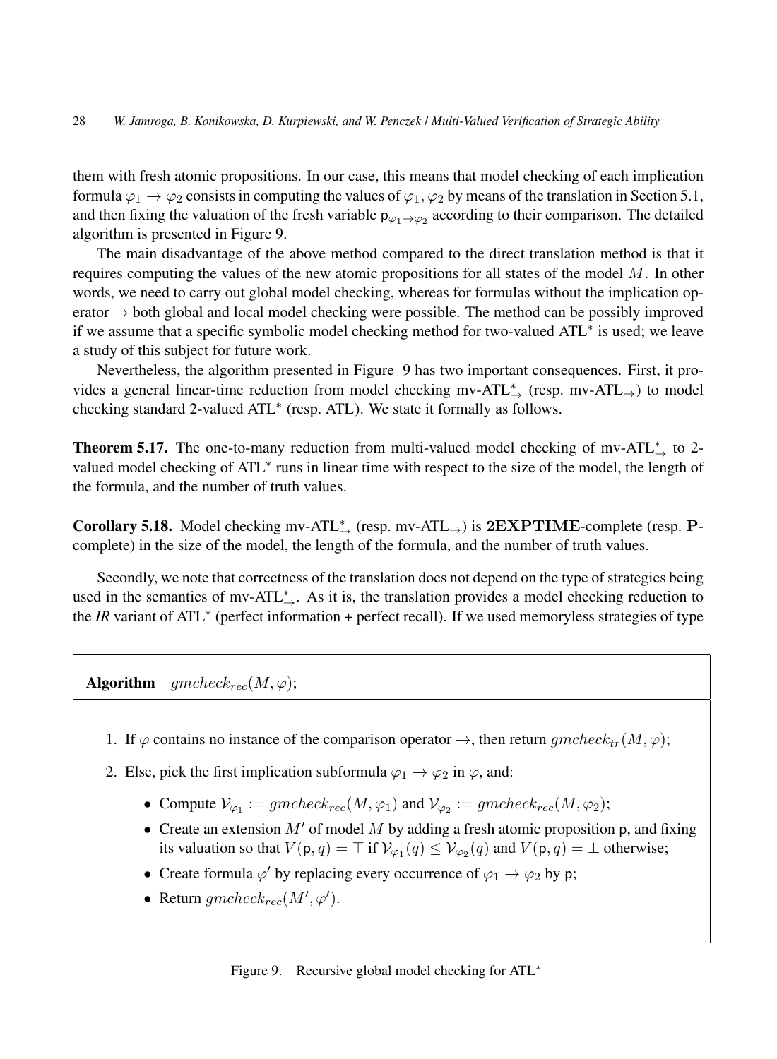them with fresh atomic propositions. In our case, this means that model checking of each implication formula $\varphi_1 \to \varphi_2$ consists in computing the values of $\varphi_1, \varphi_2$ by means of the translation in Section 5.1, and then fixing the valuation of the fresh variable $\mathsf{p}_{\varphi_1 \to \varphi_2}$ according to their comparison. The detailed algorithm is presented in Figure 9.

The main disadvantage of the above method compared to the direct translation method is that it requires computing the values of the new atomic propositions for all states of the model $M$. In other words, we need to carry out global model checking, whereas for formulas without the implication operator $\to$ both global and local model checking were possible. The method can be possibly improved if we assume that a specific symbolic model checking method for two-valued ATL$^*$ is used; we leave a study of this subject for future work.

Nevertheless, the algorithm presented in Figure 9 has two important consequences. First, it provides a general linear-time reduction from model checking mv-ATL$^*_{\to}$ (resp. mv-ATL$_{\to}$) to model checking standard 2-valued ATL$^*$ (resp. ATL). We state it formally as follows.

**Theorem 5.17.** The one-to-many reduction from multi-valued model checking of mv-ATL$^*_{\to}$ to 2-valued model checking of ATL$^*$ runs in linear time with respect to the size of the model, the length of the formula, and the number of truth values.

**Corollary 5.18.** Model checking mv-ATL$^*_{\to}$ (resp. mv-ATL$_{\to}$) is **2EXPTIME**-complete (resp. **P**-complete) in the size of the model, the length of the formula, and the number of truth values.

Secondly, we note that correctness of the translation does not depend on the type of strategies being used in the semantics of mv-ATL$^*_{\to}$. As it is, the translation provides a model checking reduction to the *IR* variant of ATL$^*$ (perfect information + perfect recall). If we used memoryless strategies of type

**Algorithm** $gmcheck_{rec}(M, \varphi)$;

1. If $\varphi$ contains no instance of the comparison operator $\to$, then return $gmcheck_{tr}(M, \varphi)$;
2. Else, pick the first implication subformula $\varphi_1 \to \varphi_2$ in $\varphi$, and:
   - Compute $\mathcal{V}_{\varphi_1} := gmcheck_{rec}(M, \varphi_1)$ and $\mathcal{V}_{\varphi_2} := gmcheck_{rec}(M, \varphi_2)$;
   - Create an extension $M'$ of model $M$ by adding a fresh atomic proposition $\mathsf{p}$, and fixing its valuation so that $V(\mathsf{p}, q) = \top$ if $\mathcal{V}_{\varphi_1}(q) \leq \mathcal{V}_{\varphi_2}(q)$ and $V(\mathsf{p}, q) = \bot$ otherwise;
   - Create formula $\varphi'$ by replacing every occurrence of $\varphi_1 \to \varphi_2$ by $\mathsf{p}$;
   - Return $gmcheck_{rec}(M', \varphi')$.

Figure 9. Recursive global model checking for ATL$^*$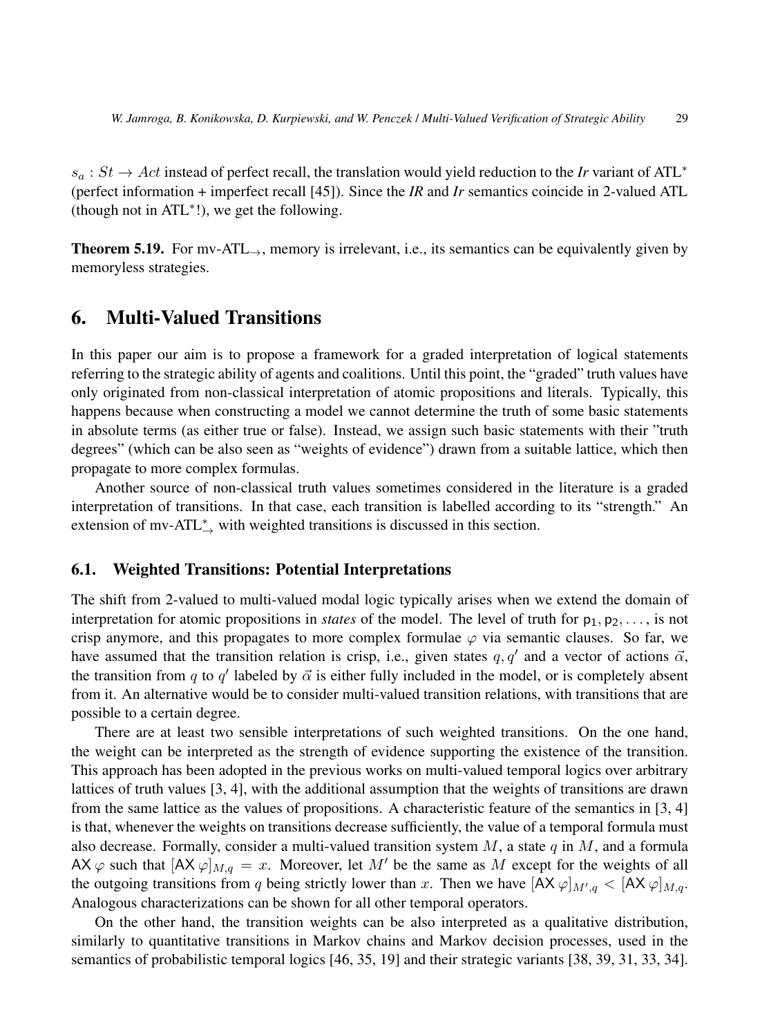$s_a : St \to Act$ instead of perfect recall, the translation would yield reduction to the *Ir* variant of ATL$^*$ (perfect information + imperfect recall [45]). Since the *IR* and *Ir* semantics coincide in 2-valued ATL (though not in ATL$^*$!), we get the following.

**Theorem 5.19.** For mv-ATL$_\to$, memory is irrelevant, i.e., its semantics can be equivalently given by memoryless strategies.

# 6. Multi-Valued Transitions

In this paper our aim is to propose a framework for a graded interpretation of logical statements referring to the strategic ability of agents and coalitions. Until this point, the "graded" truth values have only originated from non-classical interpretation of atomic propositions and literals. Typically, this happens because when constructing a model we cannot determine the truth of some basic statements in absolute terms (as either true or false). Instead, we assign such basic statements with their "truth degrees" (which can be also seen as "weights of evidence") drawn from a suitable lattice, which then propagate to more complex formulas.

Another source of non-classical truth values sometimes considered in the literature is a graded interpretation of transitions. In that case, each transition is labelled according to its "strength." An extension of mv-ATL$^*_\to$ with weighted transitions is discussed in this section.

## 6.1. Weighted Transitions: Potential Interpretations

The shift from 2-valued to multi-valued modal logic typically arises when we extend the domain of interpretation for atomic propositions in *states* of the model. The level of truth for $\mathsf{p}_1, \mathsf{p}_2, \ldots,$ is not crisp anymore, and this propagates to more complex formulae $\varphi$ via semantic clauses. So far, we have assumed that the transition relation is crisp, i.e., given states $q, q'$ and a vector of actions $\vec{\alpha}$, the transition from $q$ to $q'$ labeled by $\vec{\alpha}$ is either fully included in the model, or is completely absent from it. An alternative would be to consider multi-valued transition relations, with transitions that are possible to a certain degree.

There are at least two sensible interpretations of such weighted transitions. On the one hand, the weight can be interpreted as the strength of evidence supporting the existence of the transition. This approach has been adopted in the previous works on multi-valued temporal logics over arbitrary lattices of truth values [3, 4], with the additional assumption that the weights of transitions are drawn from the same lattice as the values of propositions. A characteristic feature of the semantics in [3, 4] is that, whenever the weights on transitions decrease sufficiently, the value of a temporal formula must also decrease. Formally, consider a multi-valued transition system $M$, a state $q$ in $M$, and a formula $\mathsf{AX}\,\varphi$ such that $[\mathsf{AX}\,\varphi]_{M,q} = x$. Moreover, let $M'$ be the same as $M$ except for the weights of all the outgoing transitions from $q$ being strictly lower than $x$. Then we have $[\mathsf{AX}\,\varphi]_{M',q} < [\mathsf{AX}\,\varphi]_{M,q}$. Analogous characterizations can be shown for all other temporal operators.

On the other hand, the transition weights can be also interpreted as a qualitative distribution, similarly to quantitative transitions in Markov chains and Markov decision processes, used in the semantics of probabilistic temporal logics [46, 35, 19] and their strategic variants [38, 39, 31, 33, 34].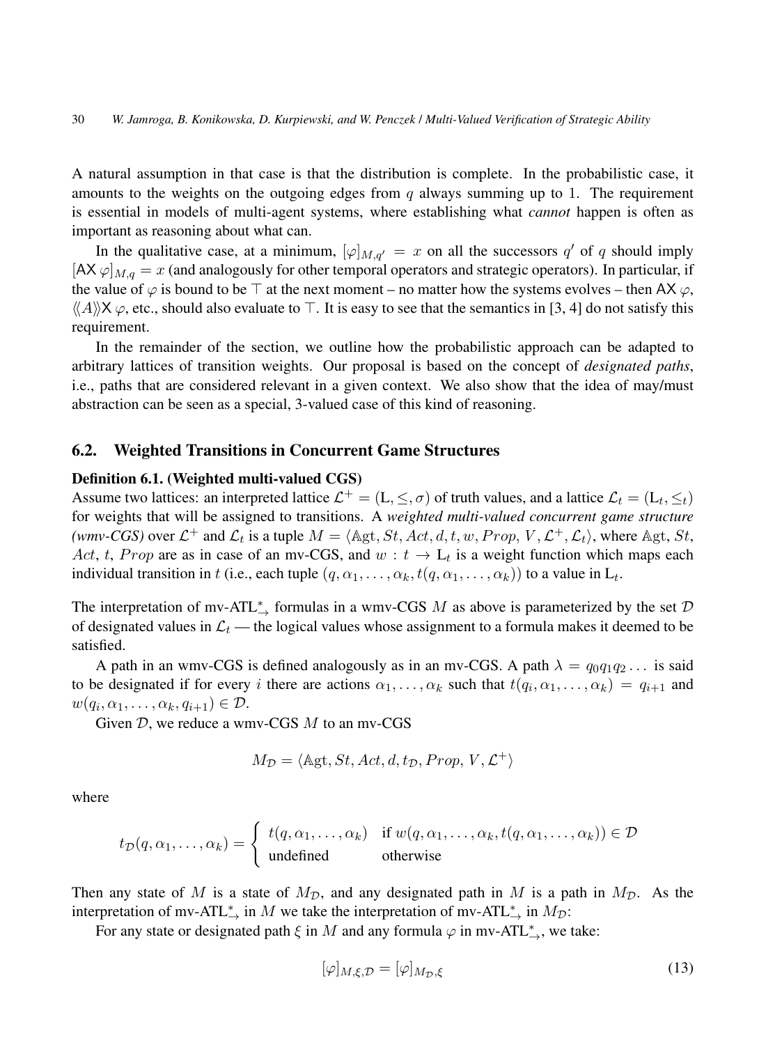A natural assumption in that case is that the distribution is complete. In the probabilistic case, it amounts to the weights on the outgoing edges from $q$ always summing up to 1. The requirement is essential in models of multi-agent systems, where establishing what *cannot* happen is often as important as reasoning about what can.

In the qualitative case, at a minimum, $[\varphi]_{M,q'} = x$ on all the successors $q'$ of $q$ should imply $[\mathsf{AX}\,\varphi]_{M,q} = x$ (and analogously for other temporal operators and strategic operators). In particular, if the value of $\varphi$ is bound to be $\top$ at the next moment – no matter how the systems evolves – then $\mathsf{AX}\,\varphi$, $\langle\!\langle A\rangle\!\rangle\mathsf{X}\,\varphi$, etc., should also evaluate to $\top$. It is easy to see that the semantics in [3, 4] do not satisfy this requirement.

In the remainder of the section, we outline how the probabilistic approach can be adapted to arbitrary lattices of transition weights. Our proposal is based on the concept of *designated paths*, i.e., paths that are considered relevant in a given context. We also show that the idea of may/must abstraction can be seen as a special, 3-valued case of this kind of reasoning.

### 6.2. Weighted Transitions in Concurrent Game Structures

**Definition 6.1. (Weighted multi-valued CGS)**
Assume two lattices: an interpreted lattice $\mathcal{L}^+ = (\mathrm{L}, \leq, \sigma)$ of truth values, and a lattice $\mathcal{L}_t = (\mathrm{L}_t, \leq_t)$ for weights that will be assigned to transitions. A *weighted multi-valued concurrent game structure (wmv-CGS)* over $\mathcal{L}^+$ and $\mathcal{L}_t$ is a tuple $M = \langle \mathbb{A}\mathrm{gt}, St, Act, d, t, w, Prop, V, \mathcal{L}^+, \mathcal{L}_t\rangle$, where $\mathbb{A}\mathrm{gt}$, $St$, $Act$, $t$, $Prop$ are as in case of an mv-CGS, and $w : t \to \mathrm{L}_t$ is a weight function which maps each individual transition in $t$ (i.e., each tuple $(q, \alpha_1, \ldots, \alpha_k, t(q, \alpha_1, \ldots, \alpha_k))$ to a value in $\mathrm{L}_t$.

The interpretation of mv-ATL$^*_\rightarrow$ formulas in a wmv-CGS $M$ as above is parameterized by the set $\mathcal{D}$ of designated values in $\mathcal{L}_t$ — the logical values whose assignment to a formula makes it deemed to be satisfied.

A path in an wmv-CGS is defined analogously as in an mv-CGS. A path $\lambda = q_0q_1q_2\ldots$ is said to be designated if for every $i$ there are actions $\alpha_1, \ldots, \alpha_k$ such that $t(q_i, \alpha_1, \ldots, \alpha_k) = q_{i+1}$ and $w(q_i, \alpha_1, \ldots, \alpha_k, q_{i+1}) \in \mathcal{D}$.

Given $\mathcal{D}$, we reduce a wmv-CGS $M$ to an mv-CGS

$$M_{\mathcal{D}} = \langle \mathbb{A}\mathrm{gt}, St, Act, d, t_{\mathcal{D}}, Prop, V, \mathcal{L}^+\rangle$$

where

$$t_{\mathcal{D}}(q, \alpha_1, \ldots, \alpha_k) = \begin{cases} t(q, \alpha_1, \ldots, \alpha_k) & \text{if } w(q, \alpha_1, \ldots, \alpha_k, t(q, \alpha_1, \ldots, \alpha_k)) \in \mathcal{D} \\ \text{undefined} & \text{otherwise} \end{cases}$$

Then any state of $M$ is a state of $M_{\mathcal{D}}$, and any designated path in $M$ is a path in $M_{\mathcal{D}}$. As the interpretation of mv-ATL$^*_\rightarrow$ in $M$ we take the interpretation of mv-ATL$^*_\rightarrow$ in $M_{\mathcal{D}}$:

For any state or designated path $\xi$ in $M$ and any formula $\varphi$ in mv-ATL$^*_\rightarrow$, we take:

$$[\varphi]_{M,\xi,\mathcal{D}} = [\varphi]_{M_{\mathcal{D}},\xi} \tag{13}$$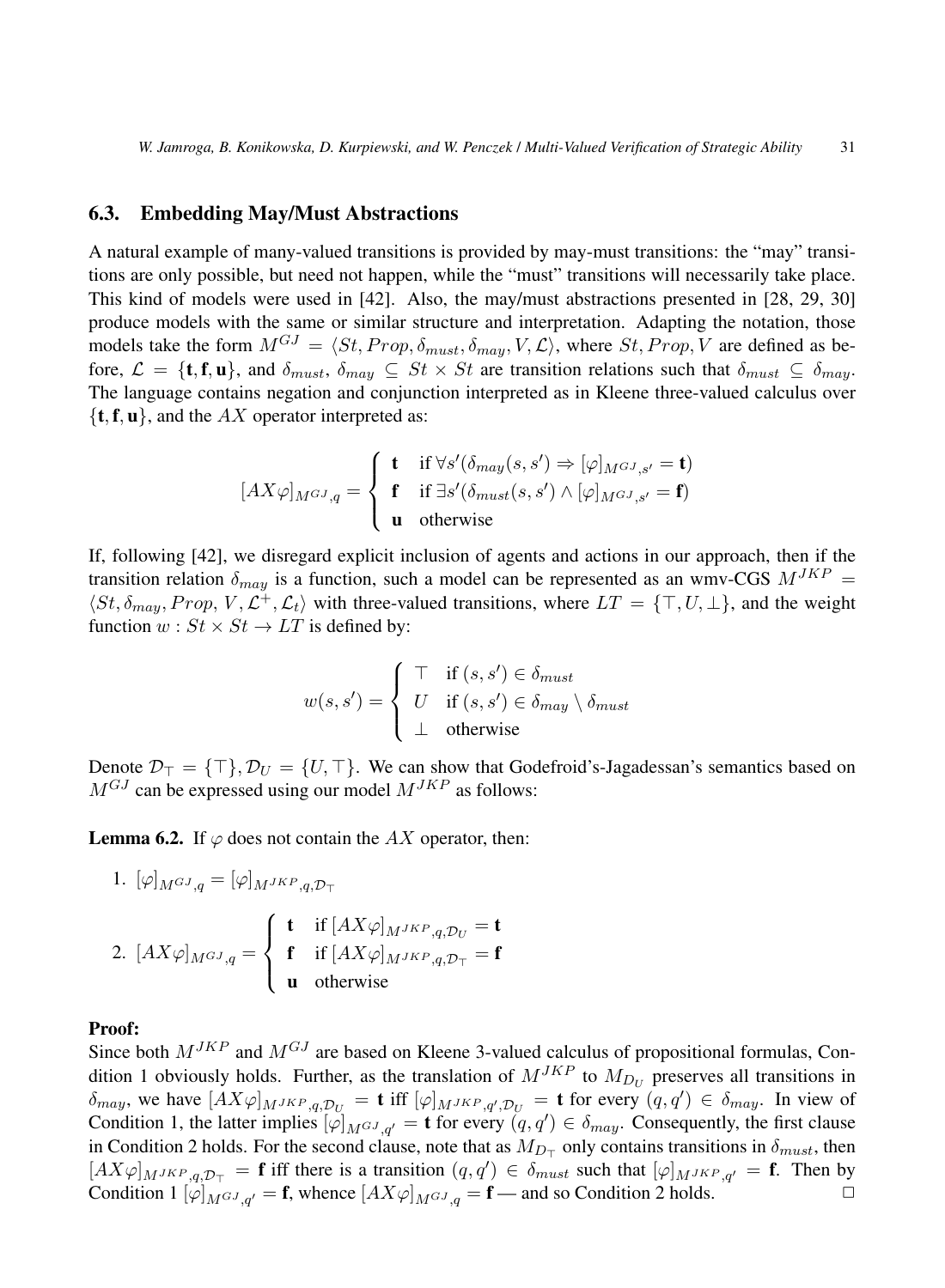### 6.3. Embedding May/Must Abstractions

A natural example of many-valued transitions is provided by may-must transitions: the "may" transitions are only possible, but need not happen, while the "must" transitions will necessarily take place. This kind of models were used in [42]. Also, the may/must abstractions presented in [28, 29, 30] produce models with the same or similar structure and interpretation. Adapting the notation, those models take the form $M^{GJ} = \langle St, Prop, \delta_{must}, \delta_{may}, V, \mathcal{L} \rangle$, where $St, Prop, V$ are defined as before, $\mathcal{L} = \{\mathbf{t}, \mathbf{f}, \mathbf{u}\}$, and $\delta_{must}$, $\delta_{may} \subseteq St \times St$ are transition relations such that $\delta_{must} \subseteq \delta_{may}$. The language contains negation and conjunction interpreted as in Kleene three-valued calculus over $\{\mathbf{t}, \mathbf{f}, \mathbf{u}\}$, and the $AX$ operator interpreted as:

$$[AX\varphi]_{M^{GJ},q} = \begin{cases} \mathbf{t} & \text{if } \forall s'(\delta_{may}(s,s') \Rightarrow [\varphi]_{M^{GJ},s'} = \mathbf{t}) \\ \mathbf{f} & \text{if } \exists s'(\delta_{must}(s,s') \wedge [\varphi]_{M^{GJ},s'} = \mathbf{f}) \\ \mathbf{u} & \text{otherwise} \end{cases}$$

If, following [42], we disregard explicit inclusion of agents and actions in our approach, then if the transition relation $\delta_{may}$ is a function, such a model can be represented as an wmv-CGS $M^{JKP} = \langle St, \delta_{may}, Prop, V, \mathcal{L}^+, \mathcal{L}_t \rangle$ with three-valued transitions, where $LT = \{\top, U, \bot\}$, and the weight function $w : St \times St \to LT$ is defined by:

$$w(s,s') = \begin{cases} \top & \text{if } (s,s') \in \delta_{must} \\ U & \text{if } (s,s') \in \delta_{may} \setminus \delta_{must} \\ \bot & \text{otherwise} \end{cases}$$

Denote $\mathcal{D}_\top = \{\top\}, \mathcal{D}_U = \{U, \top\}$. We can show that Godefroid's-Jagadessan's semantics based on $M^{GJ}$ can be expressed using our model $M^{JKP}$ as follows:

**Lemma 6.2.** If $\varphi$ does not contain the $AX$ operator, then:

1. $[\varphi]_{M^{GJ},q} = [\varphi]_{M^{JKP},q,\mathcal{D}_\top}$

2. $[AX\varphi]_{M^{GJ},q} = \begin{cases} \mathbf{t} & \text{if } [AX\varphi]_{M^{JKP},q,\mathcal{D}_U} = \mathbf{t} \\ \mathbf{f} & \text{if } [AX\varphi]_{M^{JKP},q,\mathcal{D}_\top} = \mathbf{f} \\ \mathbf{u} & \text{otherwise} \end{cases}$

**Proof:**
Since both $M^{JKP}$ and $M^{GJ}$ are based on Kleene 3-valued calculus of propositional formulas, Condition 1 obviously holds. Further, as the translation of $M^{JKP}$ to $M_{\mathcal{D}_U}$ preserves all transitions in $\delta_{may}$, we have $[AX\varphi]_{M^{JKP},q,\mathcal{D}_U} = \mathbf{t}$ iff $[\varphi]_{M^{JKP},q',\mathcal{D}_U} = \mathbf{t}$ for every $(q,q') \in \delta_{may}$. In view of Condition 1, the latter implies $[\varphi]_{M^{GJ},q'} = \mathbf{t}$ for every $(q,q') \in \delta_{may}$. Consequently, the first clause in Condition 2 holds. For the second clause, note that as $M_{D_\top}$ only contains transitions in $\delta_{must}$, then $[AX\varphi]_{M^{JKP},q,\mathcal{D}_\top} = \mathbf{f}$ iff there is a transition $(q,q') \in \delta_{must}$ such that $[\varphi]_{M^{JKP},q'} = \mathbf{f}$. Then by Condition 1 $[\varphi]_{M^{GJ},q'} = \mathbf{f}$, whence $[AX\varphi]_{M^{GJ},q} = \mathbf{f}$ — and so Condition 2 holds. $\square$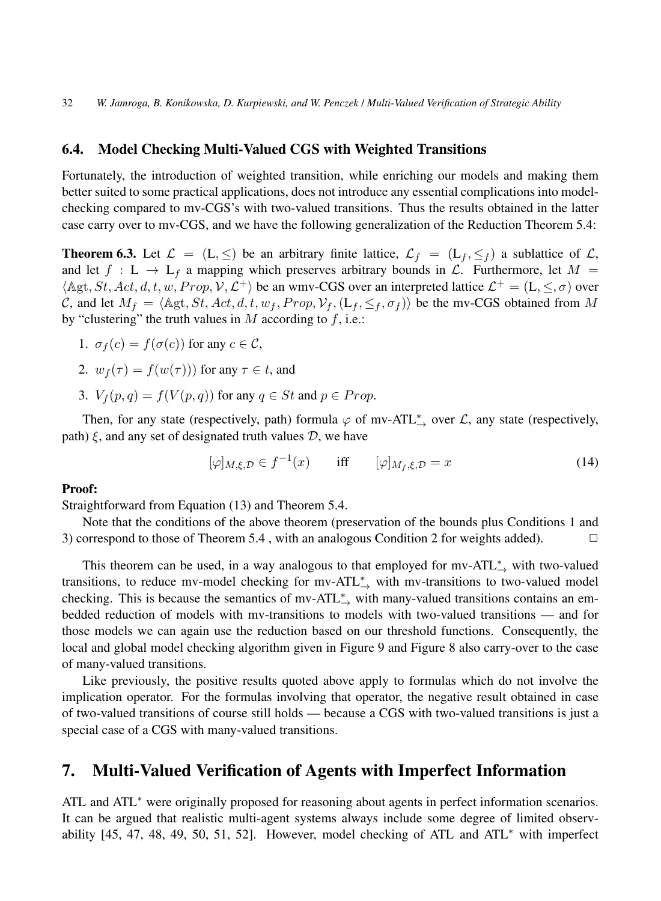### 6.4. Model Checking Multi-Valued CGS with Weighted Transitions

Fortunately, the introduction of weighted transition, while enriching our models and making them better suited to some practical applications, does not introduce any essential complications into model-checking compared to mv-CGS's with two-valued transitions. Thus the results obtained in the latter case carry over to mv-CGS, and we have the following generalization of the Reduction Theorem 5.4:

**Theorem 6.3.** Let $\mathcal{L} = (\mathrm{L}, \leq)$ be an arbitrary finite lattice, $\mathcal{L}_f = (\mathrm{L}_f, \leq_f)$ a sublattice of $\mathcal{L}$, and let $f : \mathrm{L} \to \mathrm{L}_f$ a mapping which preserves arbitrary bounds in $\mathcal{L}$. Furthermore, let $M = \langle \mathbb{A}\mathrm{gt}, St, Act, d, t, w, Prop, \mathcal{V}, \mathcal{L}^+ \rangle$ be an wmv-CGS over an interpreted lattice $\mathcal{L}^+ = (\mathrm{L}, \leq, \sigma)$ over $\mathcal{C}$, and let $M_f = \langle \mathbb{A}\mathrm{gt}, St, Act, d, t, w_f, Prop, \mathcal{V}_f, (\mathrm{L}_f, \leq_f, \sigma_f) \rangle$ be the mv-CGS obtained from $M$ by "clustering" the truth values in $M$ according to $f$, i.e.:

1. $\sigma_f(c) = f(\sigma(c))$ for any $c \in \mathcal{C}$,
2. $w_f(\tau) = f(w(\tau)))$ for any $\tau \in t$, and
3. $V_f(p, q) = f(V(p, q))$ for any $q \in St$ and $p \in Prop$.

Then, for any state (respectively, path) formula $\varphi$ of mv-ATL$^*_\to$ over $\mathcal{L}$, any state (respectively, path) $\xi$, and any set of designated truth values $\mathcal{D}$, we have

$$[\varphi]_{M,\xi,\mathcal{D}} \in f^{-1}(x) \qquad \text{iff} \qquad [\varphi]_{M_f,\xi,\mathcal{D}} = x \tag{14}$$

**Proof:**
Straightforward from Equation (13) and Theorem 5.4.

Note that the conditions of the above theorem (preservation of the bounds plus Conditions 1 and 3) correspond to those of Theorem 5.4 , with an analogous Condition 2 for weights added). □

This theorem can be used, in a way analogous to that employed for mv-ATL$^*_\to$ with two-valued transitions, to reduce mv-model checking for mv-ATL$^*_\to$ with mv-transitions to two-valued model checking. This is because the semantics of mv-ATL$^*_\to$ with many-valued transitions contains an embedded reduction of models with mv-transitions to models with two-valued transitions — and for those models we can again use the reduction based on our threshold functions. Consequently, the local and global model checking algorithm given in Figure 9 and Figure 8 also carry-over to the case of many-valued transitions.

Like previously, the positive results quoted above apply to formulas which do not involve the implication operator. For the formulas involving that operator, the negative result obtained in case of two-valued transitions of course still holds — because a CGS with two-valued transitions is just a special case of a CGS with many-valued transitions.

## 7. Multi-Valued Verification of Agents with Imperfect Information

ATL and ATL$^*$ were originally proposed for reasoning about agents in perfect information scenarios. It can be argued that realistic multi-agent systems always include some degree of limited observability [45, 47, 48, 49, 50, 51, 52]. However, model checking of ATL and ATL$^*$ with imperfect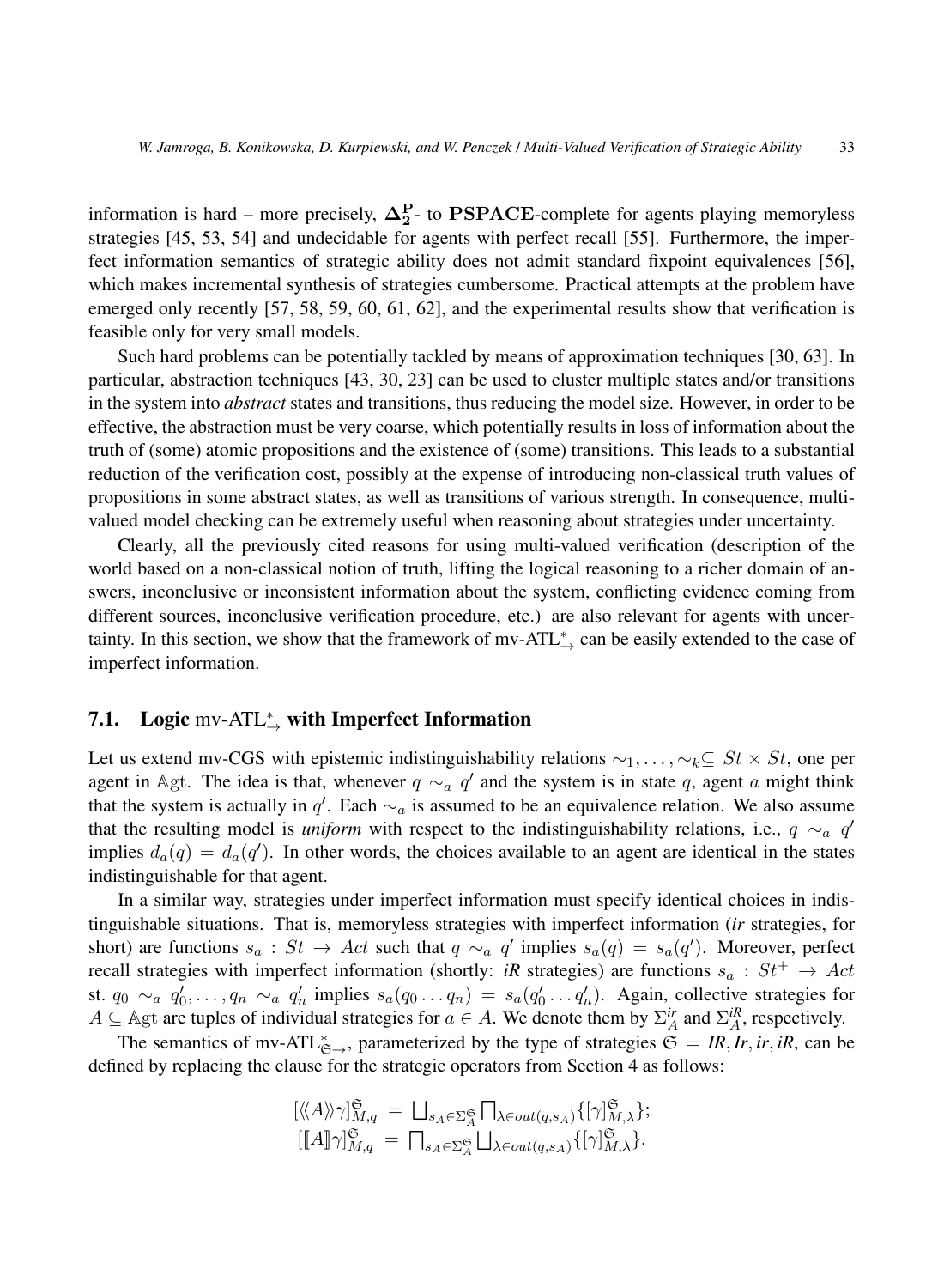information is hard – more precisely, $\mathbf{\Delta_2^P}$- to $\mathbf{PSPACE}$-complete for agents playing memoryless strategies [45, 53, 54] and undecidable for agents with perfect recall [55]. Furthermore, the imperfect information semantics of strategic ability does not admit standard fixpoint equivalences [56], which makes incremental synthesis of strategies cumbersome. Practical attempts at the problem have emerged only recently [57, 58, 59, 60, 61, 62], and the experimental results show that verification is feasible only for very small models.

Such hard problems can be potentially tackled by means of approximation techniques [30, 63]. In particular, abstraction techniques [43, 30, 23] can be used to cluster multiple states and/or transitions in the system into *abstract* states and transitions, thus reducing the model size. However, in order to be effective, the abstraction must be very coarse, which potentially results in loss of information about the truth of (some) atomic propositions and the existence of (some) transitions. This leads to a substantial reduction of the verification cost, possibly at the expense of introducing non-classical truth values of propositions in some abstract states, as well as transitions of various strength. In consequence, multi-valued model checking can be extremely useful when reasoning about strategies under uncertainty.

Clearly, all the previously cited reasons for using multi-valued verification (description of the world based on a non-classical notion of truth, lifting the logical reasoning to a richer domain of answers, inconclusive or inconsistent information about the system, conflicting evidence coming from different sources, inconclusive verification procedure, etc.) are also relevant for agents with uncertainty. In this section, we show that the framework of mv-ATL$^*_{\rightarrow}$ can be easily extended to the case of imperfect information.

## 7.1. Logic mv-ATL$^*_{\rightarrow}$ with Imperfect Information

Let us extend mv-CGS with epistemic indistinguishability relations $\sim_1, \ldots, \sim_k \subseteq St \times St$, one per agent in $\mathbb{A}\mathrm{gt}$. The idea is that, whenever $q \sim_a q'$ and the system is in state $q$, agent $a$ might think that the system is actually in $q'$. Each $\sim_a$ is assumed to be an equivalence relation. We also assume that the resulting model is *uniform* with respect to the indistinguishability relations, i.e., $q \sim_a q'$ implies $d_a(q) = d_a(q')$. In other words, the choices available to an agent are identical in the states indistinguishable for that agent.

In a similar way, strategies under imperfect information must specify identical choices in indistinguishable situations. That is, memoryless strategies with imperfect information (*ir* strategies, for short) are functions $s_a : St \rightarrow Act$ such that $q \sim_a q'$ implies $s_a(q) = s_a(q')$. Moreover, perfect recall strategies with imperfect information (shortly: *iR* strategies) are functions $s_a : St^+ \rightarrow Act$ st. $q_0 \sim_a q'_0, \ldots, q_n \sim_a q'_n$ implies $s_a(q_0 \ldots q_n) = s_a(q'_0 \ldots q'_n)$. Again, collective strategies for $A \subseteq \mathbb{A}\mathrm{gt}$ are tuples of individual strategies for $a \in A$. We denote them by $\Sigma_A^{ir}$ and $\Sigma_A^{iR}$, respectively.

The semantics of mv-ATL$^*_{\mathfrak{S}\rightarrow}$, parameterized by the type of strategies $\mathfrak{S} = IR, Ir, ir, iR$, can be defined by replacing the clause for the strategic operators from Section 4 as follows:

$$[\langle\!\langle A \rangle\!\rangle \gamma]^{\mathfrak{S}}_{M,q} \;=\; \bigsqcup_{s_A \in \Sigma_A^{\mathfrak{S}}} \bigsqcap_{\lambda \in out(q, s_A)} \{[\gamma]^{\mathfrak{S}}_{M,\lambda}\};$$
$$[[\![A]\!]\gamma]^{\mathfrak{S}}_{M,q} \;=\; \bigsqcap_{s_A \in \Sigma_A^{\mathfrak{S}}} \bigsqcup_{\lambda \in out(q, s_A)} \{[\gamma]^{\mathfrak{S}}_{M,\lambda}\}.$$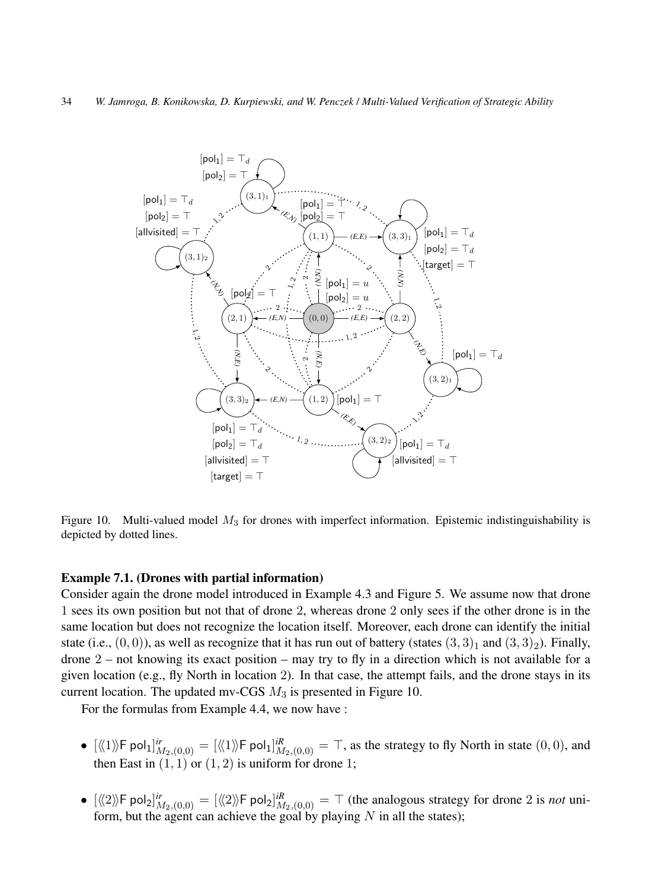Figure 10. Multi-valued model $M_3$ for drones with imperfect information. Epistemic indistinguishability is depicted by dotted lines.

**Example 7.1. (Drones with partial information)**
Consider again the drone model introduced in Example 4.3 and Figure 5. We assume now that drone 1 sees its own position but not that of drone 2, whereas drone 2 only sees if the other drone is in the same location but does not recognize the location itself. Moreover, each drone can identify the initial state (i.e., $(0, 0)$), as well as recognize that it has run out of battery (states $(3, 3)_1$ and $(3, 3)_2$). Finally, drone 2 – not knowing its exact position – may try to fly in a direction which is not available for a given location (e.g., fly North in location 2). In that case, the attempt fails, and the drone stays in its current location. The updated mv-CGS $M_3$ is presented in Figure 10.

For the formulas from Example 4.4, we now have :

- $[\langle\langle 1\rangle\rangle \mathsf{F}\, \mathsf{pol}_1]^{ir}_{M_2,(0,0)} = [\langle\langle 1\rangle\rangle \mathsf{F}\, \mathsf{pol}_1]^{iR}_{M_2,(0,0)} = \top$, as the strategy to fly North in state $(0, 0)$, and then East in $(1, 1)$ or $(1, 2)$ is uniform for drone 1;
- $[\langle\langle 2\rangle\rangle \mathsf{F}\, \mathsf{pol}_2]^{ir}_{M_2,(0,0)} = [\langle\langle 2\rangle\rangle \mathsf{F}\, \mathsf{pol}_2]^{iR}_{M_2,(0,0)} = \top$ (the analogous strategy for drone 2 is *not* uniform, but the agent can achieve the goal by playing $N$ in all the states);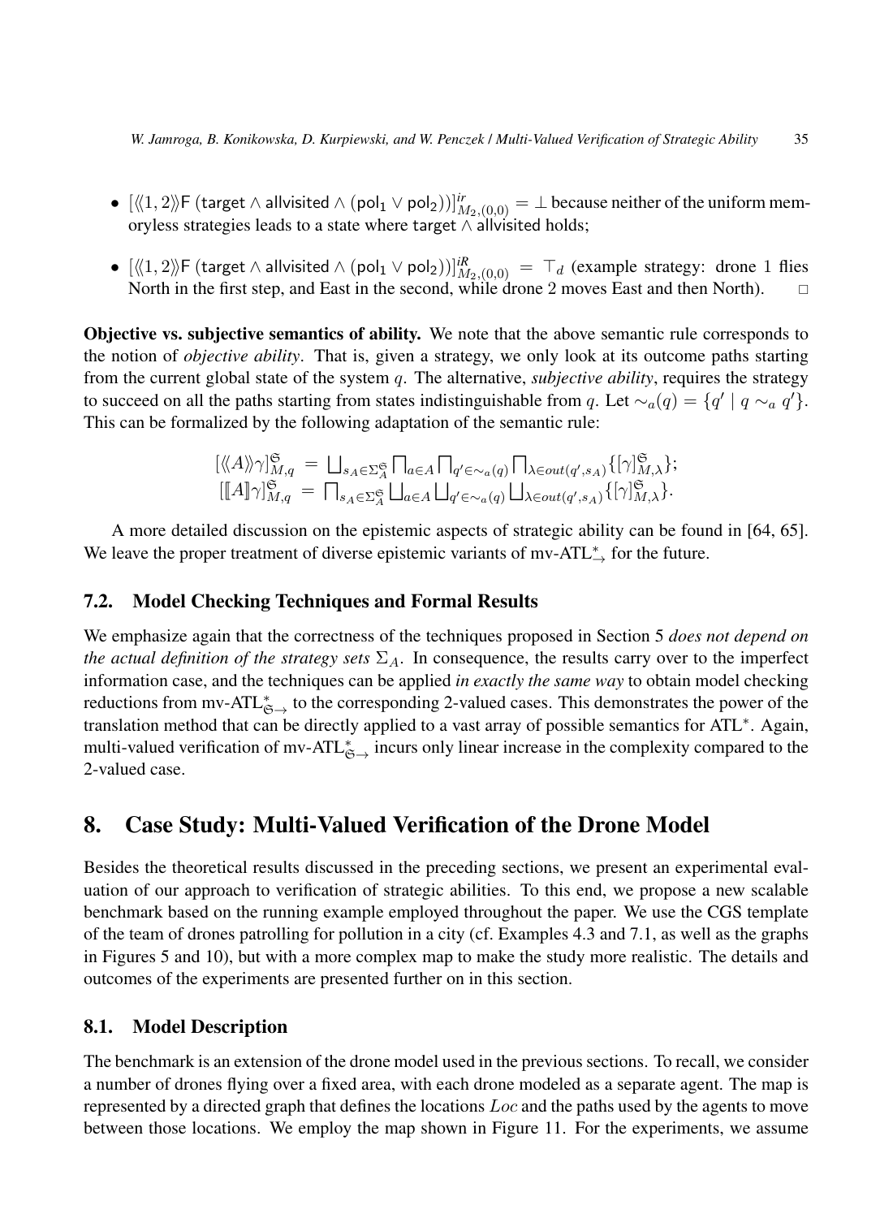- $[\langle\langle 1,2\rangle\rangle \mathsf{F}\ (\mathsf{target} \wedge \mathsf{allvisited} \wedge (\mathsf{pol}_1 \vee \mathsf{pol}_2))]^{ir}_{M_2,(0,0)} = \bot$ because neither of the uniform memoryless strategies leads to a state where $\mathsf{target} \wedge \mathsf{allvisited}$ holds;
- $[\langle\langle 1,2\rangle\rangle \mathsf{F}\ (\mathsf{target} \wedge \mathsf{allvisited} \wedge (\mathsf{pol}_1 \vee \mathsf{pol}_2))]^{iR}_{M_2,(0,0)} = \top_d$ (example strategy: drone 1 flies North in the first step, and East in the second, while drone 2 moves East and then North). $\square$

**Objective vs. subjective semantics of ability.** We note that the above semantic rule corresponds to the notion of *objective ability*. That is, given a strategy, we only look at its outcome paths starting from the current global state of the system $q$. The alternative, *subjective ability*, requires the strategy to succeed on all the paths starting from states indistinguishable from $q$. Let $\sim_a(q) = \{q' \mid q \sim_a q'\}$. This can be formalized by the following adaptation of the semantic rule:

$$[\langle\langle A\rangle\rangle\gamma]^{\mathfrak{S}}_{M,q} = \bigsqcup_{s_A \in \Sigma^{\mathfrak{S}}_A} \bigsqcap_{a \in A} \bigsqcap_{q' \in \sim_a(q)} \bigsqcap_{\lambda \in out(q', s_A)} \{[\gamma]^{\mathfrak{S}}_{M,\lambda}\};$$
$$[[\![A]\!]\gamma]^{\mathfrak{S}}_{M,q} = \bigsqcap_{s_A \in \Sigma^{\mathfrak{S}}_A} \bigsqcup_{a \in A} \bigsqcup_{q' \in \sim_a(q)} \bigsqcup_{\lambda \in out(q', s_A)} \{[\gamma]^{\mathfrak{S}}_{M,\lambda}\}.$$

A more detailed discussion on the epistemic aspects of strategic ability can be found in [64, 65]. We leave the proper treatment of diverse epistemic variants of mv-ATL$^*_{\to}$ for the future.

### 7.2. Model Checking Techniques and Formal Results

We emphasize again that the correctness of the techniques proposed in Section 5 *does not depend on the actual definition of the strategy sets* $\Sigma_A$. In consequence, the results carry over to the imperfect information case, and the techniques can be applied *in exactly the same way* to obtain model checking reductions from mv-ATL$^*_{\mathfrak{S}\to}$ to the corresponding 2-valued cases. This demonstrates the power of the translation method that can be directly applied to a vast array of possible semantics for ATL$^*$. Again, multi-valued verification of mv-ATL$^*_{\mathfrak{S}\to}$ incurs only linear increase in the complexity compared to the 2-valued case.

## 8. Case Study: Multi-Valued Verification of the Drone Model

Besides the theoretical results discussed in the preceding sections, we present an experimental evaluation of our approach to verification of strategic abilities. To this end, we propose a new scalable benchmark based on the running example employed throughout the paper. We use the CGS template of the team of drones patrolling for pollution in a city (cf. Examples 4.3 and 7.1, as well as the graphs in Figures 5 and 10), but with a more complex map to make the study more realistic. The details and outcomes of the experiments are presented further on in this section.

### 8.1. Model Description

The benchmark is an extension of the drone model used in the previous sections. To recall, we consider a number of drones flying over a fixed area, with each drone modeled as a separate agent. The map is represented by a directed graph that defines the locations $Loc$ and the paths used by the agents to move between those locations. We employ the map shown in Figure 11. For the experiments, we assume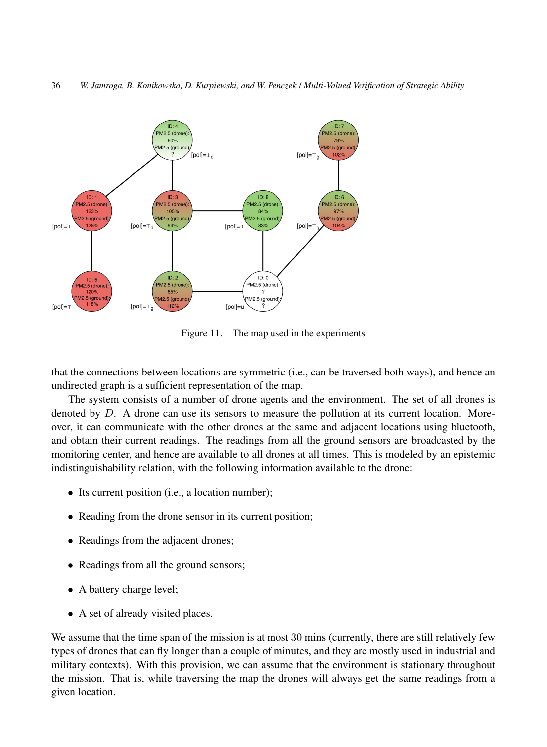Figure 11. The map used in the experiments

that the connections between locations are symmetric (i.e., can be traversed both ways), and hence an undirected graph is a sufficient representation of the map.

The system consists of a number of drone agents and the environment. The set of all drones is denoted by $D$. A drone can use its sensors to measure the pollution at its current location. Moreover, it can communicate with the other drones at the same and adjacent locations using bluetooth, and obtain their current readings. The readings from all the ground sensors are broadcasted by the monitoring center, and hence are available to all drones at all times. This is modeled by an epistemic indistinguishability relation, with the following information available to the drone:

- Its current position (i.e., a location number);
- Reading from the drone sensor in its current position;
- Readings from the adjacent drones;
- Readings from all the ground sensors;
- A battery charge level;
- A set of already visited places.

We assume that the time span of the mission is at most 30 mins (currently, there are still relatively few types of drones that can fly longer than a couple of minutes, and they are mostly used in industrial and military contexts). With this provision, we can assume that the environment is stationary throughout the mission. That is, while traversing the map the drones will always get the same readings from a given location.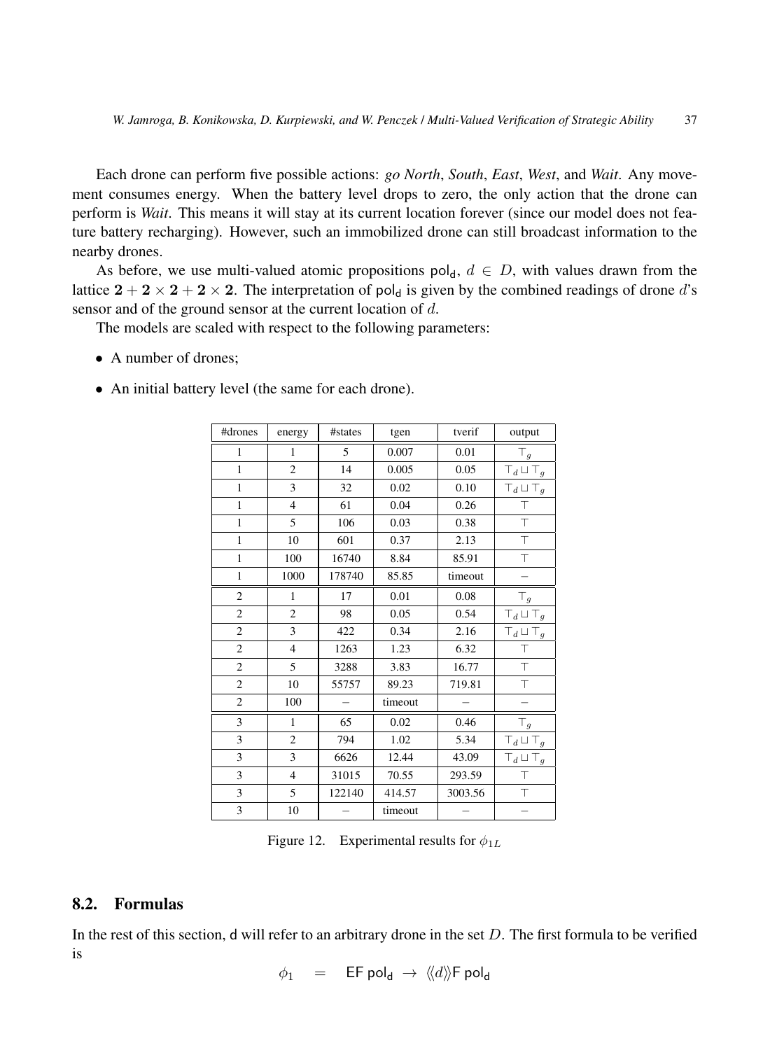Each drone can perform five possible actions: *go North*, *South*, *East*, *West*, and *Wait*. Any movement consumes energy. When the battery level drops to zero, the only action that the drone can perform is *Wait*. This means it will stay at its current location forever (since our model does not feature battery recharging). However, such an immobilized drone can still broadcast information to the nearby drones.

As before, we use multi-valued atomic propositions $\mathsf{pol_d}$, $d \in D$, with values drawn from the lattice $\mathbf{2} + \mathbf{2} \times \mathbf{2} + \mathbf{2} \times \mathbf{2}$. The interpretation of $\mathsf{pol_d}$ is given by the combined readings of drone $d$'s sensor and of the ground sensor at the current location of $d$.

The models are scaled with respect to the following parameters:

- A number of drones;
- An initial battery level (the same for each drone).

| #drones | energy | #states | tgen | tverif | output |
|---|---|---|---|---|---|
| 1 | 1 | 5 | 0.007 | 0.01 | $\top_g$ |
| 1 | 2 | 14 | 0.005 | 0.05 | $\top_d \sqcup \top_g$ |
| 1 | 3 | 32 | 0.02 | 0.10 | $\top_d \sqcup \top_g$ |
| 1 | 4 | 61 | 0.04 | 0.26 | $\top$ |
| 1 | 5 | 106 | 0.03 | 0.38 | $\top$ |
| 1 | 10 | 601 | 0.37 | 2.13 | $\top$ |
| 1 | 100 | 16740 | 8.84 | 85.91 | $\top$ |
| 1 | 1000 | 178740 | 85.85 | timeout | – |
| 2 | 1 | 17 | 0.01 | 0.08 | $\top_g$ |
| 2 | 2 | 98 | 0.05 | 0.54 | $\top_d \sqcup \top_g$ |
| 2 | 3 | 422 | 0.34 | 2.16 | $\top_d \sqcup \top_g$ |
| 2 | 4 | 1263 | 1.23 | 6.32 | $\top$ |
| 2 | 5 | 3288 | 3.83 | 16.77 | $\top$ |
| 2 | 10 | 55757 | 89.23 | 719.81 | $\top$ |
| 2 | 100 | – | timeout | – | – |
| 3 | 1 | 65 | 0.02 | 0.46 | $\top_g$ |
| 3 | 2 | 794 | 1.02 | 5.34 | $\top_d \sqcup \top_g$ |
| 3 | 3 | 6626 | 12.44 | 43.09 | $\top_d \sqcup \top_g$ |
| 3 | 4 | 31015 | 70.55 | 293.59 | $\top$ |
| 3 | 5 | 122140 | 414.57 | 3003.56 | $\top$ |
| 3 | 10 | – | timeout | – | – |

Figure 12. Experimental results for $\phi_{1L}$

## 8.2. Formulas

In the rest of this section, d will refer to an arbitrary drone in the set $D$. The first formula to be verified is

$$\phi_1 \quad = \quad \mathsf{EF}\,\mathsf{pol_d} \;\to\; \langle\langle d \rangle\rangle \mathsf{F}\,\mathsf{pol_d}$$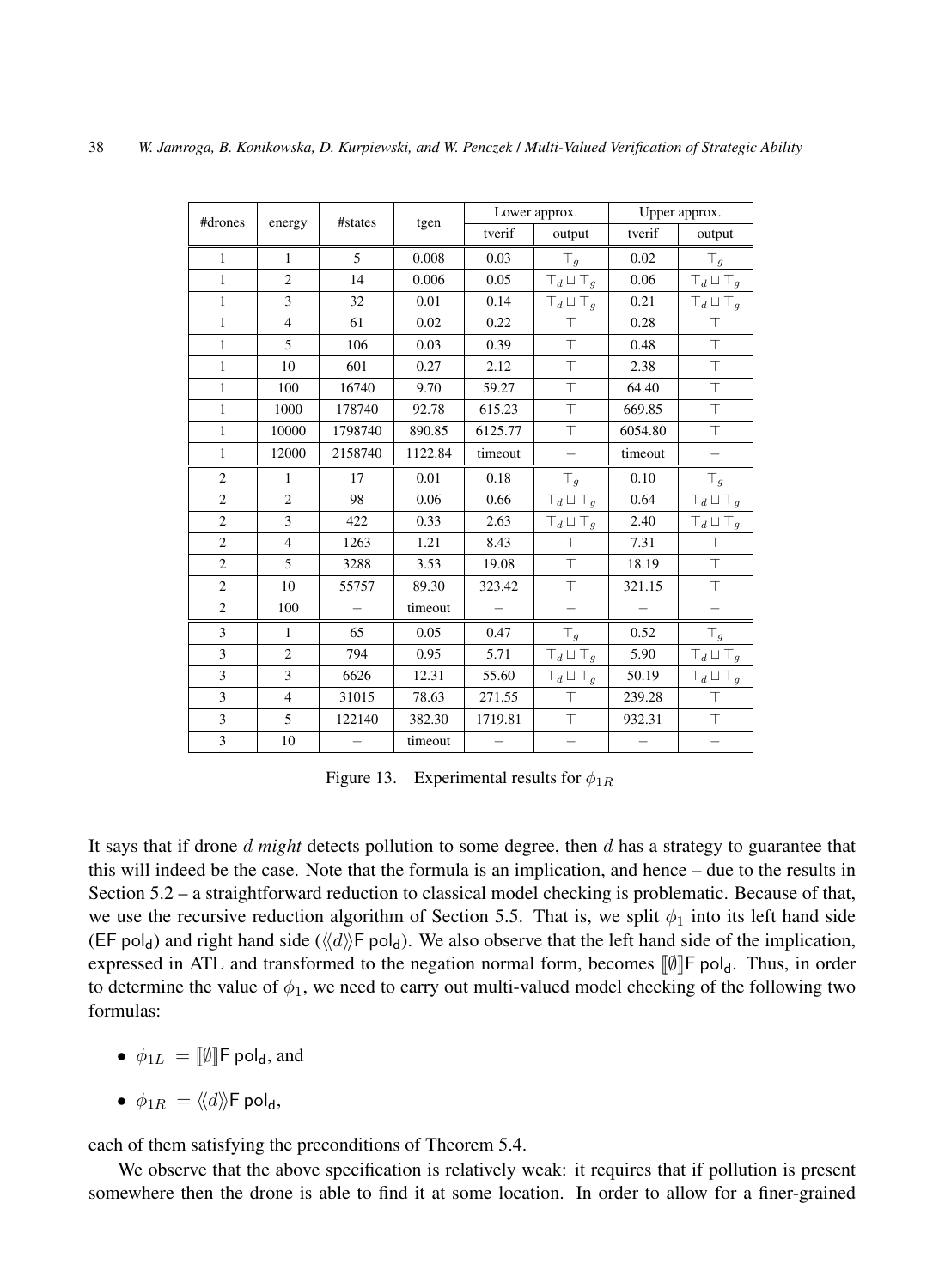| #drones | energy | #states | tgen | Lower approx. | | Upper approx. | |
|---|---|---|---|---|---|---|---|
| | | | | tverif | output | tverif | output |
| 1 | 1 | 5 | 0.008 | 0.03 | $\top_g$ | 0.02 | $\top_g$ |
| 1 | 2 | 14 | 0.006 | 0.05 | $\top_d \sqcup \top_g$ | 0.06 | $\top_d \sqcup \top_g$ |
| 1 | 3 | 32 | 0.01 | 0.14 | $\top_d \sqcup \top_g$ | 0.21 | $\top_d \sqcup \top_g$ |
| 1 | 4 | 61 | 0.02 | 0.22 | $\top$ | 0.28 | $\top$ |
| 1 | 5 | 106 | 0.03 | 0.39 | $\top$ | 0.48 | $\top$ |
| 1 | 10 | 601 | 0.27 | 2.12 | $\top$ | 2.38 | $\top$ |
| 1 | 100 | 16740 | 9.70 | 59.27 | $\top$ | 64.40 | $\top$ |
| 1 | 1000 | 178740 | 92.78 | 615.23 | $\top$ | 669.85 | $\top$ |
| 1 | 10000 | 1798740 | 890.85 | 6125.77 | $\top$ | 6054.80 | $\top$ |
| 1 | 12000 | 2158740 | 1122.84 | timeout | – | timeout | – |
| 2 | 1 | 17 | 0.01 | 0.18 | $\top_g$ | 0.10 | $\top_g$ |
| 2 | 2 | 98 | 0.06 | 0.66 | $\top_d \sqcup \top_g$ | 0.64 | $\top_d \sqcup \top_g$ |
| 2 | 3 | 422 | 0.33 | 2.63 | $\top_d \sqcup \top_g$ | 2.40 | $\top_d \sqcup \top_g$ |
| 2 | 4 | 1263 | 1.21 | 8.43 | $\top$ | 7.31 | $\top$ |
| 2 | 5 | 3288 | 3.53 | 19.08 | $\top$ | 18.19 | $\top$ |
| 2 | 10 | 55757 | 89.30 | 323.42 | $\top$ | 321.15 | $\top$ |
| 2 | 100 | – | timeout | – | – | – | – |
| 3 | 1 | 65 | 0.05 | 0.47 | $\top_g$ | 0.52 | $\top_g$ |
| 3 | 2 | 794 | 0.95 | 5.71 | $\top_d \sqcup \top_g$ | 5.90 | $\top_d \sqcup \top_g$ |
| 3 | 3 | 6626 | 12.31 | 55.60 | $\top_d \sqcup \top_g$ | 50.19 | $\top_d \sqcup \top_g$ |
| 3 | 4 | 31015 | 78.63 | 271.55 | $\top$ | 239.28 | $\top$ |
| 3 | 5 | 122140 | 382.30 | 1719.81 | $\top$ | 932.31 | $\top$ |
| 3 | 10 | – | timeout | – | – | – | – |

Figure 13. Experimental results for $\phi_{1R}$

It says that if drone $d$ *might* detects pollution to some degree, then $d$ has a strategy to guarantee that this will indeed be the case. Note that the formula is an implication, and hence – due to the results in Section 5.2 – a straightforward reduction to classical model checking is problematic. Because of that, we use the recursive reduction algorithm of Section 5.5. That is, we split $\phi_1$ into its left hand side ($\mathsf{EF}\ \mathsf{pol_d}$) and right hand side ($\langle\!\langle d \rangle\!\rangle \mathsf{F}\ \mathsf{pol_d}$). We also observe that the left hand side of the implication, expressed in ATL and transformed to the negation normal form, becomes $[\![\emptyset]\!]\mathsf{F}\ \mathsf{pol_d}$. Thus, in order to determine the value of $\phi_1$, we need to carry out multi-valued model checking of the following two formulas:

- $\phi_{1L} = [\![\emptyset]\!]\mathsf{F}\ \mathsf{pol_d}$, and
- $\phi_{1R} = \langle\!\langle d \rangle\!\rangle \mathsf{F}\ \mathsf{pol_d}$,

each of them satisfying the preconditions of Theorem 5.4.

We observe that the above specification is relatively weak: it requires that if pollution is present somewhere then the drone is able to find it at some location. In order to allow for a finer-grained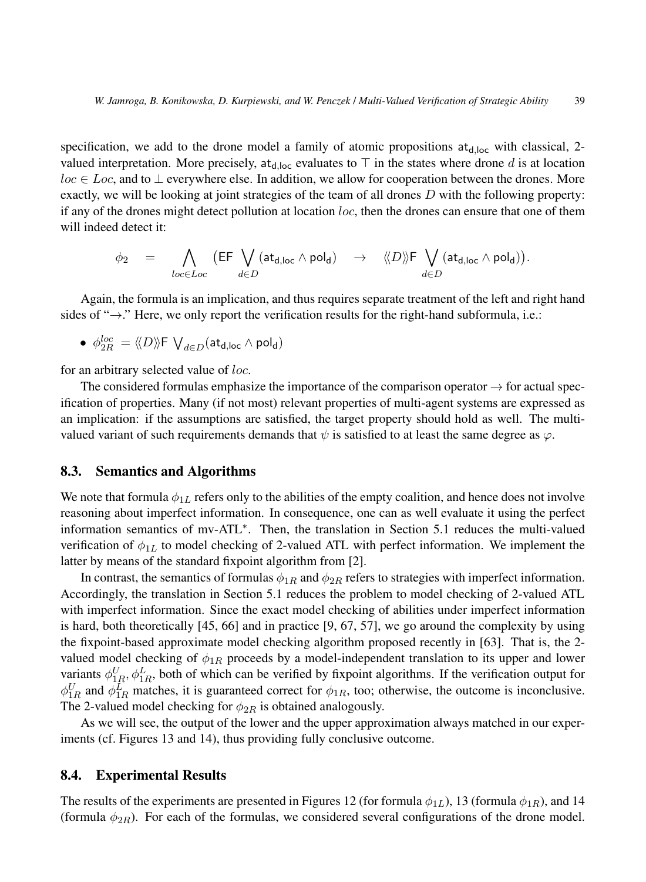specification, we add to the drone model a family of atomic propositions $\mathsf{at_{d,loc}}$ with classical, 2-valued interpretation. More precisely, $\mathsf{at_{d,loc}}$ evaluates to $\top$ in the states where drone $d$ is at location $loc \in Loc$, and to $\bot$ everywhere else. In addition, we allow for cooperation between the drones. More exactly, we will be looking at joint strategies of the team of all drones $D$ with the following property: if any of the drones might detect pollution at location $loc$, then the drones can ensure that one of them will indeed detect it:

$$\phi_2 \quad = \quad \bigwedge_{loc \in Loc} \big(\mathsf{EF} \bigvee_{d \in D} (\mathsf{at_{d,loc}} \wedge \mathsf{pol_d}) \quad \to \quad \langle\!\langle D \rangle\!\rangle \mathsf{F} \bigvee_{d \in D} (\mathsf{at_{d,loc}} \wedge \mathsf{pol_d})\big).$$

Again, the formula is an implication, and thus requires separate treatment of the left and right hand sides of "$\to$." Here, we only report the verification results for the right-hand subformula, i.e.:

- $\phi_{2R}^{loc} = \langle\!\langle D \rangle\!\rangle \mathsf{F} \bigvee_{d \in D} (\mathsf{at_{d,loc}} \wedge \mathsf{pol_d})$

for an arbitrary selected value of $loc$.

The considered formulas emphasize the importance of the comparison operator $\to$ for actual specification of properties. Many (if not most) relevant properties of multi-agent systems are expressed as an implication: if the assumptions are satisfied, the target property should hold as well. The multi-valued variant of such requirements demands that $\psi$ is satisfied to at least the same degree as $\varphi$.

## 8.3. Semantics and Algorithms

We note that formula $\phi_{1L}$ refers only to the abilities of the empty coalition, and hence does not involve reasoning about imperfect information. In consequence, one can as well evaluate it using the perfect information semantics of mv-ATL$^*$. Then, the translation in Section 5.1 reduces the multi-valued verification of $\phi_{1L}$ to model checking of 2-valued ATL with perfect information. We implement the latter by means of the standard fixpoint algorithm from [2].

In contrast, the semantics of formulas $\phi_{1R}$ and $\phi_{2R}$ refers to strategies with imperfect information. Accordingly, the translation in Section 5.1 reduces the problem to model checking of 2-valued ATL with imperfect information. Since the exact model checking of abilities under imperfect information is hard, both theoretically [45, 66] and in practice [9, 67, 57], we go around the complexity by using the fixpoint-based approximate model checking algorithm proposed recently in [63]. That is, the 2-valued model checking of $\phi_{1R}$ proceeds by a model-independent translation to its upper and lower variants $\phi_{1R}^U, \phi_{1R}^L$, both of which can be verified by fixpoint algorithms. If the verification output for $\phi_{1R}^U$ and $\phi_{1R}^L$ matches, it is guaranteed correct for $\phi_{1R}$, too; otherwise, the outcome is inconclusive. The 2-valued model checking for $\phi_{2R}$ is obtained analogously.

As we will see, the output of the lower and the upper approximation always matched in our experiments (cf. Figures 13 and 14), thus providing fully conclusive outcome.

## 8.4. Experimental Results

The results of the experiments are presented in Figures 12 (for formula $\phi_{1L}$), 13 (formula $\phi_{1R}$), and 14 (formula $\phi_{2R}$). For each of the formulas, we considered several configurations of the drone model.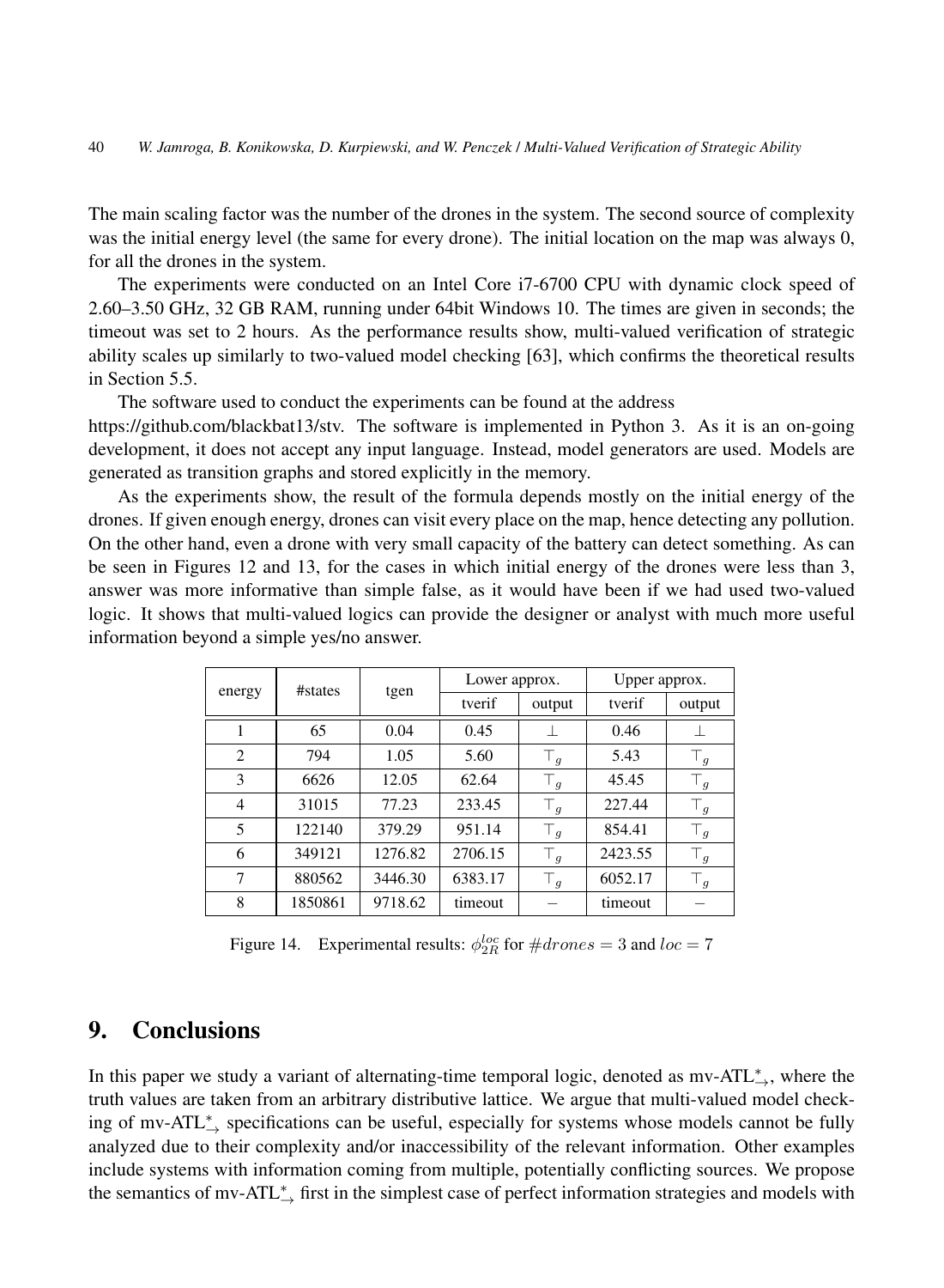The main scaling factor was the number of the drones in the system. The second source of complexity was the initial energy level (the same for every drone). The initial location on the map was always 0, for all the drones in the system.

The experiments were conducted on an Intel Core i7-6700 CPU with dynamic clock speed of 2.60–3.50 GHz, 32 GB RAM, running under 64bit Windows 10. The times are given in seconds; the timeout was set to 2 hours. As the performance results show, multi-valued verification of strategic ability scales up similarly to two-valued model checking [63], which confirms the theoretical results in Section 5.5.

The software used to conduct the experiments can be found at the address https://github.com/blackbat13/stv. The software is implemented in Python 3. As it is an on-going development, it does not accept any input language. Instead, model generators are used. Models are generated as transition graphs and stored explicitly in the memory.

As the experiments show, the result of the formula depends mostly on the initial energy of the drones. If given enough energy, drones can visit every place on the map, hence detecting any pollution. On the other hand, even a drone with very small capacity of the battery can detect something. As can be seen in Figures 12 and 13, for the cases in which initial energy of the drones were less than 3, answer was more informative than simple false, as it would have been if we had used two-valued logic. It shows that multi-valued logics can provide the designer or analyst with much more useful information beyond a simple yes/no answer.

| energy | #states | tgen | Lower approx. | | Upper approx. | |
|---|---|---|---|---|---|---|
| | | | tverif | output | tverif | output |
| 1 | 65 | 0.04 | 0.45 | $\bot$ | 0.46 | $\bot$ |
| 2 | 794 | 1.05 | 5.60 | $\top_g$ | 5.43 | $\top_g$ |
| 3 | 6626 | 12.05 | 62.64 | $\top_g$ | 45.45 | $\top_g$ |
| 4 | 31015 | 77.23 | 233.45 | $\top_g$ | 227.44 | $\top_g$ |
| 5 | 122140 | 379.29 | 951.14 | $\top_g$ | 854.41 | $\top_g$ |
| 6 | 349121 | 1276.82 | 2706.15 | $\top_g$ | 2423.55 | $\top_g$ |
| 7 | 880562 | 3446.30 | 6383.17 | $\top_g$ | 6052.17 | $\top_g$ |
| 8 | 1850861 | 9718.62 | timeout | – | timeout | – |

Figure 14. Experimental results: $\phi_{2R}^{loc}$ for $\#drones = 3$ and $loc = 7$

## 9. Conclusions

In this paper we study a variant of alternating-time temporal logic, denoted as mv-ATL$^*_{\rightarrow}$, where the truth values are taken from an arbitrary distributive lattice. We argue that multi-valued model checking of mv-ATL$^*_{\rightarrow}$ specifications can be useful, especially for systems whose models cannot be fully analyzed due to their complexity and/or inaccessibility of the relevant information. Other examples include systems with information coming from multiple, potentially conflicting sources. We propose the semantics of mv-ATL$^*_{\rightarrow}$ first in the simplest case of perfect information strategies and models with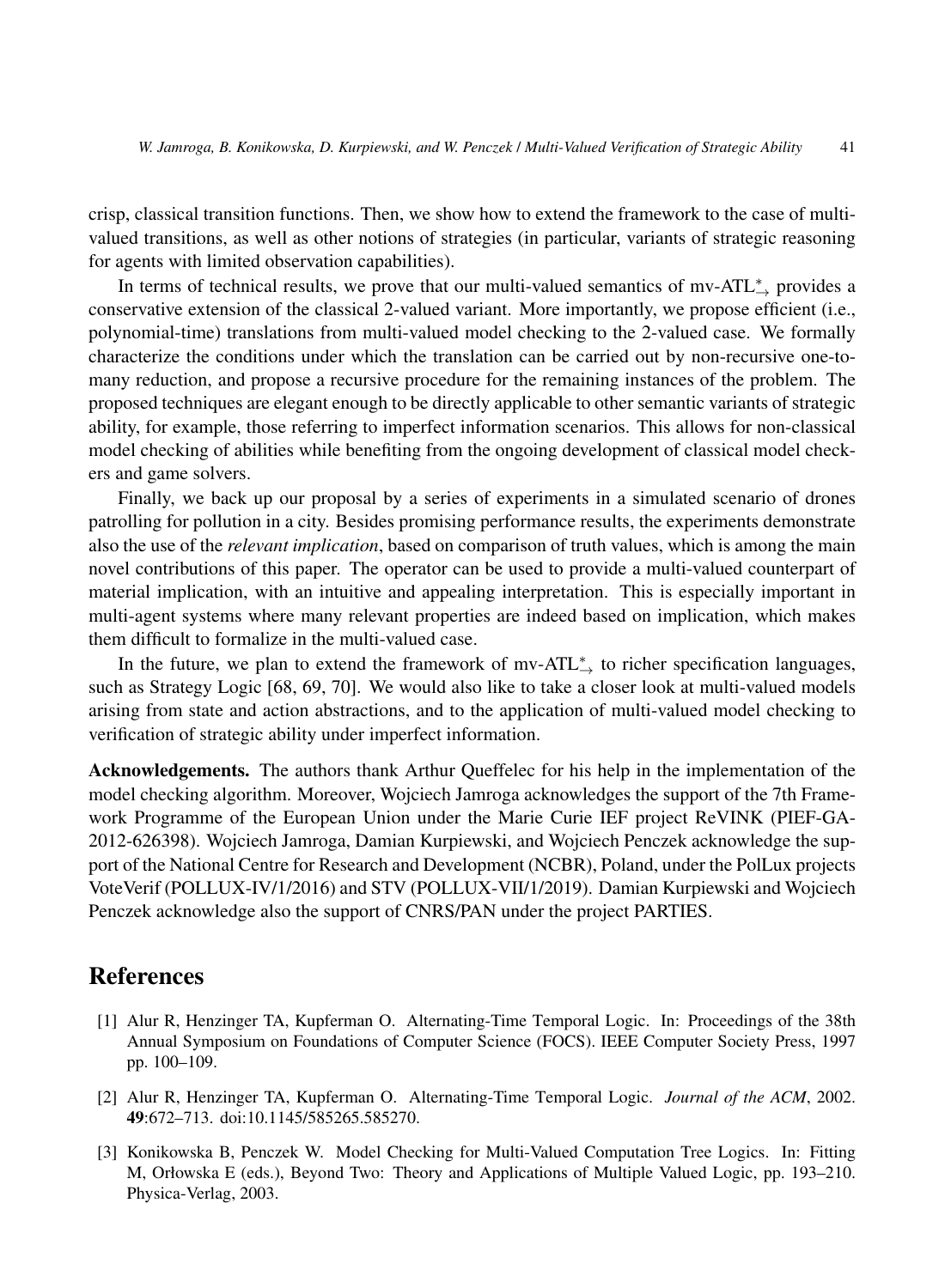crisp, classical transition functions. Then, we show how to extend the framework to the case of multi-valued transitions, as well as other notions of strategies (in particular, variants of strategic reasoning for agents with limited observation capabilities).

In terms of technical results, we prove that our multi-valued semantics of mv-ATL$^*_\rightarrow$ provides a conservative extension of the classical 2-valued variant. More importantly, we propose efficient (i.e., polynomial-time) translations from multi-valued model checking to the 2-valued case. We formally characterize the conditions under which the translation can be carried out by non-recursive one-to-many reduction, and propose a recursive procedure for the remaining instances of the problem. The proposed techniques are elegant enough to be directly applicable to other semantic variants of strategic ability, for example, those referring to imperfect information scenarios. This allows for non-classical model checking of abilities while benefiting from the ongoing development of classical model checkers and game solvers.

Finally, we back up our proposal by a series of experiments in a simulated scenario of drones patrolling for pollution in a city. Besides promising performance results, the experiments demonstrate also the use of the *relevant implication*, based on comparison of truth values, which is among the main novel contributions of this paper. The operator can be used to provide a multi-valued counterpart of material implication, with an intuitive and appealing interpretation. This is especially important in multi-agent systems where many relevant properties are indeed based on implication, which makes them difficult to formalize in the multi-valued case.

In the future, we plan to extend the framework of mv-ATL$^*_\rightarrow$ to richer specification languages, such as Strategy Logic [68, 69, 70]. We would also like to take a closer look at multi-valued models arising from state and action abstractions, and to the application of multi-valued model checking to verification of strategic ability under imperfect information.

**Acknowledgements.** The authors thank Arthur Queffelec for his help in the implementation of the model checking algorithm. Moreover, Wojciech Jamroga acknowledges the support of the 7th Framework Programme of the European Union under the Marie Curie IEF project ReVINK (PIEF-GA-2012-626398). Wojciech Jamroga, Damian Kurpiewski, and Wojciech Penczek acknowledge the support of the National Centre for Research and Development (NCBR), Poland, under the PolLux projects VoteVerif (POLLUX-IV/1/2016) and STV (POLLUX-VII/1/2019). Damian Kurpiewski and Wojciech Penczek acknowledge also the support of CNRS/PAN under the project PARTIES.

# References

[1] Alur R, Henzinger TA, Kupferman O. Alternating-Time Temporal Logic. In: Proceedings of the 38th Annual Symposium on Foundations of Computer Science (FOCS). IEEE Computer Society Press, 1997 pp. 100–109.

[2] Alur R, Henzinger TA, Kupferman O. Alternating-Time Temporal Logic. *Journal of the ACM*, 2002. **49**:672–713. doi:10.1145/585265.585270.

[3] Konikowska B, Penczek W. Model Checking for Multi-Valued Computation Tree Logics. In: Fitting M, Orłowska E (eds.), Beyond Two: Theory and Applications of Multiple Valued Logic, pp. 193–210. Physica-Verlag, 2003.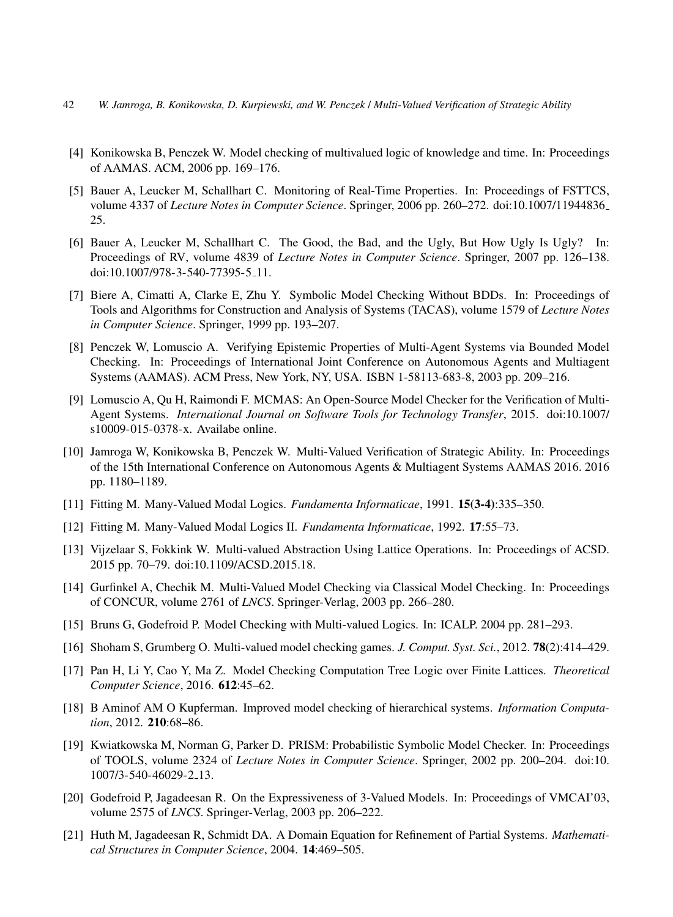[4] Konikowska B, Penczek W. Model checking of multivalued logic of knowledge and time. In: Proceedings of AAMAS. ACM, 2006 pp. 169–176.

[5] Bauer A, Leucker M, Schallhart C. Monitoring of Real-Time Properties. In: Proceedings of FSTTCS, volume 4337 of *Lecture Notes in Computer Science*. Springer, 2006 pp. 260–272. doi:10.1007/11944836_25.

[6] Bauer A, Leucker M, Schallhart C. The Good, the Bad, and the Ugly, But How Ugly Is Ugly? In: Proceedings of RV, volume 4839 of *Lecture Notes in Computer Science*. Springer, 2007 pp. 126–138. doi:10.1007/978-3-540-77395-5_11.

[7] Biere A, Cimatti A, Clarke E, Zhu Y. Symbolic Model Checking Without BDDs. In: Proceedings of Tools and Algorithms for Construction and Analysis of Systems (TACAS), volume 1579 of *Lecture Notes in Computer Science*. Springer, 1999 pp. 193–207.

[8] Penczek W, Lomuscio A. Verifying Epistemic Properties of Multi-Agent Systems via Bounded Model Checking. In: Proceedings of International Joint Conference on Autonomous Agents and Multiagent Systems (AAMAS). ACM Press, New York, NY, USA. ISBN 1-58113-683-8, 2003 pp. 209–216.

[9] Lomuscio A, Qu H, Raimondi F. MCMAS: An Open-Source Model Checker for the Verification of Multi-Agent Systems. *International Journal on Software Tools for Technology Transfer*, 2015. doi:10.1007/s10009-015-0378-x. Availabe online.

[10] Jamroga W, Konikowska B, Penczek W. Multi-Valued Verification of Strategic Ability. In: Proceedings of the 15th International Conference on Autonomous Agents & Multiagent Systems AAMAS 2016. 2016 pp. 1180–1189.

[11] Fitting M. Many-Valued Modal Logics. *Fundamenta Informaticae*, 1991. **15(3-4)**:335–350.

[12] Fitting M. Many-Valued Modal Logics II. *Fundamenta Informaticae*, 1992. **17**:55–73.

[13] Vijzelaar S, Fokkink W. Multi-valued Abstraction Using Lattice Operations. In: Proceedings of ACSD. 2015 pp. 70–79. doi:10.1109/ACSD.2015.18.

[14] Gurfinkel A, Chechik M. Multi-Valued Model Checking via Classical Model Checking. In: Proceedings of CONCUR, volume 2761 of *LNCS*. Springer-Verlag, 2003 pp. 266–280.

[15] Bruns G, Godefroid P. Model Checking with Multi-valued Logics. In: ICALP. 2004 pp. 281–293.

[16] Shoham S, Grumberg O. Multi-valued model checking games. *J. Comput. Syst. Sci.*, 2012. **78**(2):414–429.

[17] Pan H, Li Y, Cao Y, Ma Z. Model Checking Computation Tree Logic over Finite Lattices. *Theoretical Computer Science*, 2016. **612**:45–62.

[18] B Aminof AM O Kupferman. Improved model checking of hierarchical systems. *Information Computation*, 2012. **210**:68–86.

[19] Kwiatkowska M, Norman G, Parker D. PRISM: Probabilistic Symbolic Model Checker. In: Proceedings of TOOLS, volume 2324 of *Lecture Notes in Computer Science*. Springer, 2002 pp. 200–204. doi:10.1007/3-540-46029-2_13.

[20] Godefroid P, Jagadeesan R. On the Expressiveness of 3-Valued Models. In: Proceedings of VMCAI'03, volume 2575 of *LNCS*. Springer-Verlag, 2003 pp. 206–222.

[21] Huth M, Jagadeesan R, Schmidt DA. A Domain Equation for Refinement of Partial Systems. *Mathematical Structures in Computer Science*, 2004. **14**:469–505.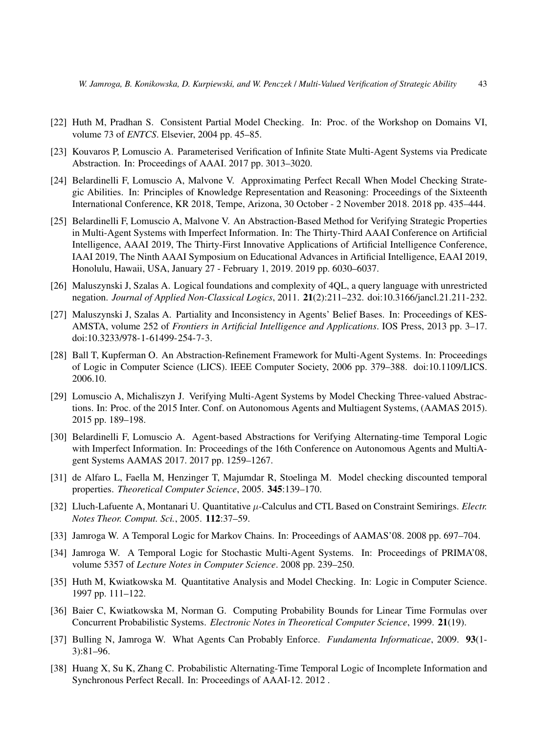[22] Huth M, Pradhan S. Consistent Partial Model Checking. In: Proc. of the Workshop on Domains VI, volume 73 of *ENTCS*. Elsevier, 2004 pp. 45–85.

[23] Kouvaros P, Lomuscio A. Parameterised Verification of Infinite State Multi-Agent Systems via Predicate Abstraction. In: Proceedings of AAAI. 2017 pp. 3013–3020.

[24] Belardinelli F, Lomuscio A, Malvone V. Approximating Perfect Recall When Model Checking Strategic Abilities. In: Principles of Knowledge Representation and Reasoning: Proceedings of the Sixteenth International Conference, KR 2018, Tempe, Arizona, 30 October - 2 November 2018. 2018 pp. 435–444.

[25] Belardinelli F, Lomuscio A, Malvone V. An Abstraction-Based Method for Verifying Strategic Properties in Multi-Agent Systems with Imperfect Information. In: The Thirty-Third AAAI Conference on Artificial Intelligence, AAAI 2019, The Thirty-First Innovative Applications of Artificial Intelligence Conference, IAAI 2019, The Ninth AAAI Symposium on Educational Advances in Artificial Intelligence, EAAI 2019, Honolulu, Hawaii, USA, January 27 - February 1, 2019. 2019 pp. 6030–6037.

[26] Maluszynski J, Szalas A. Logical foundations and complexity of 4QL, a query language with unrestricted negation. *Journal of Applied Non-Classical Logics*, 2011. **21**(2):211–232. doi:10.3166/jancl.21.211-232.

[27] Maluszynski J, Szalas A. Partiality and Inconsistency in Agents' Belief Bases. In: Proceedings of KES-AMSTA, volume 252 of *Frontiers in Artificial Intelligence and Applications*. IOS Press, 2013 pp. 3–17. doi:10.3233/978-1-61499-254-7-3.

[28] Ball T, Kupferman O. An Abstraction-Refinement Framework for Multi-Agent Systems. In: Proceedings of Logic in Computer Science (LICS). IEEE Computer Society, 2006 pp. 379–388. doi:10.1109/LICS.2006.10.

[29] Lomuscio A, Michaliszyn J. Verifying Multi-Agent Systems by Model Checking Three-valued Abstractions. In: Proc. of the 2015 Inter. Conf. on Autonomous Agents and Multiagent Systems, (AAMAS 2015). 2015 pp. 189–198.

[30] Belardinelli F, Lomuscio A. Agent-based Abstractions for Verifying Alternating-time Temporal Logic with Imperfect Information. In: Proceedings of the 16th Conference on Autonomous Agents and MultiAgent Systems AAMAS 2017. 2017 pp. 1259–1267.

[31] de Alfaro L, Faella M, Henzinger T, Majumdar R, Stoelinga M. Model checking discounted temporal properties. *Theoretical Computer Science*, 2005. **345**:139–170.

[32] Lluch-Lafuente A, Montanari U. Quantitative $\mu$-Calculus and CTL Based on Constraint Semirings. *Electr. Notes Theor. Comput. Sci.*, 2005. **112**:37–59.

[33] Jamroga W. A Temporal Logic for Markov Chains. In: Proceedings of AAMAS'08. 2008 pp. 697–704.

[34] Jamroga W. A Temporal Logic for Stochastic Multi-Agent Systems. In: Proceedings of PRIMA'08, volume 5357 of *Lecture Notes in Computer Science*. 2008 pp. 239–250.

[35] Huth M, Kwiatkowska M. Quantitative Analysis and Model Checking. In: Logic in Computer Science. 1997 pp. 111–122.

[36] Baier C, Kwiatkowska M, Norman G. Computing Probability Bounds for Linear Time Formulas over Concurrent Probabilistic Systems. *Electronic Notes in Theoretical Computer Science*, 1999. **21**(19).

[37] Bulling N, Jamroga W. What Agents Can Probably Enforce. *Fundamenta Informaticae*, 2009. **93**(1-3):81–96.

[38] Huang X, Su K, Zhang C. Probabilistic Alternating-Time Temporal Logic of Incomplete Information and Synchronous Perfect Recall. In: Proceedings of AAAI-12. 2012 .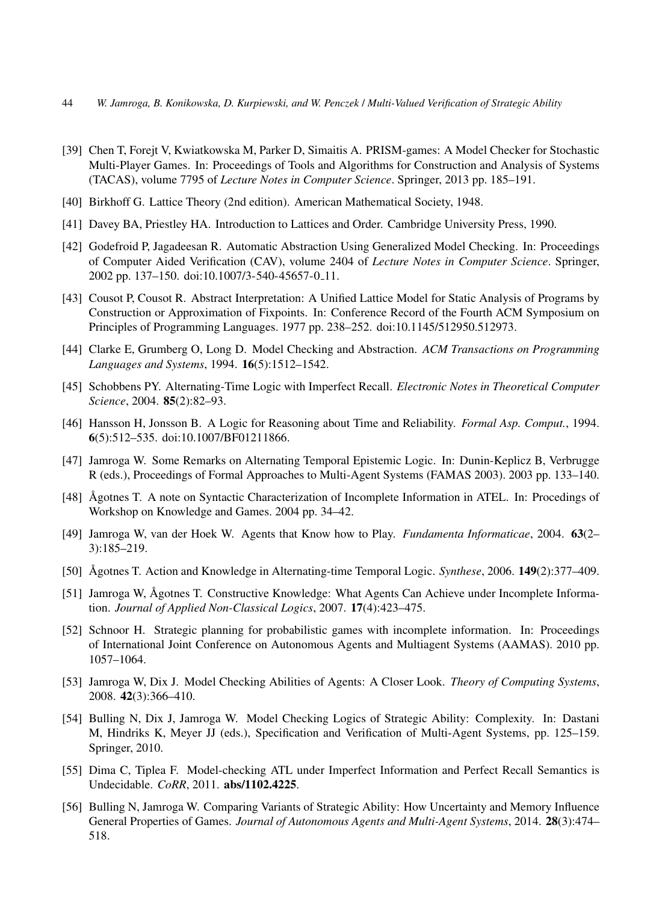[39] Chen T, Forejt V, Kwiatkowska M, Parker D, Simaitis A. PRISM-games: A Model Checker for Stochastic Multi-Player Games. In: Proceedings of Tools and Algorithms for Construction and Analysis of Systems (TACAS), volume 7795 of *Lecture Notes in Computer Science*. Springer, 2013 pp. 185–191.

[40] Birkhoff G. Lattice Theory (2nd edition). American Mathematical Society, 1948.

[41] Davey BA, Priestley HA. Introduction to Lattices and Order. Cambridge University Press, 1990.

[42] Godefroid P, Jagadeesan R. Automatic Abstraction Using Generalized Model Checking. In: Proceedings of Computer Aided Verification (CAV), volume 2404 of *Lecture Notes in Computer Science*. Springer, 2002 pp. 137–150. doi:10.1007/3-540-45657-0_11.

[43] Cousot P, Cousot R. Abstract Interpretation: A Unified Lattice Model for Static Analysis of Programs by Construction or Approximation of Fixpoints. In: Conference Record of the Fourth ACM Symposium on Principles of Programming Languages. 1977 pp. 238–252. doi:10.1145/512950.512973.

[44] Clarke E, Grumberg O, Long D. Model Checking and Abstraction. *ACM Transactions on Programming Languages and Systems*, 1994. **16**(5):1512–1542.

[45] Schobbens PY. Alternating-Time Logic with Imperfect Recall. *Electronic Notes in Theoretical Computer Science*, 2004. **85**(2):82–93.

[46] Hansson H, Jonsson B. A Logic for Reasoning about Time and Reliability. *Formal Asp. Comput.*, 1994. **6**(5):512–535. doi:10.1007/BF01211866.

[47] Jamroga W. Some Remarks on Alternating Temporal Epistemic Logic. In: Dunin-Keplicz B, Verbrugge R (eds.), Proceedings of Formal Approaches to Multi-Agent Systems (FAMAS 2003). 2003 pp. 133–140.

[48] Ågotnes T. A note on Syntactic Characterization of Incomplete Information in ATEL. In: Procedings of Workshop on Knowledge and Games. 2004 pp. 34–42.

[49] Jamroga W, van der Hoek W. Agents that Know how to Play. *Fundamenta Informaticae*, 2004. **63**(2–3):185–219.

[50] Ågotnes T. Action and Knowledge in Alternating-time Temporal Logic. *Synthese*, 2006. **149**(2):377–409.

[51] Jamroga W, Ågotnes T. Constructive Knowledge: What Agents Can Achieve under Incomplete Information. *Journal of Applied Non-Classical Logics*, 2007. **17**(4):423–475.

[52] Schnoor H. Strategic planning for probabilistic games with incomplete information. In: Proceedings of International Joint Conference on Autonomous Agents and Multiagent Systems (AAMAS). 2010 pp. 1057–1064.

[53] Jamroga W, Dix J. Model Checking Abilities of Agents: A Closer Look. *Theory of Computing Systems*, 2008. **42**(3):366–410.

[54] Bulling N, Dix J, Jamroga W. Model Checking Logics of Strategic Ability: Complexity. In: Dastani M, Hindriks K, Meyer JJ (eds.), Specification and Verification of Multi-Agent Systems, pp. 125–159. Springer, 2010.

[55] Dima C, Tiplea F. Model-checking ATL under Imperfect Information and Perfect Recall Semantics is Undecidable. *CoRR*, 2011. **abs/1102.4225**.

[56] Bulling N, Jamroga W. Comparing Variants of Strategic Ability: How Uncertainty and Memory Influence General Properties of Games. *Journal of Autonomous Agents and Multi-Agent Systems*, 2014. **28**(3):474–518.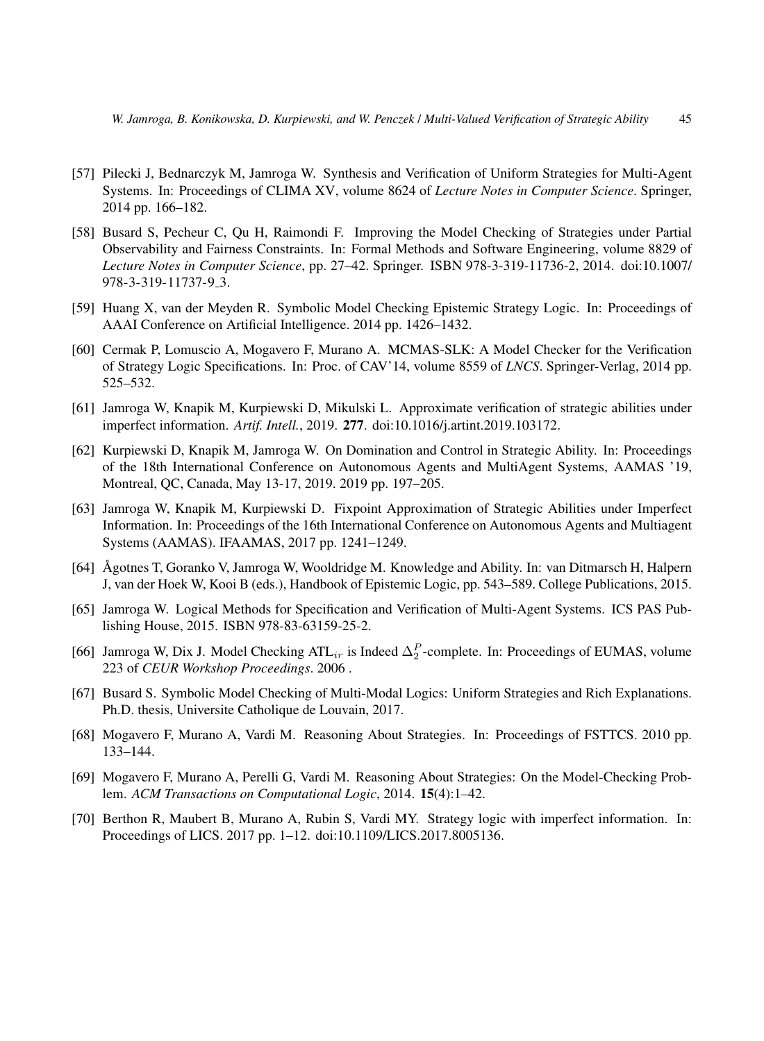[57] Pilecki J, Bednarczyk M, Jamroga W. Synthesis and Verification of Uniform Strategies for Multi-Agent Systems. In: Proceedings of CLIMA XV, volume 8624 of *Lecture Notes in Computer Science*. Springer, 2014 pp. 166–182.

[58] Busard S, Pecheur C, Qu H, Raimondi F. Improving the Model Checking of Strategies under Partial Observability and Fairness Constraints. In: Formal Methods and Software Engineering, volume 8829 of *Lecture Notes in Computer Science*, pp. 27–42. Springer. ISBN 978-3-319-11736-2, 2014. doi:10.1007/978-3-319-11737-9_3.

[59] Huang X, van der Meyden R. Symbolic Model Checking Epistemic Strategy Logic. In: Proceedings of AAAI Conference on Artificial Intelligence. 2014 pp. 1426–1432.

[60] Cermak P, Lomuscio A, Mogavero F, Murano A. MCMAS-SLK: A Model Checker for the Verification of Strategy Logic Specifications. In: Proc. of CAV'14, volume 8559 of *LNCS*. Springer-Verlag, 2014 pp. 525–532.

[61] Jamroga W, Knapik M, Kurpiewski D, Mikulski L. Approximate verification of strategic abilities under imperfect information. *Artif. Intell.*, 2019. **277**. doi:10.1016/j.artint.2019.103172.

[62] Kurpiewski D, Knapik M, Jamroga W. On Domination and Control in Strategic Ability. In: Proceedings of the 18th International Conference on Autonomous Agents and MultiAgent Systems, AAMAS '19, Montreal, QC, Canada, May 13-17, 2019. 2019 pp. 197–205.

[63] Jamroga W, Knapik M, Kurpiewski D. Fixpoint Approximation of Strategic Abilities under Imperfect Information. In: Proceedings of the 16th International Conference on Autonomous Agents and Multiagent Systems (AAMAS). IFAAMAS, 2017 pp. 1241–1249.

[64] Ågotnes T, Goranko V, Jamroga W, Wooldridge M. Knowledge and Ability. In: van Ditmarsch H, Halpern J, van der Hoek W, Kooi B (eds.), Handbook of Epistemic Logic, pp. 543–589. College Publications, 2015.

[65] Jamroga W. Logical Methods for Specification and Verification of Multi-Agent Systems. ICS PAS Publishing House, 2015. ISBN 978-83-63159-25-2.

[66] Jamroga W, Dix J. Model Checking $\mathrm{ATL}_{ir}$ is Indeed $\Delta_2^P$-complete. In: Proceedings of EUMAS, volume 223 of *CEUR Workshop Proceedings*. 2006 .

[67] Busard S. Symbolic Model Checking of Multi-Modal Logics: Uniform Strategies and Rich Explanations. Ph.D. thesis, Universite Catholique de Louvain, 2017.

[68] Mogavero F, Murano A, Vardi M. Reasoning About Strategies. In: Proceedings of FSTTCS. 2010 pp. 133–144.

[69] Mogavero F, Murano A, Perelli G, Vardi M. Reasoning About Strategies: On the Model-Checking Problem. *ACM Transactions on Computational Logic*, 2014. **15**(4):1–42.

[70] Berthon R, Maubert B, Murano A, Rubin S, Vardi MY. Strategy logic with imperfect information. In: Proceedings of LICS. 2017 pp. 1–12. doi:10.1109/LICS.2017.8005136.